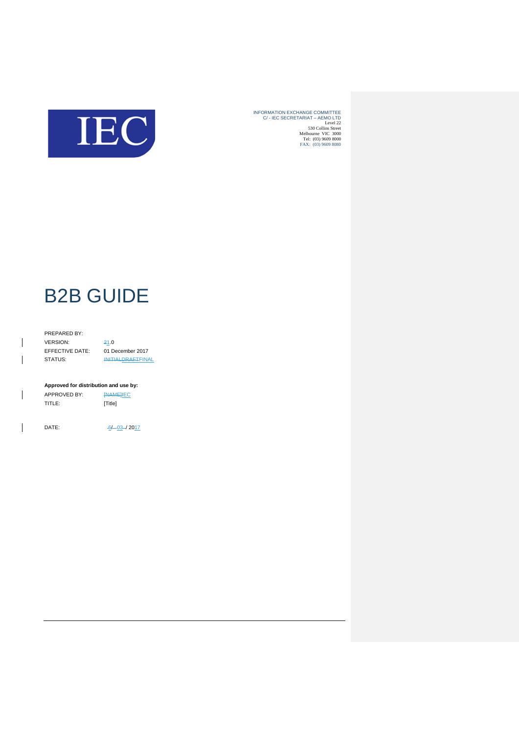INFORMATION EXCHANGE COMMITTEE
C/ - IEC SECRETARIAT – AEMO LTD
Level 22
530 Collins Street
Melbourne VIC 3000
Tel: (03) 9609 8000
FAX: (03) 9609 8080

# B2B GUIDE

| | |
|---|---|
| PREPARED BY: | |
| VERSION: | 21.0 |
| EFFECTIVE DATE: | 01 December 2017 |
| STATUS: | INITIALDRAFTFINAL |

**Approved for distribution and use by:**

| | |
|---|---|
| APPROVED BY: | [NAME]IEC |
| TITLE: | [Title] |
| DATE: | 6/03/2017 |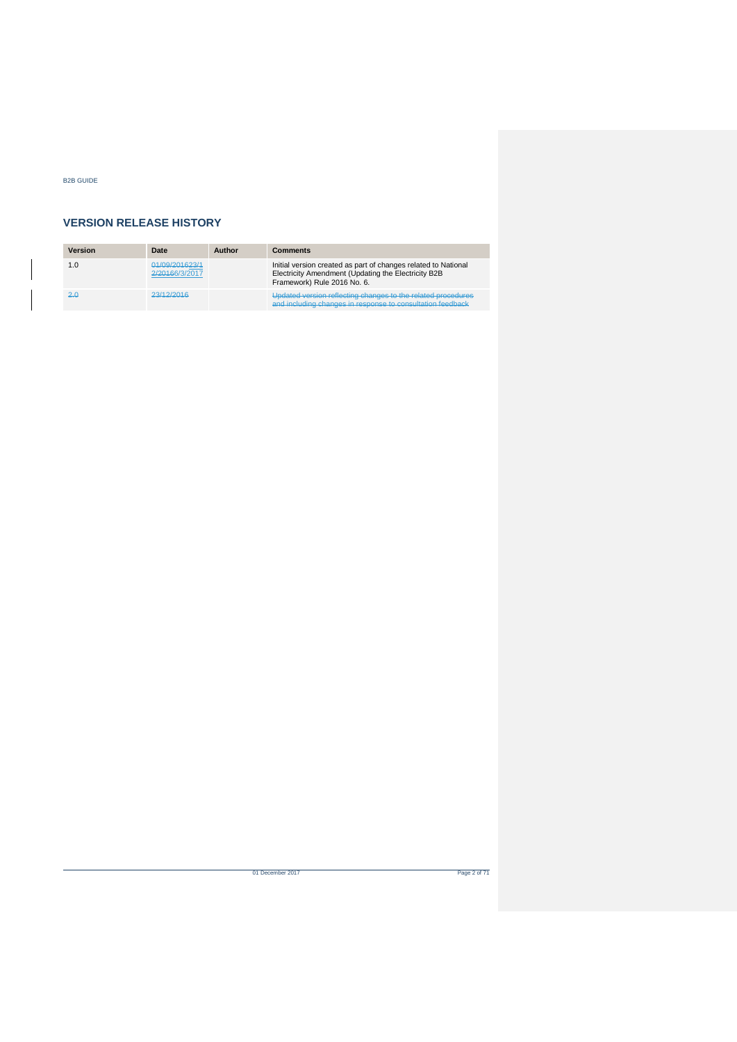## VERSION RELEASE HISTORY

| Version | Date | Author | Comments |
| --- | --- | --- | --- |
| 1.0 | ~~01/09/2016~~23/1 2/2016~~6/3/2017~~ | | Initial version created as part of changes related to National Electricity Amendment (Updating the Electricity B2B Framework) Rule 2016 No. 6. |
| ~~2.0~~ | ~~23/12/2016~~ | | ~~Updated version reflecting changes to the related procedures and including changes in response to consultation feedback~~ |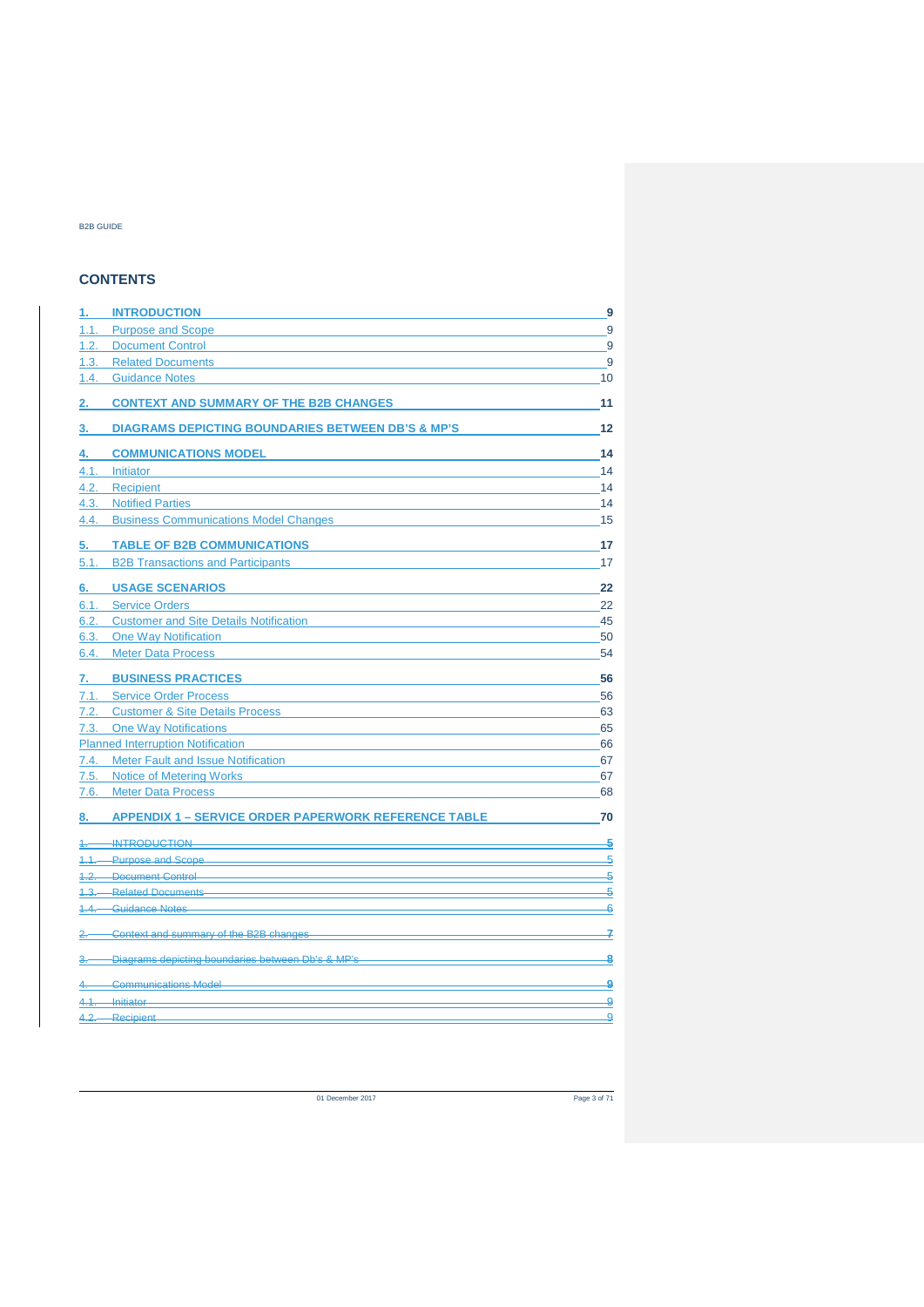## CONTENTS

1. INTRODUCTION 9
   - 1.1. Purpose and Scope 9
   - 1.2. Document Control 9
   - 1.3. Related Documents 9
   - 1.4. Guidance Notes 10
2. CONTEXT AND SUMMARY OF THE B2B CHANGES 11
3. DIAGRAMS DEPICTING BOUNDARIES BETWEEN DB'S & MP'S 12
4. COMMUNICATIONS MODEL 14
   - 4.1. Initiator 14
   - 4.2. Recipient 14
   - 4.3. Notified Parties 14
   - 4.4. Business Communications Model Changes 15
5. TABLE OF B2B COMMUNICATIONS 17
   - 5.1. B2B Transactions and Participants 17
6. USAGE SCENARIOS 22
   - 6.1. Service Orders 22
   - 6.2. Customer and Site Details Notification 45
   - 6.3. One Way Notification 50
   - 6.4. Meter Data Process 54
7. BUSINESS PRACTICES 56
   - 7.1. Service Order Process 56
   - 7.2. Customer & Site Details Process 63
   - 7.3. One Way Notifications 65
   - Planned Interruption Notification 66
   - 7.4. Meter Fault and Issue Notification 67
   - 7.5. Notice of Metering Works 67
   - 7.6. Meter Data Process 68
8. APPENDIX 1 – SERVICE ORDER PAPERWORK REFERENCE TABLE 70

~~1. INTRODUCTION 5~~
~~1.1. Purpose and Scope 5~~
~~1.2. Document Control 5~~
~~1.3. Related Documents 5~~
~~1.4. Guidance Notes 6~~
~~2. Context and summary of the B2B changes 7~~
~~3. Diagrams depicting boundaries between Db's & MP's 8~~
~~4. Communications Model 9~~
~~4.1. Initiator 9~~
~~4.2. Recipient 9~~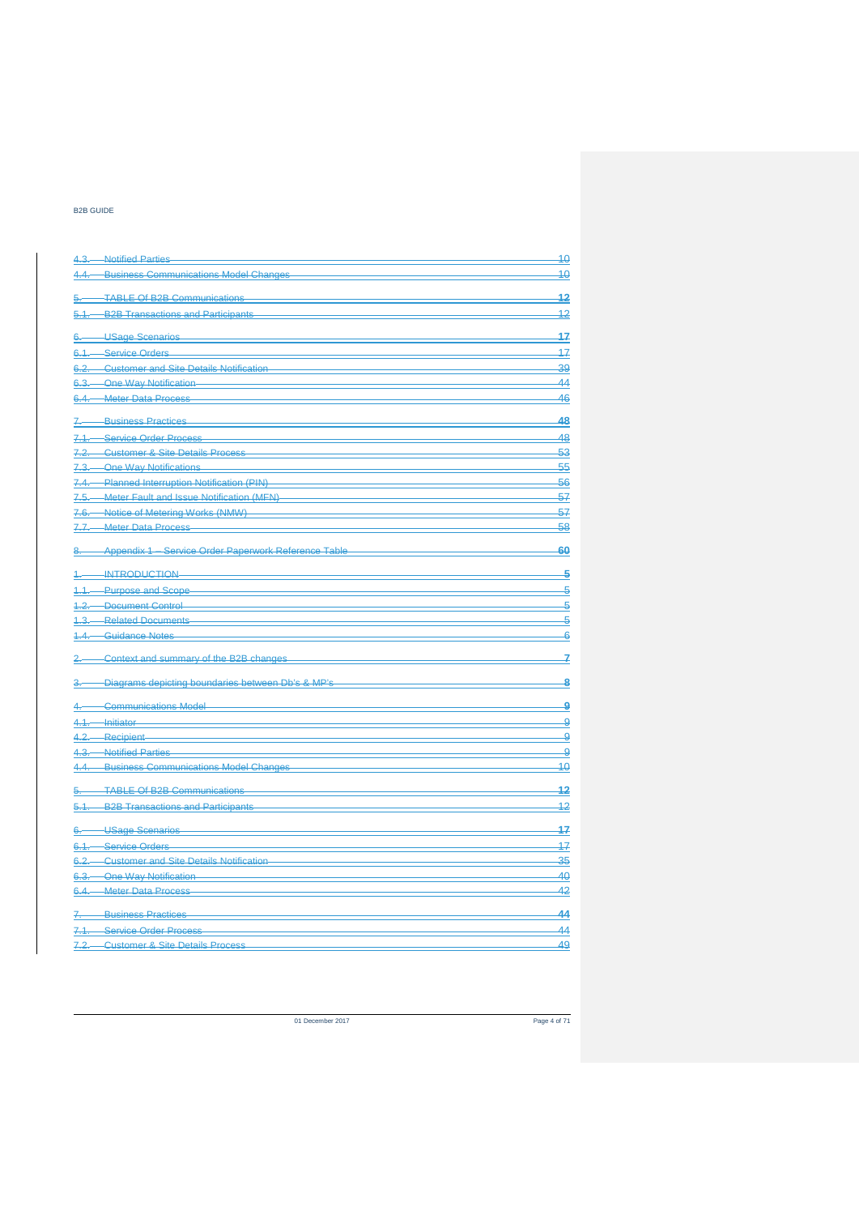~~4.3. Notified Parties 10~~
~~4.4. Business Communications Model Changes 10~~

~~5. TABLE Of B2B Communications 12~~
~~5.1. B2B Transactions and Participants 12~~

~~6. USage Scenarios 17~~
~~6.1. Service Orders 17~~
~~6.2. Customer and Site Details Notification 39~~
~~6.3. One Way Notification 44~~
~~6.4. Meter Data Process 46~~

~~7. Business Practices 48~~
~~7.1. Service Order Process 48~~
~~7.2. Customer & Site Details Process 53~~
~~7.3. One Way Notifications 55~~
~~7.4. Planned Interruption Notification (PIN) 56~~
~~7.5. Meter Fault and Issue Notification (MFN) 57~~
~~7.6. Notice of Metering Works (NMW) 57~~
~~7.7. Meter Data Process 58~~

~~8. Appendix 1 – Service Order Paperwork Reference Table 60~~

~~1. INTRODUCTION 5~~
~~1.1. Purpose and Scope 5~~
~~1.2. Document Control 5~~
~~1.3. Related Documents 5~~
~~1.4. Guidance Notes 6~~

~~2. Context and summary of the B2B changes 7~~

~~3. Diagrams depicting boundaries between Db's & MP's 8~~

~~4. Communications Model 9~~
~~4.1. Initiator 9~~
~~4.2. Recipient 9~~
~~4.3. Notified Parties 9~~
~~4.4. Business Communications Model Changes 10~~

~~5. TABLE Of B2B Communications 12~~
~~5.1. B2B Transactions and Participants 12~~

~~6. USage Scenarios 17~~
~~6.1. Service Orders 17~~
~~6.2. Customer and Site Details Notification 35~~
~~6.3. One Way Notification 40~~
~~6.4. Meter Data Process 42~~

~~7. Business Practices 44~~
~~7.1. Service Order Process 44~~
~~7.2. Customer & Site Details Process 49~~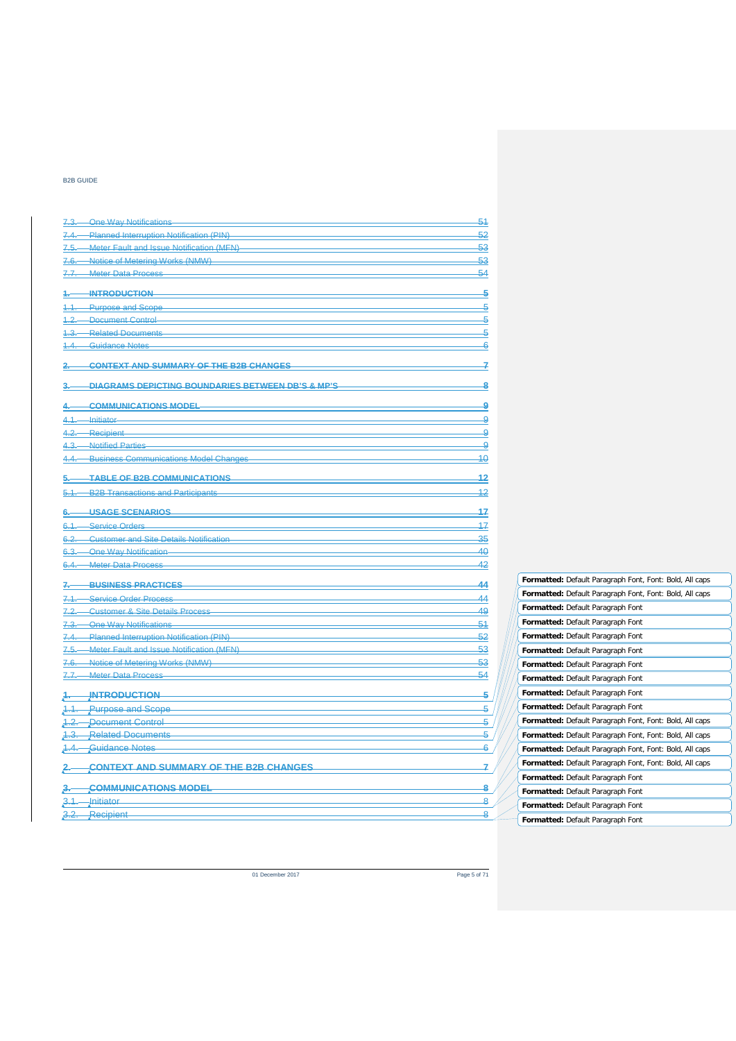7.3. One Way Notifications 51
7.4. Planned Interruption Notification (PIN) 52
7.5. Meter Fault and Issue Notification (MFN) 53
7.6. Notice of Metering Works (NMW) 53
7.7. Meter Data Process 54

1. INTRODUCTION 5
1.1. Purpose and Scope 5
1.2. Document Control 5
1.3. Related Documents 5
1.4. Guidance Notes 6

2. CONTEXT AND SUMMARY OF THE B2B CHANGES 7

3. DIAGRAMS DEPICTING BOUNDARIES BETWEEN DB'S & MP'S 8

4. COMMUNICATIONS MODEL 9
4.1. Initiator 9
4.2. Recipient 9
4.3. Notified Parties 9
4.4. Business Communications Model Changes 10

5. TABLE OF B2B COMMUNICATIONS 12
5.1. B2B Transactions and Participants 12

6. USAGE SCENARIOS 17
6.1. Service Orders 17
6.2. Customer and Site Details Notification 35
6.3. One Way Notification 40
6.4. Meter Data Process 42

7. BUSINESS PRACTICES 44
7.1. Service Order Process 44
7.2. Customer & Site Details Process 49
7.3. One Way Notifications 51
7.4. Planned Interruption Notification (PIN) 52
7.5. Meter Fault and Issue Notification (MFN) 53
7.6. Notice of Metering Works (NMW) 53
7.7. Meter Data Process 54

1. INTRODUCTION 5
1.1. Purpose and Scope 5
1.2. Document Control 5
1.3. Related Documents 5
1.4. Guidance Notes 6

2. CONTEXT AND SUMMARY OF THE B2B CHANGES 7

3. COMMUNICATIONS MODEL 8
3.1. Initiator 8
3.2. Recipient 8

**Formatted:** Default Paragraph Font, Font: Bold, All caps
**Formatted:** Default Paragraph Font, Font: Bold, All caps
**Formatted:** Default Paragraph Font
**Formatted:** Default Paragraph Font
**Formatted:** Default Paragraph Font
**Formatted:** Default Paragraph Font
**Formatted:** Default Paragraph Font
**Formatted:** Default Paragraph Font
**Formatted:** Default Paragraph Font
**Formatted:** Default Paragraph Font
**Formatted:** Default Paragraph Font, Font: Bold, All caps
**Formatted:** Default Paragraph Font, Font: Bold, All caps
**Formatted:** Default Paragraph Font, Font: Bold, All caps
**Formatted:** Default Paragraph Font, Font: Bold, All caps
**Formatted:** Default Paragraph Font
**Formatted:** Default Paragraph Font
**Formatted:** Default Paragraph Font
**Formatted:** Default Paragraph Font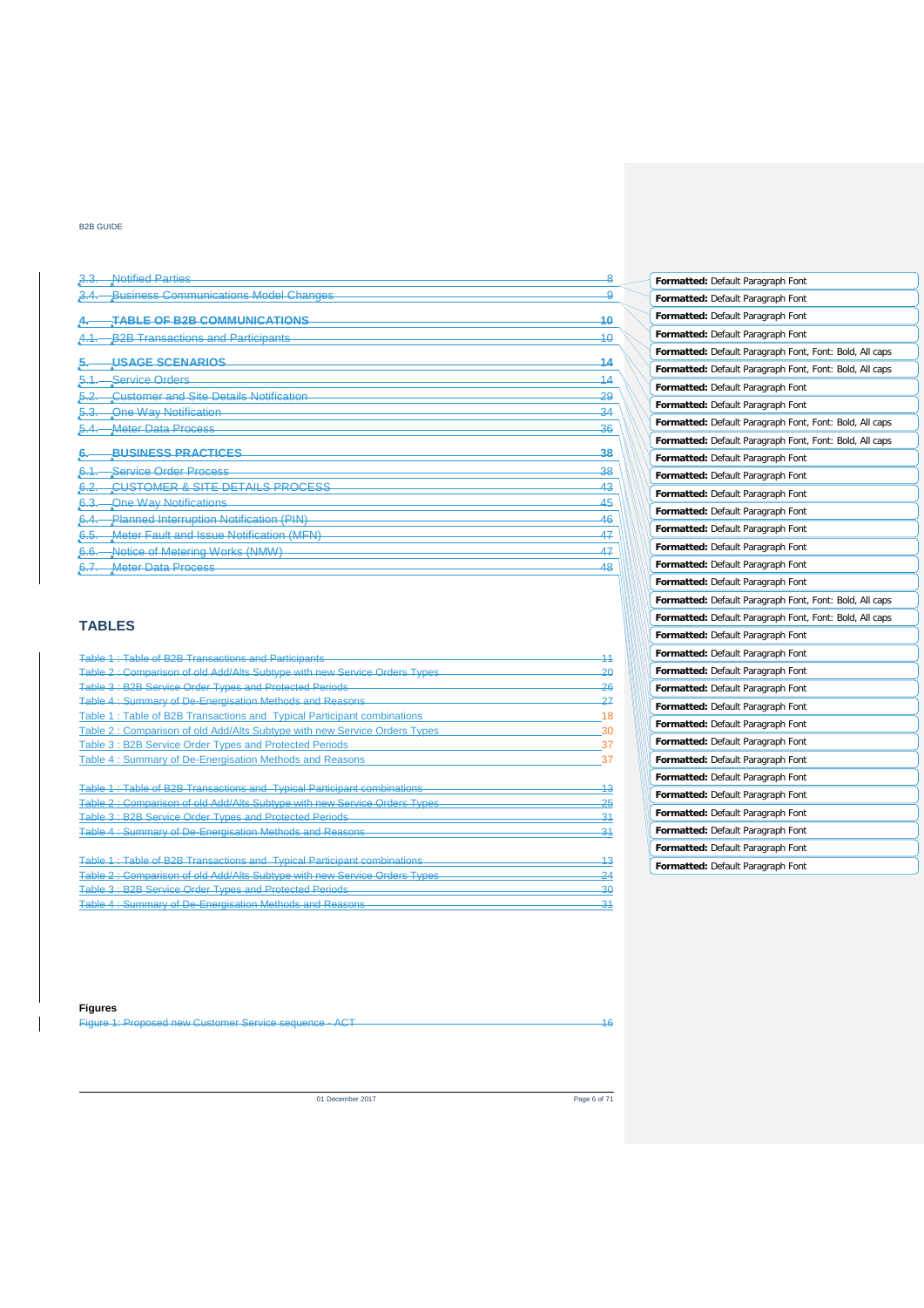3.3. Notified Parties 8

3.4. Business Communications Model Changes 9

4. TABLE OF B2B COMMUNICATIONS 10

4.1. B2B Transactions and Participants 10

5. USAGE SCENARIOS 14

5.1. Service Orders 14

5.2. Customer and Site Details Notification 29

5.3. One Way Notification 34

5.4. Meter Data Process 36

6. BUSINESS PRACTICES 38

6.1. Service Order Process 38

6.2. CUSTOMER & SITE DETAILS PROCESS 43

6.3. One Way Notifications 45

6.4. Planned Interruption Notification (PIN) 46

6.5. Meter Fault and Issue Notification (MFN) 47

6.6. Notice of Metering Works (NMW) 47

6.7. Meter Data Process 48

## TABLES

Table 1 : Table of B2B Transactions and Participants 11

Table 2 : Comparison of old Add/Alts Subtype with new Service Orders Types 20

Table 3 : B2B Service Order Types and Protected Periods 26

Table 4 : Summary of De-Energisation Methods and Reasons 27

Table 1 : Table of B2B Transactions and Typical Participant combinations 18

Table 2 : Comparison of old Add/Alts Subtype with new Service Orders Types 30

Table 3 : B2B Service Order Types and Protected Periods 37

Table 4 : Summary of De-Energisation Methods and Reasons 37

Table 1 : Table of B2B Transactions and Typical Participant combinations 13

Table 2 : Comparison of old Add/Alts Subtype with new Service Orders Types 25

Table 3 : B2B Service Order Types and Protected Periods 31

Table 4 : Summary of De-Energisation Methods and Reasons 31

Table 1 : Table of B2B Transactions and Typical Participant combinations 13

Table 2 : Comparison of old Add/Alts Subtype with new Service Orders Types 24

Table 3 : B2B Service Order Types and Protected Periods 30

Table 4 : Summary of De-Energisation Methods and Reasons 31

**Figures**

Figure 1: Proposed new Customer Service sequence - ACT 16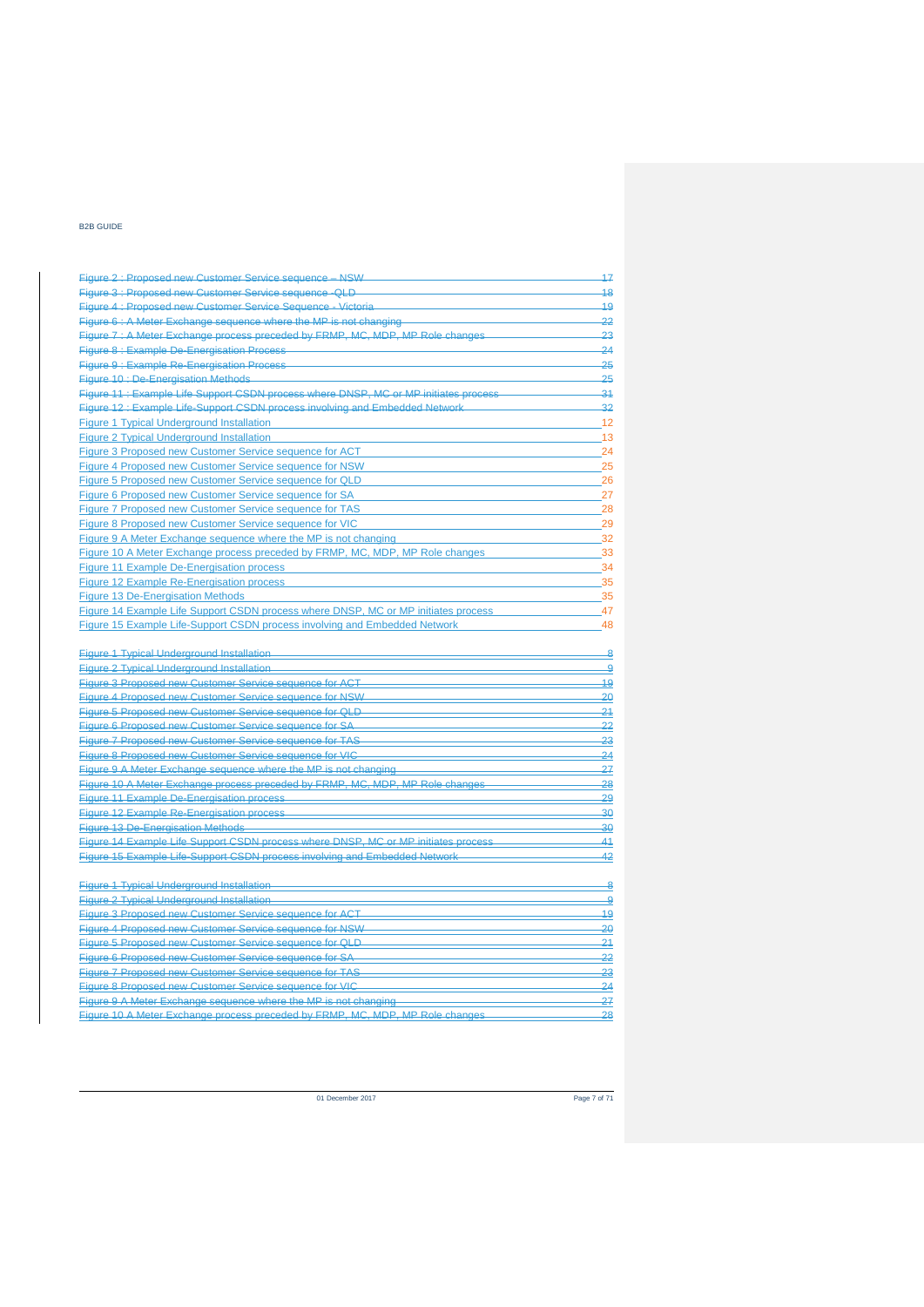Figure 2 : Proposed new Customer Service sequence – NSW 17
Figure 3 : Proposed new Customer Service sequence -QLD 18
Figure 4 : Proposed new Customer Service Sequence - Victoria 19
Figure 6 : A Meter Exchange sequence where the MP is not changing 22
Figure 7 : A Meter Exchange process preceded by FRMP, MC, MDP, MP Role changes 23
Figure 8 : Example De-Energisation Process 24
Figure 9 : Example Re-Energisation Process 25
Figure 10 : De-Energisation Methods 25
Figure 11 : Example Life Support CSDN process where DNSP, MC or MP initiates process 31
Figure 12 : Example Life-Support CSDN process involving and Embedded Network 32
Figure 1 Typical Underground Installation 12
Figure 2 Typical Underground Installation 13
Figure 3 Proposed new Customer Service sequence for ACT 24
Figure 4 Proposed new Customer Service sequence for NSW 25
Figure 5 Proposed new Customer Service sequence for QLD 26
Figure 6 Proposed new Customer Service sequence for SA 27
Figure 7 Proposed new Customer Service sequence for TAS 28
Figure 8 Proposed new Customer Service sequence for VIC 29
Figure 9 A Meter Exchange sequence where the MP is not changing 32
Figure 10 A Meter Exchange process preceded by FRMP, MC, MDP, MP Role changes 33
Figure 11 Example De-Energisation process 34
Figure 12 Example Re-Energisation process 35
Figure 13 De-Energisation Methods 35
Figure 14 Example Life Support CSDN process where DNSP, MC or MP initiates process 47
Figure 15 Example Life-Support CSDN process involving and Embedded Network 48

Figure 1 Typical Underground Installation 8
Figure 2 Typical Underground Installation 9
Figure 3 Proposed new Customer Service sequence for ACT 19
Figure 4 Proposed new Customer Service sequence for NSW 20
Figure 5 Proposed new Customer Service sequence for QLD 21
Figure 6 Proposed new Customer Service sequence for SA 22
Figure 7 Proposed new Customer Service sequence for TAS 23
Figure 8 Proposed new Customer Service sequence for VIC 24
Figure 9 A Meter Exchange sequence where the MP is not changing 27
Figure 10 A Meter Exchange process preceded by FRMP, MC, MDP, MP Role changes 28
Figure 11 Example De-Energisation process 29
Figure 12 Example Re-Energisation process 30
Figure 13 De-Energisation Methods 30
Figure 14 Example Life Support CSDN process where DNSP, MC or MP initiates process 41
Figure 15 Example Life-Support CSDN process involving and Embedded Network 42

Figure 1 Typical Underground Installation 8
Figure 2 Typical Underground Installation 9
Figure 3 Proposed new Customer Service sequence for ACT 19
Figure 4 Proposed new Customer Service sequence for NSW 20
Figure 5 Proposed new Customer Service sequence for QLD 21
Figure 6 Proposed new Customer Service sequence for SA 22
Figure 7 Proposed new Customer Service sequence for TAS 23
Figure 8 Proposed new Customer Service sequence for VIC 24
Figure 9 A Meter Exchange sequence where the MP is not changing 27
Figure 10 A Meter Exchange process preceded by FRMP, MC, MDP, MP Role changes 28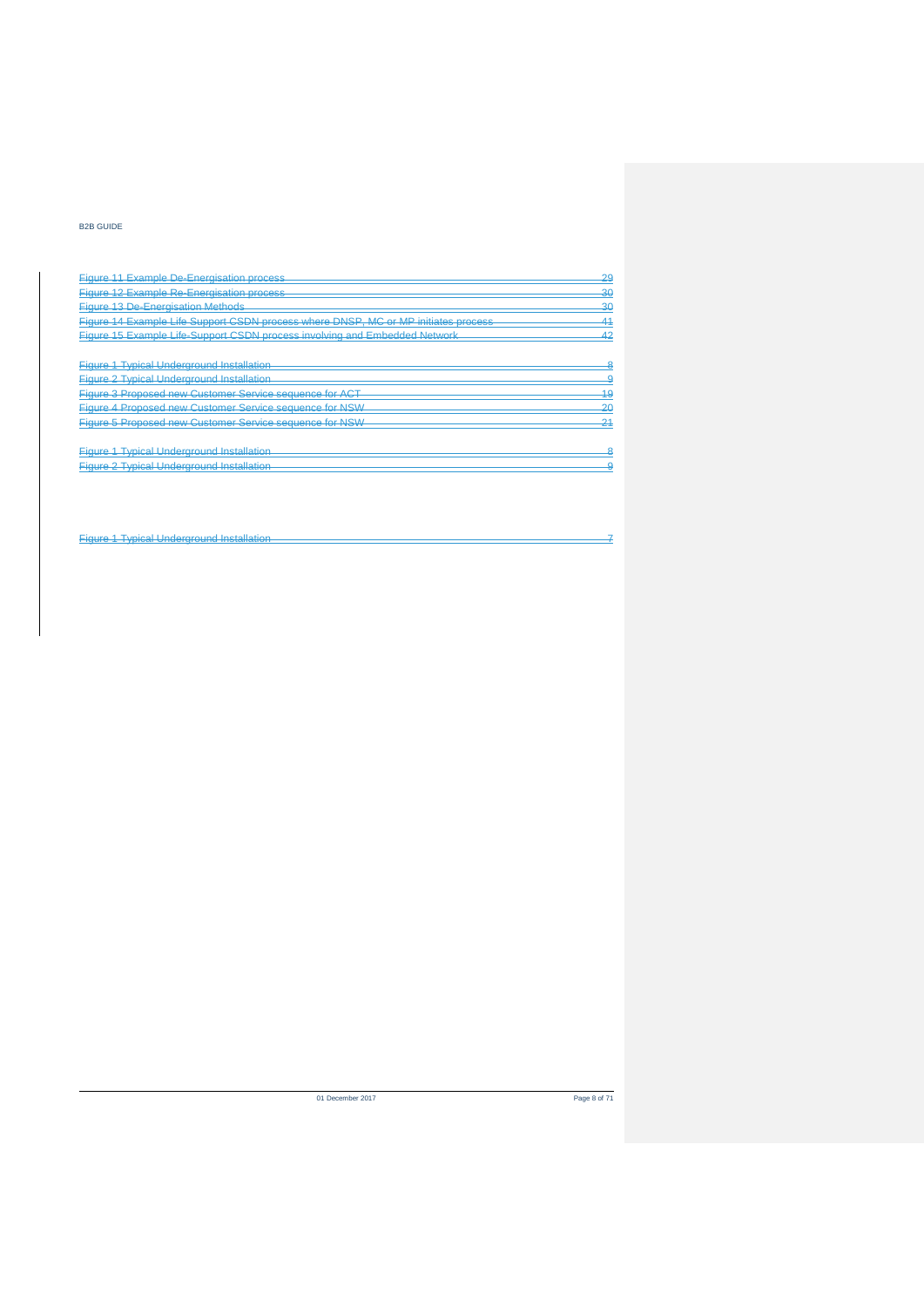~~Figure 11 Example De-Energisation process 29~~
~~Figure 12 Example Re-Energisation process 30~~
~~Figure 13 De-Energisation Methods 30~~
~~Figure 14 Example Life Support CSDN process where DNSP, MC or MP initiates process 41~~
~~Figure 15 Example Life-Support CSDN process involving and Embedded Network 42~~

~~Figure 1 Typical Underground Installation 8~~
~~Figure 2 Typical Underground Installation 9~~
~~Figure 3 Proposed new Customer Service sequence for ACT 19~~
~~Figure 4 Proposed new Customer Service sequence for NSW 20~~
~~Figure 5 Proposed new Customer Service sequence for NSW 21~~

~~Figure 1 Typical Underground Installation 8~~
~~Figure 2 Typical Underground Installation 9~~

~~Figure 1 Typical Underground Installation 7~~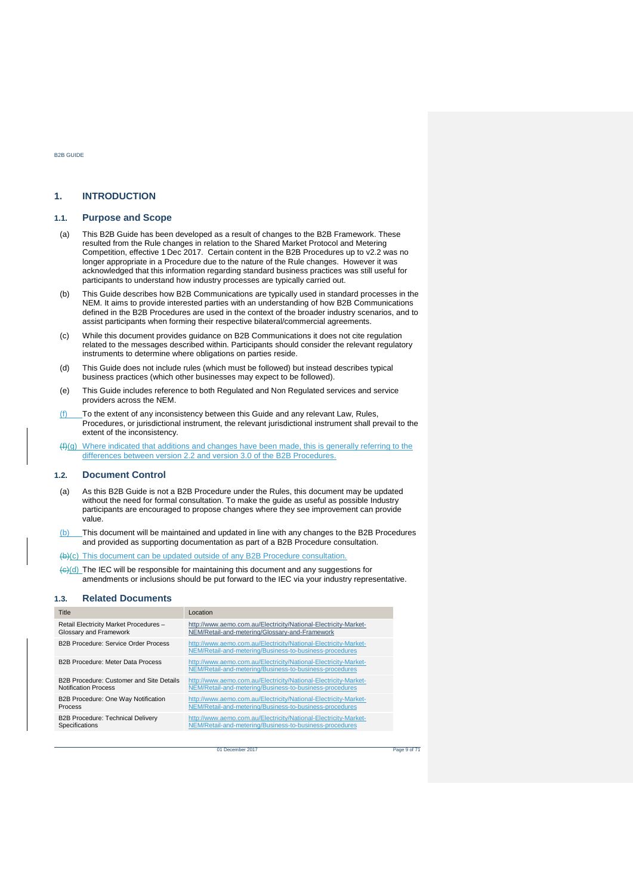# 1. INTRODUCTION

## 1.1. Purpose and Scope

(a) This B2B Guide has been developed as a result of changes to the B2B Framework. These resulted from the Rule changes in relation to the Shared Market Protocol and Metering Competition, effective 1 Dec 2017. Certain content in the B2B Procedures up to v2.2 was no longer appropriate in a Procedure due to the nature of the Rule changes. However it was acknowledged that this information regarding standard business practices was still useful for participants to understand how industry processes are typically carried out.

(b) This Guide describes how B2B Communications are typically used in standard processes in the NEM. It aims to provide interested parties with an understanding of how B2B Communications defined in the B2B Procedures are used in the context of the broader industry scenarios, and to assist participants when forming their respective bilateral/commercial agreements.

(c) While this document provides guidance on B2B Communications it does not cite regulation related to the messages described within. Participants should consider the relevant regulatory instruments to determine where obligations on parties reside.

(d) This Guide does not include rules (which must be followed) but instead describes typical business practices (which other businesses may expect to be followed).

(e) This Guide includes reference to both Regulated and Non Regulated services and service providers across the NEM.

(f) To the extent of any inconsistency between this Guide and any relevant Law, Rules, Procedures, or jurisdictional instrument, the relevant jurisdictional instrument shall prevail to the extent of the inconsistency.

~~(f)~~(g) Where indicated that additions and changes have been made, this is generally referring to the differences between version 2.2 and version 3.0 of the B2B Procedures.

## 1.2. Document Control

(a) As this B2B Guide is not a B2B Procedure under the Rules, this document may be updated without the need for formal consultation. To make the guide as useful as possible Industry participants are encouraged to propose changes where they see improvement can provide value.

(b) This document will be maintained and updated in line with any changes to the B2B Procedures and provided as supporting documentation as part of a B2B Procedure consultation.

~~(b)~~(c) This document can be updated outside of any B2B Procedure consultation.

~~(c)~~(d) The IEC will be responsible for maintaining this document and any suggestions for amendments or inclusions should be put forward to the IEC via your industry representative.

## 1.3. Related Documents

| Title | Location |
|---|---|
| Retail Electricity Market Procedures – Glossary and Framework | http://www.aemo.com.au/Electricity/National-Electricity-Market-NEM/Retail-and-metering/Glossary-and-Framework |
| B2B Procedure: Service Order Process | http://www.aemo.com.au/Electricity/National-Electricity-Market-NEM/Retail-and-metering/Business-to-business-procedures |
| B2B Procedure: Meter Data Process | http://www.aemo.com.au/Electricity/National-Electricity-Market-NEM/Retail-and-metering/Business-to-business-procedures |
| B2B Procedure: Customer and Site Details Notification Process | http://www.aemo.com.au/Electricity/National-Electricity-Market-NEM/Retail-and-metering/Business-to-business-procedures |
| B2B Procedure: One Way Notification Process | http://www.aemo.com.au/Electricity/National-Electricity-Market-NEM/Retail-and-metering/Business-to-business-procedures |
| B2B Procedure: Technical Delivery Specifications | http://www.aemo.com.au/Electricity/National-Electricity-Market-NEM/Retail-and-metering/Business-to-business-procedures |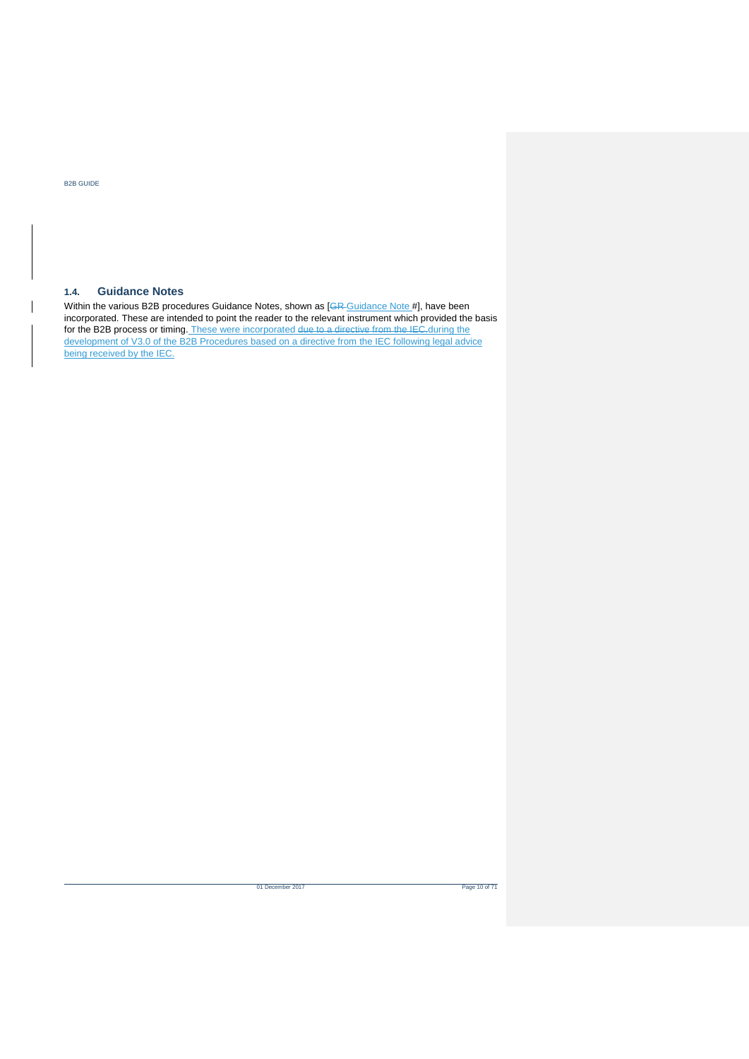## 1.4. Guidance Notes

Within the various B2B procedures Guidance Notes, shown as [GR Guidance Note #], have been incorporated. These are intended to point the reader to the relevant instrument which provided the basis for the B2B process or timing. These were incorporated due to a directive from the IEC.during the development of V3.0 of the B2B Procedures based on a directive from the IEC following legal advice being received by the IEC.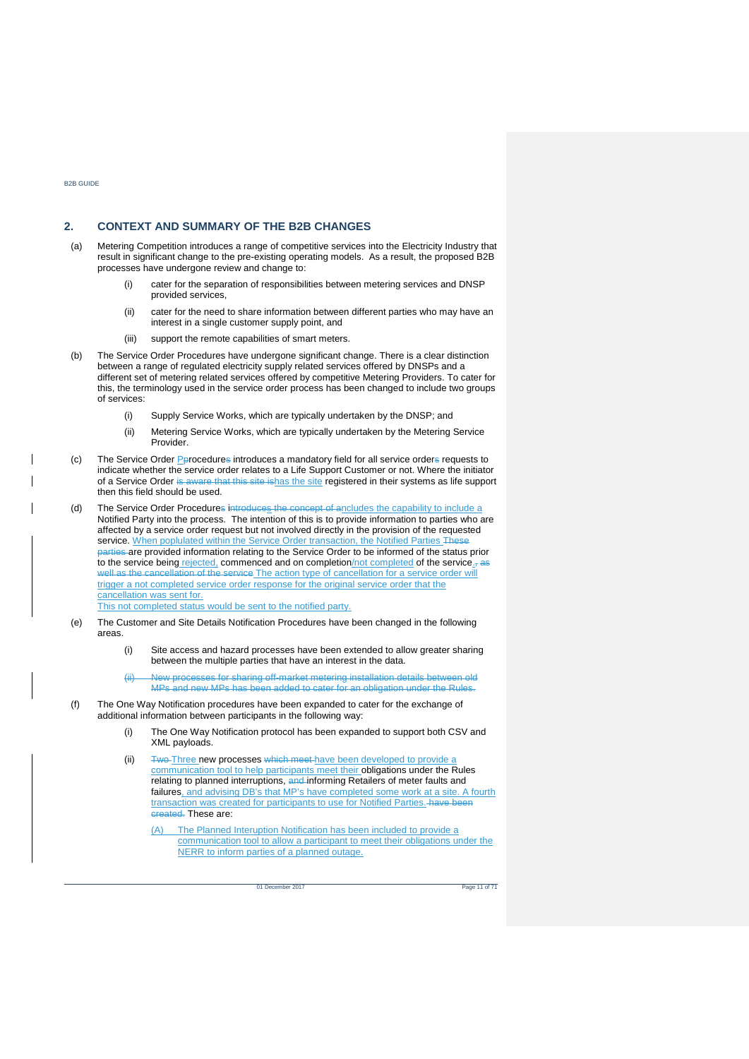## 2. CONTEXT AND SUMMARY OF THE B2B CHANGES

(a) Metering Competition introduces a range of competitive services into the Electricity Industry that result in significant change to the pre-existing operating models. As a result, the proposed B2B processes have undergone review and change to:

> (i) cater for the separation of responsibilities between metering services and DNSP provided services,
>
> (ii) cater for the need to share information between different parties who may have an interest in a single customer supply point, and
>
> (iii) support the remote capabilities of smart meters.

(b) The Service Order Procedures have undergone significant change. There is a clear distinction between a range of regulated electricity supply related services offered by DNSPs and a different set of metering related services offered by competitive Metering Providers. To cater for this, the terminology used in the service order process has been changed to include two groups of services:

> (i) Supply Service Works, which are typically undertaken by the DNSP; and
>
> (ii) Metering Service Works, which are typically undertaken by the Metering Service Provider.

(c) The Service Order P~~p~~rocedure~~s~~ introduces a mandatory field for all service order~~s~~ requests to indicate whether the service order relates to a Life Support Customer or not. Where the initiator of a Service Order ~~is aware that this site is~~has the site registered in their systems as life support then this field should be used.

(d) The Service Order Procedures i~~ntroduces the concept of a~~ncludes the capability to include a Notified Party into the process. The intention of this is to provide information to parties who are affected by a service order request but not involved directly in the provision of the requested service. When poplulated within the Service Order transaction, the Notified Parties ~~These parties~~ are provided information relating to the Service Order to be informed of the status prior to the service being rejected, commenced and on completion/not completed of the service. ~~, as well as the cancellation of the service~~ The action type of cancellation for a service order will trigger a not completed service order response for the original service order that the cancellation was sent for.

This not completed status would be sent to the notified party.

(e) The Customer and Site Details Notification Procedures have been changed in the following areas.

> (i) Site access and hazard processes have been extended to allow greater sharing between the multiple parties that have an interest in the data.
>
> ~~(ii) New processes for sharing off-market metering installation details between old MPs and new MPs has been added to cater for an obligation under the Rules.~~

(f) The One Way Notification procedures have been expanded to cater for the exchange of additional information between participants in the following way:

> (i) The One Way Notification protocol has been expanded to support both CSV and XML payloads.
>
> (ii) ~~Two~~ Three new processes ~~which meet~~ have been developed to provide a communication tool to help participants meet their obligations under the Rules relating to planned interruptions, ~~and~~ informing Retailers of meter faults and failures, and advising DB's that MP's have completed some work at a site. A fourth transaction was created for participants to use for Notified Parties. ~~have been created.~~ These are:
>
> > (A) The Planned Interuption Notification has been included to provide a communication tool to allow a participant to meet their obligations under the NERR to inform parties of a planned outage.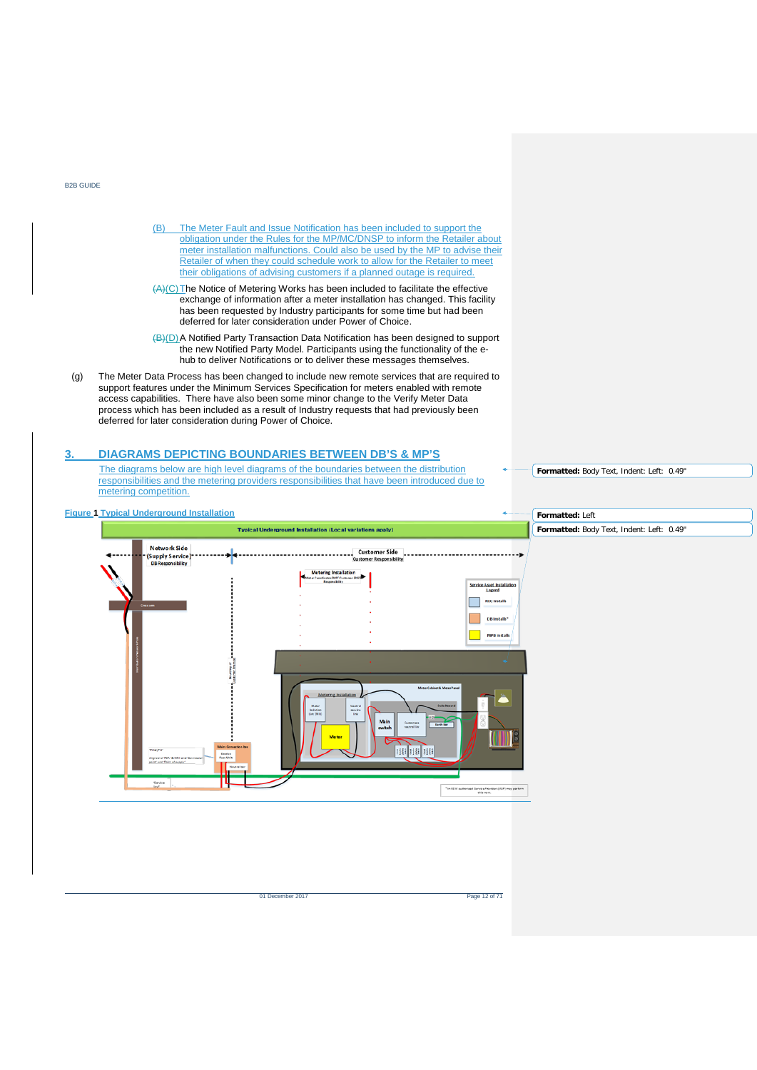(B) The Meter Fault and Issue Notification has been included to support the obligation under the Rules for the MP/MC/DNSP to inform the Retailer about meter installation malfunctions. Could also be used by the MP to advise their Retailer of when they could schedule work to allow for the Retailer to meet their obligations of advising customers if a planned outage is required.

~~(A)~~(C) The Notice of Metering Works has been included to facilitate the effective exchange of information after a meter installation has changed. This facility has been requested by Industry participants for some time but had been deferred for later consideration under Power of Choice.

~~(B)~~(D) A Notified Party Transaction Data Notification has been designed to support the new Notified Party Model. Participants using the functionality of the e-hub to deliver Notifications or to deliver these messages themselves.

(g) The Meter Data Process has been changed to include new remote services that are required to support features under the Minimum Services Specification for meters enabled with remote access capabilities. There have also been some minor change to the Verify Meter Data process which has been included as a result of Industry requests that had previously been deferred for later consideration during Power of Choice.

## 3. DIAGRAMS DEPICTING BOUNDARIES BETWEEN DB'S & MP'S

The diagrams below are high level diagrams of the boundaries between the distribution responsibilities and the metering providers responsibilities that have been introduced due to metering competition.

Figure 1 Typical Underground Installation

**Typical Underground Installation (Local variations apply)**

Formatted: Body Text, Indent: Left: 0.49"

Formatted: Left

Formatted: Body Text, Indent: Left: 0.49"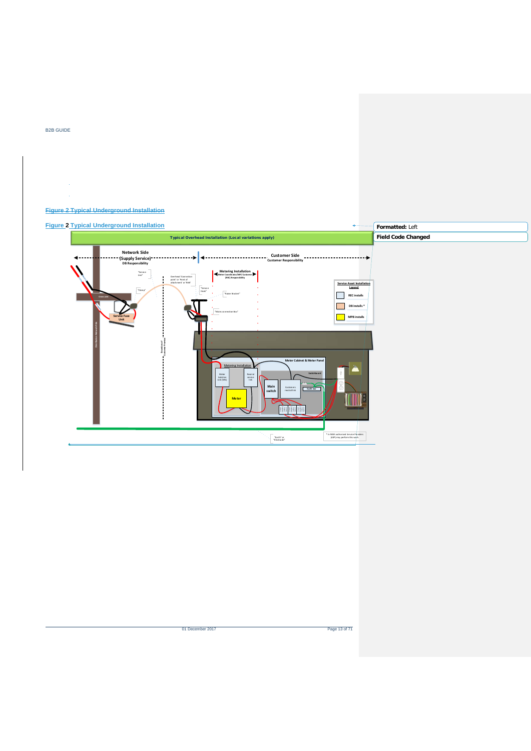Figure 2 Typical Underground Installation

Figure 2 Typical Underground Installation

Typical Overhead Installation (Local variations apply)

Network Side (Supply Service) DB Responsibility

Customer Side Customer Responsibility

Metering Installation Meter Coordinator/MP/ Customer (REC) Responsibility

Service Asset Installation Legend

REC installs

DB installs *

MPB installs

Service Fuse Unit

Meter Cabinet & Meter Panel

Metering Installation

Main switch

Meter

Switchboard

Earth bar

* In NSW authorised Service Providers (ASP) may perform this work

"Earth" or "Electrode"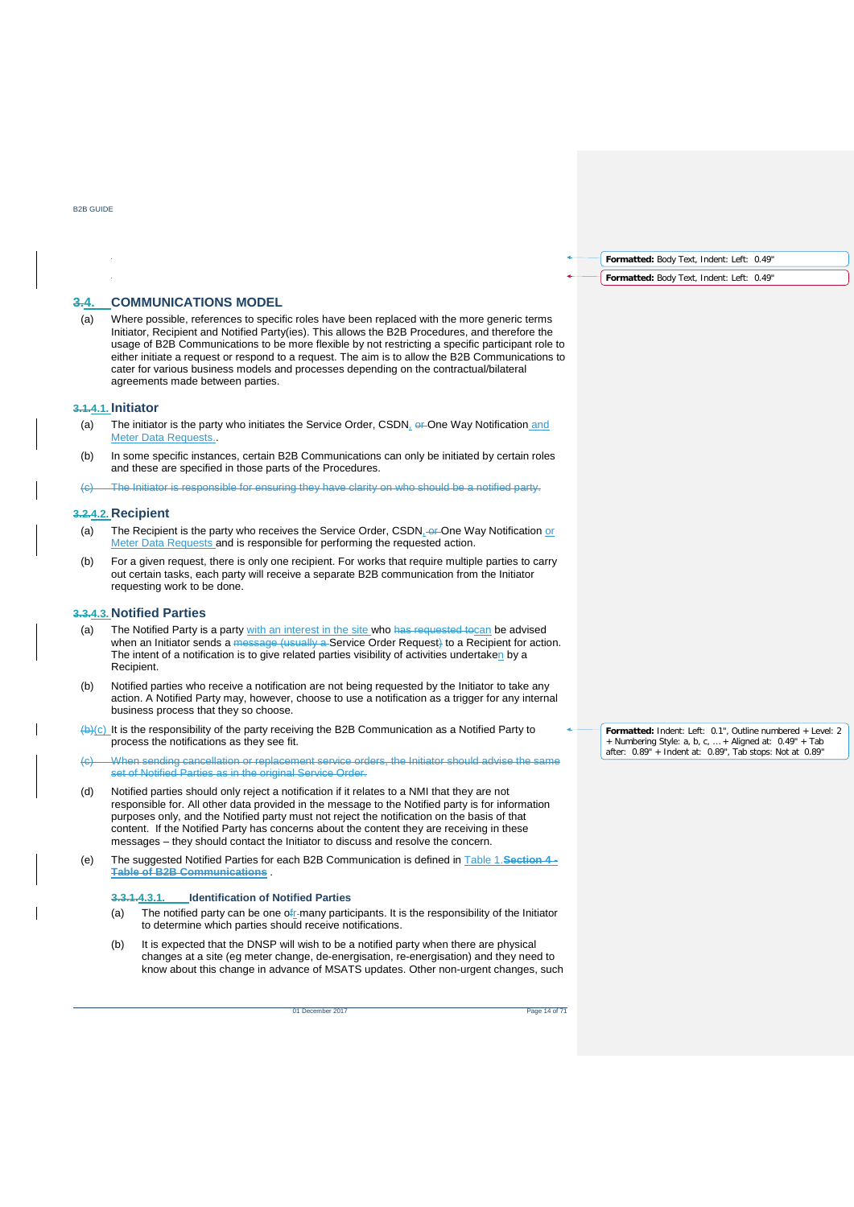## 3.4. COMMUNICATIONS MODEL

(a) Where possible, references to specific roles have been replaced with the more generic terms Initiator, Recipient and Notified Party(ies). This allows the B2B Procedures, and therefore the usage of B2B Communications to be more flexible by not restricting a specific participant role to either initiate a request or respond to a request. The aim is to allow the B2B Communications to cater for various business models and processes depending on the contractual/bilateral agreements made between parties.

### 3.1.4.1. Initiator

(a) The initiator is the party who initiates the Service Order, CSDN, or One Way Notification and Meter Data Requests..

(b) In some specific instances, certain B2B Communications can only be initiated by certain roles and these are specified in those parts of the Procedures.

(c) The Initiator is responsible for ensuring they have clarity on who should be a notified party.

### 3.2.4.2. Recipient

(a) The Recipient is the party who receives the Service Order, CSDN, or One Way Notification or Meter Data Requests and is responsible for performing the requested action.

(b) For a given request, there is only one recipient. For works that require multiple parties to carry out certain tasks, each party will receive a separate B2B communication from the Initiator requesting work to be done.

### 3.3.4.3. Notified Parties

(a) The Notified Party is a party with an interest in the site who has requested tocan be advised when an Initiator sends a message (usually a Service Order Request) to a Recipient for action. The intent of a notification is to give related parties visibility of activities undertaken by a Recipient.

(b) Notified parties who receive a notification are not being requested by the Initiator to take any action. A Notified Party may, however, choose to use a notification as a trigger for any internal business process that they so choose.

(b)(c) It is the responsibility of the party receiving the B2B Communication as a Notified Party to process the notifications as they see fit.

(c) When sending cancellation or replacement service orders, the Initiator should advise the same set of Notified Parties as in the original Service Order.

(d) Notified parties should only reject a notification if it relates to a NMI that they are not responsible for. All other data provided in the message to the Notified party is for information purposes only, and the Notified party must not reject the notification on the basis of that content. If the Notified Party has concerns about the content they are receiving in these messages – they should contact the Initiator to discuss and resolve the concern.

(e) The suggested Notified Parties for each B2B Communication is defined in Table 1.**Section 4 - Table of B2B Communications** .

#### 3.3.1.4.3.1. Identification of Notified Parties

(a) The notified party can be one ofr many participants. It is the responsibility of the Initiator to determine which parties should receive notifications.

(b) It is expected that the DNSP will wish to be a notified party when there are physical changes at a site (eg meter change, de-energisation, re-energisation) and they need to know about this change in advance of MSATS updates. Other non-urgent changes, such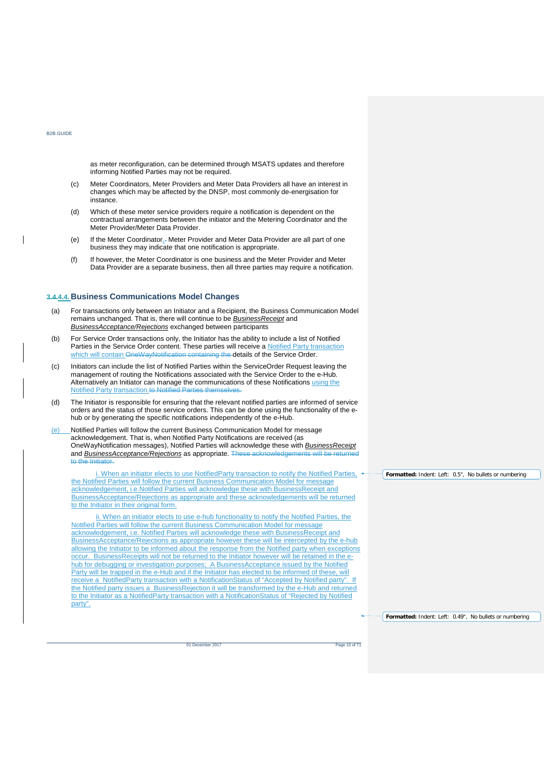as meter reconfiguration, can be determined through MSATS updates and therefore informing Notified Parties may not be required.

(c) Meter Coordinators, Meter Providers and Meter Data Providers all have an interest in changes which may be affected by the DNSP, most commonly de-energisation for instance.

(d) Which of these meter service providers require a notification is dependent on the contractual arrangements between the initiator and the Metering Coordinator and the Meter Provider/Meter Data Provider.

(e) If the Meter Coordinator, Meter Provider and Meter Data Provider are all part of one business they may indicate that one notification is appropriate.

(f) If however, the Meter Coordinator is one business and the Meter Provider and Meter Data Provider are a separate business, then all three parties may require a notification.

### 4.4. Business Communications Model Changes

(a) For transactions only between an Initiator and a Recipient, the Business Communication Model remains unchanged. That is, there will continue to be ***BusinessReceipt*** and ***BusinessAcceptance/Rejections*** exchanged between participants

(b) For Service Order transactions only, the Initiator has the ability to include a list of Notified Parties in the Service Order content. These parties will receive a Notified Party transaction which will contain details of the Service Order.

(c) Initiators can include the list of Notified Parties within the ServiceOrder Request leaving the management of routing the Notifications associated with the Service Order to the e-Hub. Alternatively an Initiator can manage the communications of these Notifications using the Notified Party transaction.

(d) The Initiator is responsible for ensuring that the relevant notified parties are informed of service orders and the status of those service orders. This can be done using the functionality of the e-hub or by generating the specific notifications independently of the e-Hub.

(e) Notified Parties will follow the current Business Communication Model for message acknowledgement. That is, when Notified Party Notifications are received (as OneWayNotification messages), Notified Parties will acknowledge these with ***BusinessReceipt*** and ***BusinessAcceptance/Rejections*** as appropriate.

i. When an initiator elects to use NotifiedParty transaction to notify the Notified Parties, the Notified Parties will follow the current Business Communication Model for message acknowledgement, i.e.Notified Parties will acknowledge these with BusinessReceipt and BusinessAcceptance/Rejections as appropriate and these acknowledgements will be returned to the Initiator in their original form.

ii. When an initiator elects to use e-hub functionality to notify the Notified Parties, the Notified Parties will follow the current Business Communication Model for message acknowledgement, i.e. Notified Parties will acknowledge these with BusinessReceipt and BusinessAcceptance/Rejections as appropriate however these will be intercepted by the e-hub allowing the Initiator to be informed about the response from the Notified party when exceptions occur. BusinessReceipts will not be returned to the Initiator however will be retained in the e-hub for debugging or investigation purposes; A BusinessAcceptance issued by the Notified Party will be trapped in the e-Hub and if the Initiator has elected to be informed of these, will receive a NotifiedParty transaction with a NotificationStatus of "Accepted by Notified party". If the Notified party issues a BusinessRejection it will be transformed by the e-Hub and returned to the Initiator as a NotifiedParty transaction with a NotificationStatus of "Rejected by Notified party".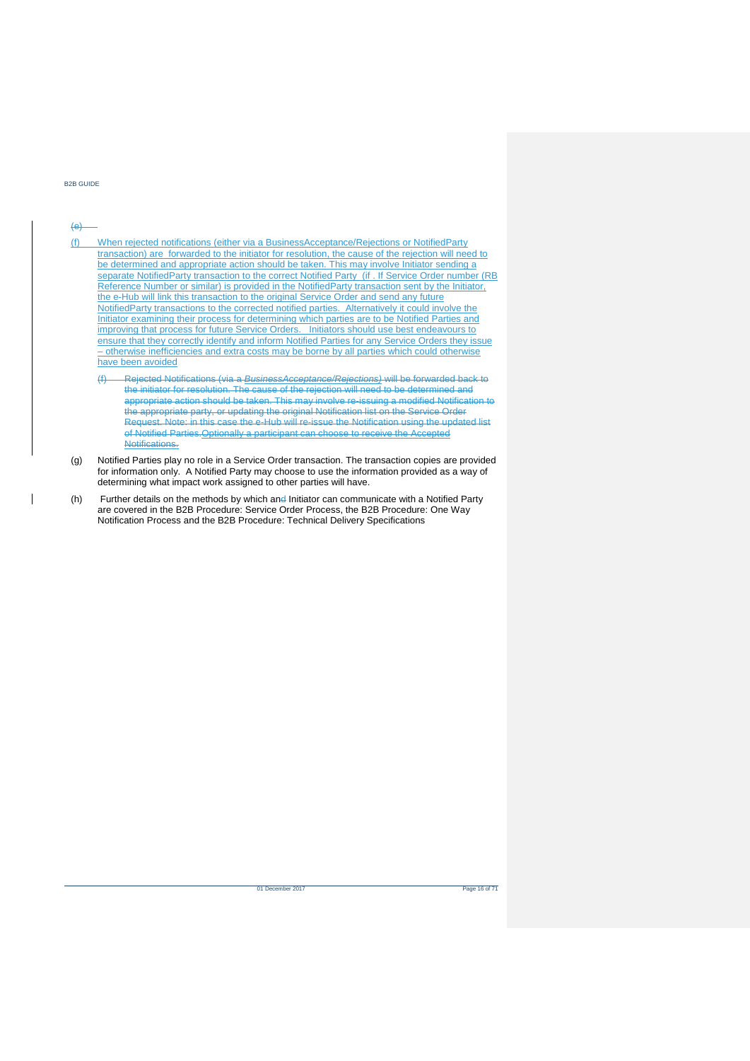(e)

(f) When rejected notifications (either via a BusinessAcceptance/Rejections or NotifiedParty transaction) are forwarded to the initiator for resolution, the cause of the rejection will need to be determined and appropriate action should be taken. This may involve Initiator sending a separate NotifiedParty transaction to the correct Notified Party (if . If Service Order number (RB Reference Number or similar) is provided in the NotifiedParty transaction sent by the Initiator, the e-Hub will link this transaction to the original Service Order and send any future NotifiedParty transactions to the corrected notified parties. Alternatively it could involve the Initiator examining their process for determining which parties are to be Notified Parties and improving that process for future Service Orders. Initiators should use best endeavours to ensure that they correctly identify and inform Notified Parties for any Service Orders they issue – otherwise inefficiencies and extra costs may be borne by all parties which could otherwise have been avoided

(f) Rejected Notifications (via a *BusinessAcceptance/Rejections)* will be forwarded back to the initiator for resolution. The cause of the rejection will need to be determined and appropriate action should be taken. This may involve re-issuing a modified Notification to the appropriate party, or updating the original Notification list on the Service Order Request. Note: in this case the e-Hub will re-issue the Notification using the updated list of Notified Parties.Optionally a participant can choose to receive the Accepted Notifications.

(g) Notified Parties play no role in a Service Order transaction. The transaction copies are provided for information only. A Notified Party may choose to use the information provided as a way of determining what impact work assigned to other parties will have.

(h) Further details on the methods by which and Initiator can communicate with a Notified Party are covered in the B2B Procedure: Service Order Process, the B2B Procedure: One Way Notification Process and the B2B Procedure: Technical Delivery Specifications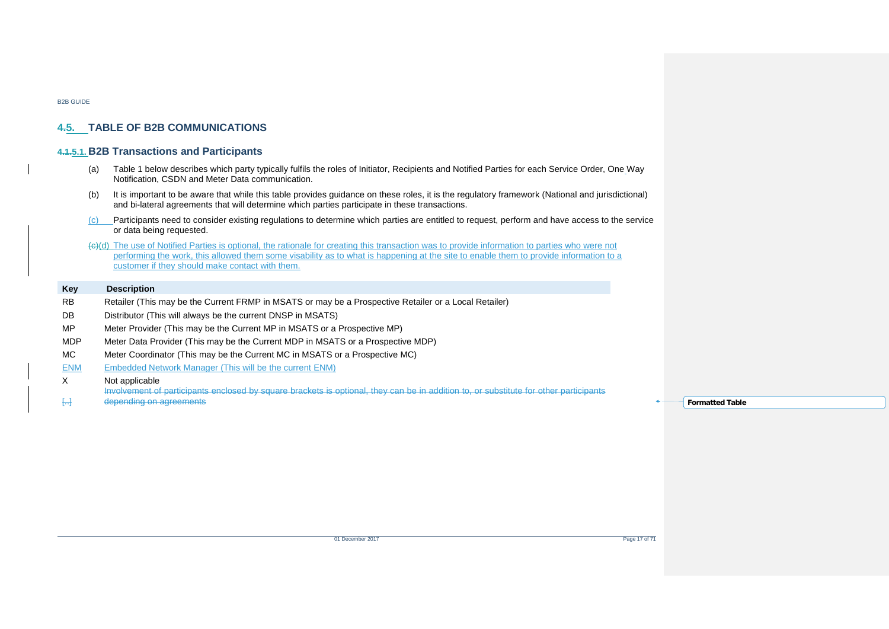# 4.5. TABLE OF B2B COMMUNICATIONS

## 4.1.5.1. B2B Transactions and Participants

(a) Table 1 below describes which party typically fulfils the roles of Initiator, Recipients and Notified Parties for each Service Order, One Way Notification, CSDN and Meter Data communication.

(b) It is important to be aware that while this table provides guidance on these roles, it is the regulatory framework (National and jurisdictional) and bi-lateral agreements that will determine which parties participate in these transactions.

(c) Participants need to consider existing regulations to determine which parties are entitled to request, perform and have access to the service or data being requested.

(c)(d) The use of Notified Parties is optional, the rationale for creating this transaction was to provide information to parties who were not performing the work, this allowed them some visability as to what is happening at the site to enable them to provide information to a customer if they should make contact with them.

| Key | Description |
|---|---|
| RB | Retailer (This may be the Current FRMP in MSATS or may be a Prospective Retailer or a Local Retailer) |
| DB | Distributor (This will always be the current DNSP in MSATS) |
| MP | Meter Provider (This may be the Current MP in MSATS or a Prospective MP) |
| MDP | Meter Data Provider (This may be the Current MDP in MSATS or a Prospective MDP) |
| MC | Meter Coordinator (This may be the Current MC in MSATS or a Prospective MC) |
| ENM | Embedded Network Manager (This will be the current ENM) |
| X | Not applicable |
| [..] | Involvement of participants enclosed by square brackets is optional, they can be in addition to, or substitute for other participants depending on agreements |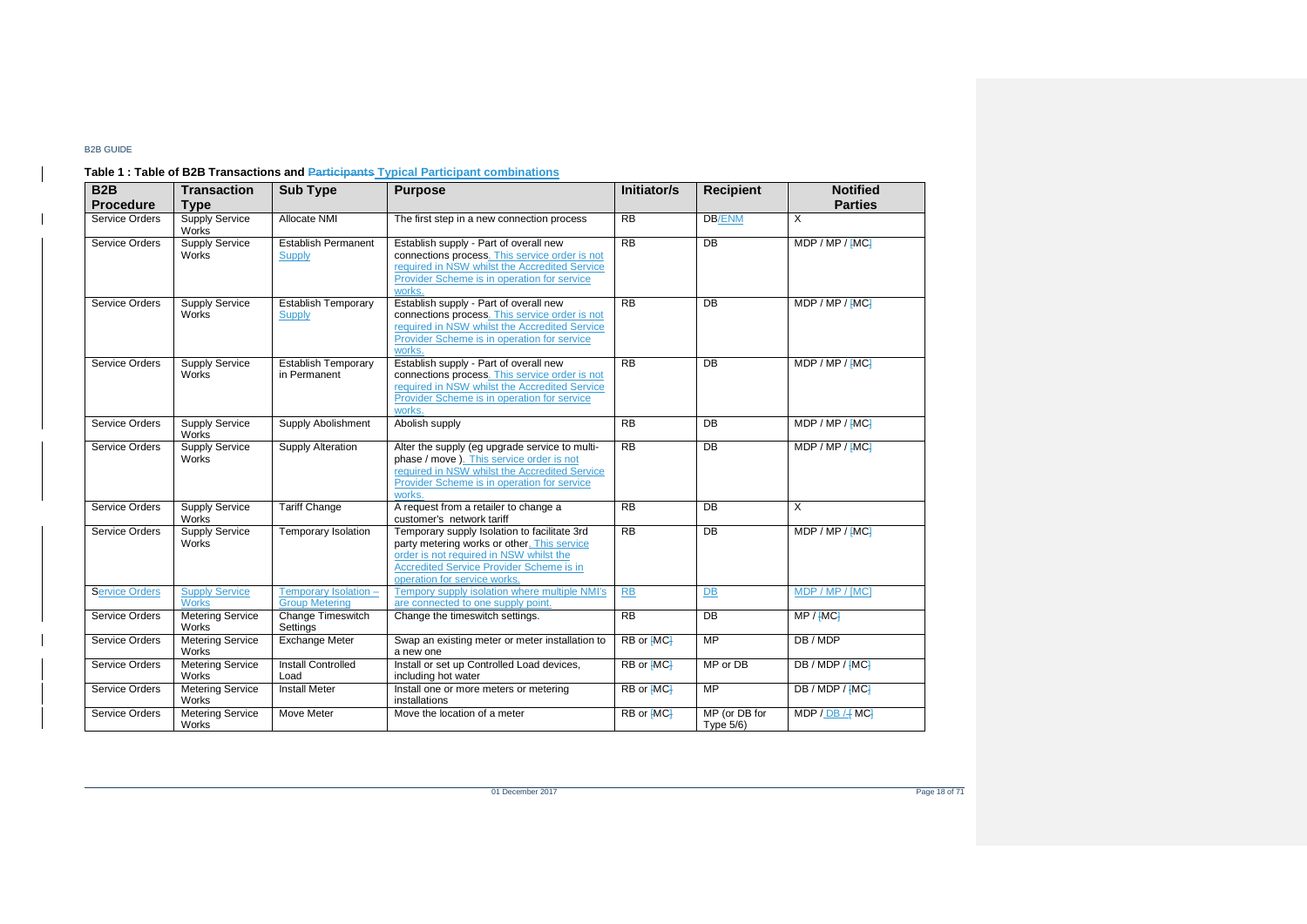**Table 1 : Table of B2B Transactions and Participants Typical Participant combinations**

| B2B Procedure | Transaction Type | Sub Type | Purpose | Initiator/s | Recipient | Notified Parties |
|---|---|---|---|---|---|---|
| Service Orders | Supply Service Works | Allocate NMI | The first step in a new connection process | RB | DB/ENM | X |
| Service Orders | Supply Service Works | Establish Permanent Supply | Establish supply - Part of overall new connections process. This service order is not required in NSW whilst the Accredited Service Provider Scheme is in operation for service works. | RB | DB | MDP / MP / [MC] |
| Service Orders | Supply Service Works | Establish Temporary Supply | Establish supply - Part of overall new connections process. This service order is not required in NSW whilst the Accredited Service Provider Scheme is in operation for service works. | RB | DB | MDP / MP / [MC] |
| Service Orders | Supply Service Works | Establish Temporary in Permanent | Establish supply - Part of overall new connections process. This service order is not required in NSW whilst the Accredited Service Provider Scheme is in operation for service works. | RB | DB | MDP / MP / [MC] |
| Service Orders | Supply Service Works | Supply Abolishment | Abolish supply | RB | DB | MDP / MP / [MC] |
| Service Orders | Supply Service Works | Supply Alteration | Alter the supply (eg upgrade service to multi-phase / move ). This service order is not required in NSW whilst the Accredited Service Provider Scheme is in operation for service works. | RB | DB | MDP / MP / [MC] |
| Service Orders | Supply Service Works | Tariff Change | A request from a retailer to change a customer's network tariff | RB | DB | X |
| Service Orders | Supply Service Works | Temporary Isolation | Temporary supply Isolation to facilitate 3rd party metering works or other. This service order is not required in NSW whilst the Accredited Service Provider Scheme is in operation for service works. | RB | DB | MDP / MP / [MC] |
| Service Orders | Supply Service Works | Temporary Isolation – Group Metering | Tempory supply isolation where multiple NMI's are connected to one supply point. | RB | DB | MDP / MP / [MC] |
| Service Orders | Metering Service Works | Change Timeswitch Settings | Change the timeswitch settings. | RB | DB | MP / [MC] |
| Service Orders | Metering Service Works | Exchange Meter | Swap an existing meter or meter installation to a new one | RB or [MC] | MP | DB / MDP |
| Service Orders | Metering Service Works | Install Controlled Load | Install or set up Controlled Load devices, including hot water | RB or [MC] | MP or DB | DB / MDP / [MC] |
| Service Orders | Metering Service Works | Install Meter | Install one or more meters or metering installations | RB or [MC] | MP | DB / MDP / [MC] |
| Service Orders | Metering Service Works | Move Meter | Move the location of a meter | RB or [MC] | MP (or DB for Type 5/6) | MDP / DB / [MC] |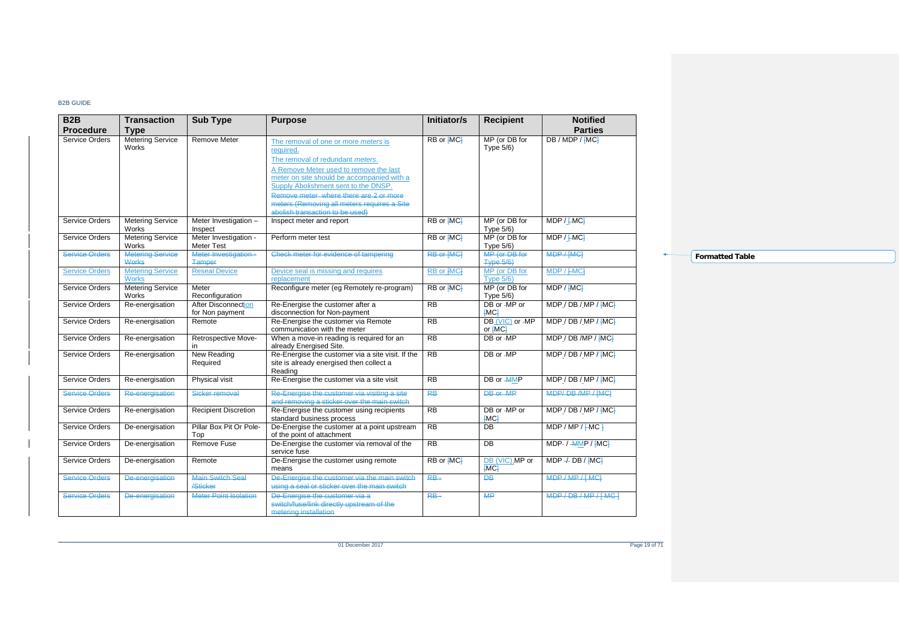| B2B Procedure | Transaction Type | Sub Type | Purpose | Initiator/s | Recipient | Notified Parties |
|---|---|---|---|---|---|---|
| Service Orders | Metering Service Works | Remove Meter | The removal of one or more *meters* is required. The removal of redundant *meters*. A Remove Meter used to remove the last meter on site should be accompanied with a Supply Abolishment sent to the DNSP. Remove meter where there are 2 or more meters (Removing all meters requires a Site abolish transaction to be used) | RB or [MC] | MP (or DB for Type 5/6) | DB / MDP / [MC] |
| Service Orders | Metering Service Works | Meter Investigation – Inspect | Inspect meter and report | RB or [MC] | MP (or DB for Type 5/6) | MDP / [-MC] |
| Service Orders | Metering Service Works | Meter Investigation - Meter Test | Perform meter test | RB or [MC] | MP (or DB for Type 5/6) | MDP / [-MC] |
| Service Orders | Metering Service Works | Meter Investigation - Tamper | Check meter for evidence of tampering | RB or [MC] | MP (or DB for Type 5/6) | MDP / [MC] |
| Service Orders | Metering Service Works | Reseal Device | Device seal is missing and requires replacement | RB or [MC] | MP (or DB for Type 5/6) | MDP / [-MC] |
| Service Orders | Metering Service Works | Meter Reconfiguration | Reconfigure meter (eg Remotely re-program) | RB or [MC] | MP (or DB for Type 5/6) | MDP / [MC] |
| Service Orders | Re-energisation | After Disconnection for Non payment | Re-Energise the customer after a disconnection for Non-payment | RB | DB or MP or [MC] | MDP / DB / MP / [MC] |
| Service Orders | Re-energisation | Remote | Re-Energise the customer via Remote communication with the meter | RB | DB (VIC) or MP or [MC] | MDP / DB / MP / [MC] |
| Service Orders | Re-energisation | Retrospective Move-in | When a move-in reading is required for an already Energised Site. | RB | DB or MP | MDP / DB /MP / [MC] |
| Service Orders | Re-energisation | New Reading Required | Re-Energise the customer via a site visit. If the site is already energised then collect a Reading | RB | DB or MP | MDP / DB / MP / [MC] |
| Service Orders | Re-energisation | Physical visit | Re-Energise the customer via a site visit | RB | DB or MMP | MDP / DB / MP / [MC] |
| Service Orders | Re-energisation | Sicker removal | Re-Energise the customer via visiting a site and removing a sticker over the main switch | RB | DB or MP | MDP/ DB /MP / [MC] |
| Service Orders | Re-energisation | Recipient Discretion | Re-Energise the customer using recipients standard business process | RB | DB or MP or [MC] | MDP / DB / MP / [MC] |
| Service Orders | De-energisation | Pillar Box Pit Or Pole-Top | De-Energise the customer at a point upstream of the point of attachment | RB | DB | MDP / MP / [-MC ] |
| Service Orders | De-energisation | Remove Fuse | De-Energise the customer via removal of the service fuse | RB | DB | MDP / MMP / [MC] |
| Service Orders | De-energisation | Remote | De-Energise the customer using remote means | RB or [MC] | DB (VIC) MP or [MC] | MDP / DB / [MC] |
| Service Orders | De-energisation | Main Switch Seal /Sticker | De-Energise the customer via the main switch using a seal or sticker over the main switch | RB | DB | MDP / MP / [ MC] |
| Service Orders | De-energisation | Meter Point Isolation | De-Energise the customer via a switch/fuse/link directly upstream of the metering installation | RB | MP | MDP / DB / MP / [ MC ] |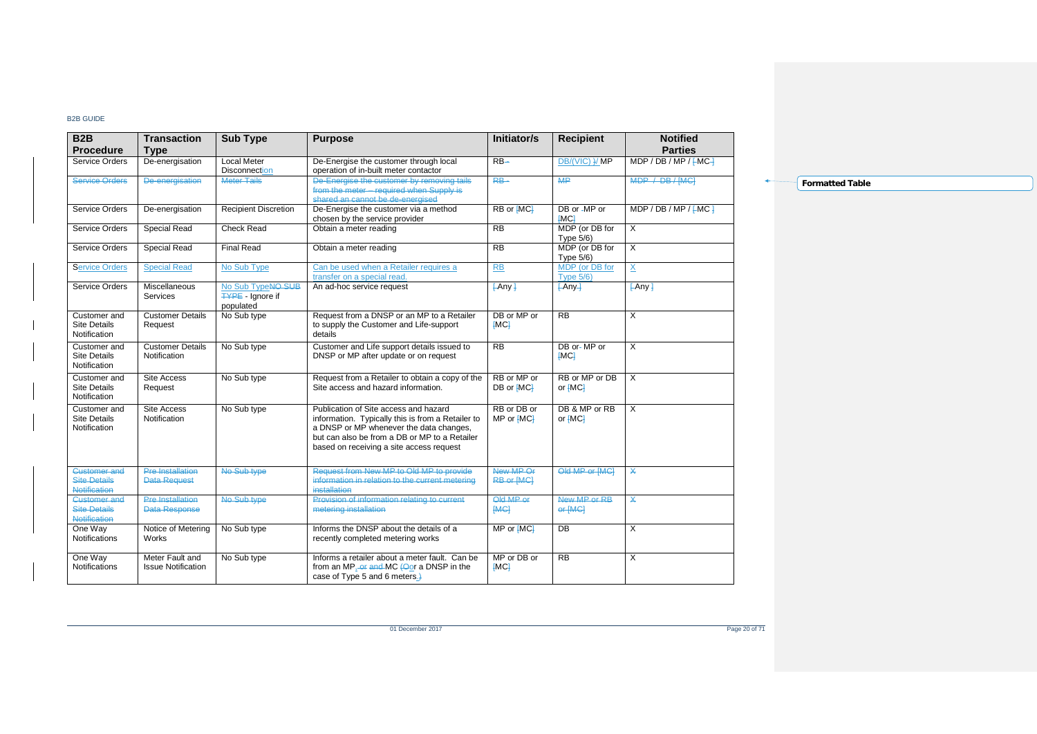| B2B Procedure | Transaction Type | Sub Type | Purpose | Initiator/s | Recipient | Notified Parties |
|---|---|---|---|---|---|---|
| Service Orders | De-energisation | Local Meter Disconnection | De-Energise the customer through local operation of in-built meter contactor | RB | DB/(VIC) / MP | MDP / DB / MP / MC |
| ~~Service Orders~~ | ~~De-energisation~~ | ~~Meter Tails~~ | ~~De-Energise the customer by removing tails from the meter – required when Supply is shared an cannot be de-energised~~ | ~~RB~~ | ~~MP~~ | ~~MDP / DB / [MC]~~ |
| Service Orders | De-energisation | Recipient Discretion | De-Energise the customer via a method chosen by the service provider | RB or MC | DB or MP or MC | MDP / DB / MP / MC |
| Service Orders | Special Read | Check Read | Obtain a meter reading | RB | MDP (or DB for Type 5/6) | X |
| Service Orders | Special Read | Final Read | Obtain a meter reading | RB | MDP (or DB for Type 5/6) | X |
| Service Orders | Special Read | No Sub Type | Can be used when a Retailer requires a transfer on a special read. | RB | MDP (or DB for Type 5/6) | X |
| Service Orders | Miscellaneous Services | No Sub Type ~~NO SUB TYPE~~ - Ignore if populated | An ad-hoc service request | Any | Any | Any |
| Customer and Site Details Notification | Customer Details Request | No Sub type | Request from a DNSP or an MP to a Retailer to supply the Customer and Life-support details | DB or MP or MC | RB | X |
| Customer and Site Details Notification | Customer Details Notification | No Sub type | Customer and Life support details issued to DNSP or MP after update or on request | RB | DB or MP or MC | X |
| Customer and Site Details Notification | Site Access Request | No Sub type | Request from a Retailer to obtain a copy of the Site access and hazard information. | RB or MP or DB or MC | RB or MP or DB or MC | X |
| Customer and Site Details Notification | Site Access Notification | No Sub type | Publication of Site access and hazard information. Typically this is from a Retailer to a DNSP or MP whenever the data changes, but can also be from a DB or MP to a Retailer based on receiving a site access request | RB or DB or MP or MC | DB & MP or RB or MC | X |
| ~~Customer and Site Details Notification~~ | ~~Pre Installation Data Request~~ | ~~No Sub type~~ | ~~Request from New MP to Old MP to provide information in relation to the current metering installation~~ | ~~New MP Or RB or [MC]~~ | ~~Old MP or [MC]~~ | ~~X~~ |
| ~~Customer and Site Details Notification~~ | ~~Pre Installation Data Response~~ | ~~No Sub type~~ | ~~Provision of information relating to current metering installation~~ | ~~Old MP or [MC]~~ | ~~New MP or RB or [MC]~~ | ~~X~~ |
| One Way Notifications | Notice of Metering Works | No Sub type | Informs the DNSP about the details of a recently completed metering works | MP or MC | DB | X |
| One Way Notifications | Meter Fault and Issue Notification | No Sub type | Informs a retailer about a meter fault. Can be from an MP, MC or a DNSP in the case of Type 5 and 6 meters. | MP or DB or MC | RB | X |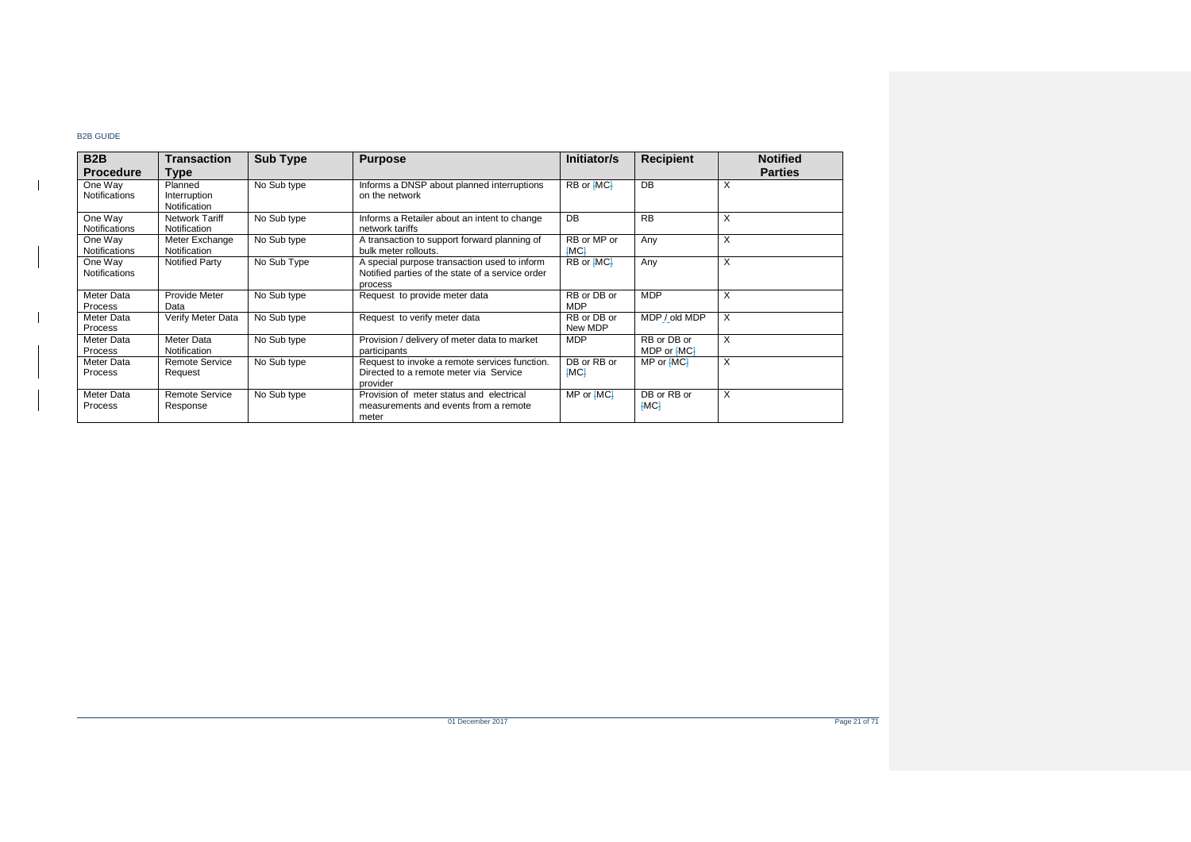| B2B Procedure | Transaction Type | Sub Type | Purpose | Initiator/s | Recipient | Notified Parties |
|---|---|---|---|---|---|---|
| One Way Notifications | Planned Interruption Notification | No Sub type | Informs a DNSP about planned interruptions on the network | RB or MC | DB | X |
| One Way Notifications | Network Tariff Notification | No Sub type | Informs a Retailer about an intent to change network tariffs | DB | RB | X |
| One Way Notifications | Meter Exchange Notification | No Sub type | A transaction to support forward planning of bulk meter rollouts. | RB or MP or MC | Any | X |
| One Way Notifications | Notified Party | No Sub Type | A special purpose transaction used to inform Notified parties of the state of a service order process | RB or MC | Any | X |
| Meter Data Process | Provide Meter Data | No Sub type | Request to provide meter data | RB or DB or MDP | MDP | X |
| Meter Data Process | Verify Meter Data | No Sub type | Request to verify meter data | RB or DB or New MDP | MDP / old MDP | X |
| Meter Data Process | Meter Data Notification | No Sub type | Provision / delivery of meter data to market participants | MDP | RB or DB or MDP or MC | X |
| Meter Data Process | Remote Service Request | No Sub type | Request to invoke a remote services function. Directed to a remote meter via Service provider | DB or RB or MC | MP or MC | X |
| Meter Data Process | Remote Service Response | No Sub type | Provision of meter status and electrical measurements and events from a remote meter | MP or MC | DB or RB or MC | X |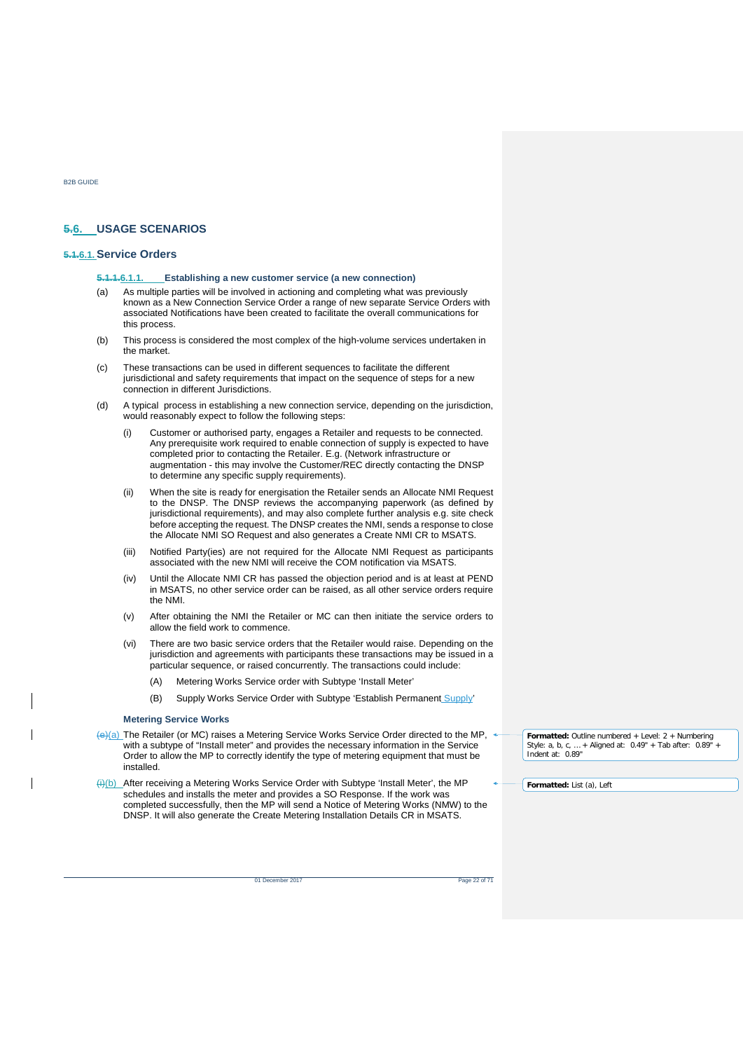# 6. USAGE SCENARIOS

## 6.1. Service Orders

### 6.1.1. Establishing a new customer service (a new connection)

(a) As multiple parties will be involved in actioning and completing what was previously known as a New Connection Service Order a range of new separate Service Orders with associated Notifications have been created to facilitate the overall communications for this process.

(b) This process is considered the most complex of the high-volume services undertaken in the market.

(c) These transactions can be used in different sequences to facilitate the different jurisdictional and safety requirements that impact on the sequence of steps for a new connection in different Jurisdictions.

(d) A typical process in establishing a new connection service, depending on the jurisdiction, would reasonably expect to follow the following steps:

  (i) Customer or authorised party, engages a Retailer and requests to be connected. Any prerequisite work required to enable connection of supply is expected to have completed prior to contacting the Retailer. E.g. (Network infrastructure or augmentation - this may involve the Customer/REC directly contacting the DNSP to determine any specific supply requirements).

  (ii) When the site is ready for energisation the Retailer sends an Allocate NMI Request to the DNSP. The DNSP reviews the accompanying paperwork (as defined by jurisdictional requirements), and may also complete further analysis e.g. site check before accepting the request. The DNSP creates the NMI, sends a response to close the Allocate NMI SO Request and also generates a Create NMI CR to MSATS.

  (iii) Notified Party(ies) are not required for the Allocate NMI Request as participants associated with the new NMI will receive the COM notification via MSATS.

  (iv) Until the Allocate NMI CR has passed the objection period and is at least at PEND in MSATS, no other service order can be raised, as all other service orders require the NMI.

  (v) After obtaining the NMI the Retailer or MC can then initiate the service orders to allow the field work to commence.

  (vi) There are two basic service orders that the Retailer would raise. Depending on the jurisdiction and agreements with participants these transactions may be issued in a particular sequence, or raised concurrently. The transactions could include:

    (A) Metering Works Service order with Subtype 'Install Meter'

    (B) Supply Works Service Order with Subtype 'Establish Permanent Supply'

**Metering Service Works**

(a) The Retailer (or MC) raises a Metering Service Works Service Order directed to the MP, with a subtype of "Install meter" and provides the necessary information in the Service Order to allow the MP to correctly identify the type of metering equipment that must be installed.

(b) After receiving a Metering Works Service Order with Subtype 'Install Meter', the MP schedules and installs the meter and provides a SO Response. If the work was completed successfully, then the MP will send a Notice of Metering Works (NMW) to the DNSP. It will also generate the Create Metering Installation Details CR in MSATS.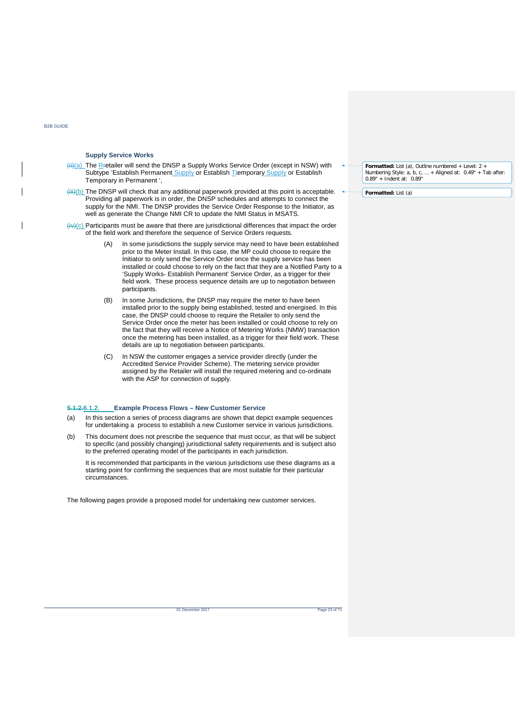**Supply Service Works**

(a) The Retailer will send the DNSP a Supply Works Service Order (except in NSW) with Subtype 'Establish Permanent Supply or Establish Temporary Supply or Establish Temporary in Permanent ',

(b) The DNSP will check that any additional paperwork provided at this point is acceptable. Providing all paperwork is in order, the DNSP schedules and attempts to connect the supply for the NMI. The DNSP provides the Service Order Response to the Initiator, as well as generate the Change NMI CR to update the NMI Status in MSATS.

(c) Participants must be aware that there are jurisdictional differences that impact the order of the field work and therefore the sequence of Service Orders requests.

(A) In some jurisdictions the supply service may need to have been established prior to the Meter Install. In this case, the MP could choose to require the Initiator to only send the Service Order once the supply service has been installed or could choose to rely on the fact that they are a Notified Party to a 'Supply Works- Establish Permanent' Service Order, as a trigger for their field work. These process sequence details are up to negotiation between participants.

(B) In some Jurisdictions, the DNSP may require the meter to have been installed prior to the supply being established, tested and energised. In this case, the DNSP could choose to require the Retailer to only send the Service Order once the meter has been installed or could choose to rely on the fact that they will receive a Notice of Metering Works (NMW) transaction once the metering has been installed, as a trigger for their field work. These details are up to negotiation between participants.

(C) In NSW the customer engages a service provider directly (under the Accredited Service Provider Scheme). The metering service provider assigned by the Retailer will install the required metering and co-ordinate with the ASP for connection of supply.

### 6.1.2. Example Process Flows – New Customer Service

(a) In this section a series of process diagrams are shown that depict example sequences for undertaking a process to establish a new Customer service in various jurisdictions.

(b) This document does not prescribe the sequence that must occur, as that will be subject to specific (and possibly changing) jurisdictional safety requirements and is subject also to the preferred operating model of the participants in each jurisdiction.

It is recommended that participants in the various jurisdictions use these diagrams as a starting point for confirming the sequences that are most suitable for their particular circumstances.

The following pages provide a proposed model for undertaking new customer services.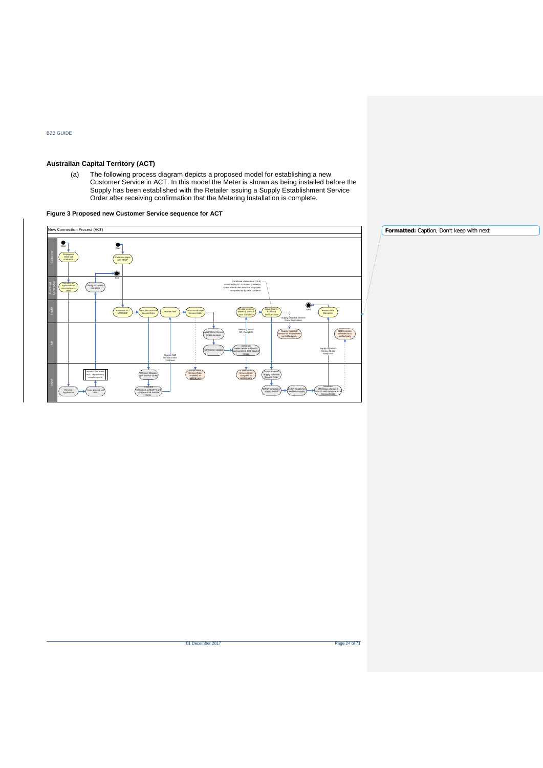## Australian Capital Territory (ACT)

(a) The following process diagram depicts a proposed model for establishing a new Customer Service in ACT. In this model the Meter is shown as being installed before the Supply has been established with the Retailer issuing a Supply Establishment Service Order after receiving confirmation that the Metering Installation is complete.

**Figure 3 Proposed new Customer Service sequence for ACT**

**Formatted:** Caption, Don't keep with next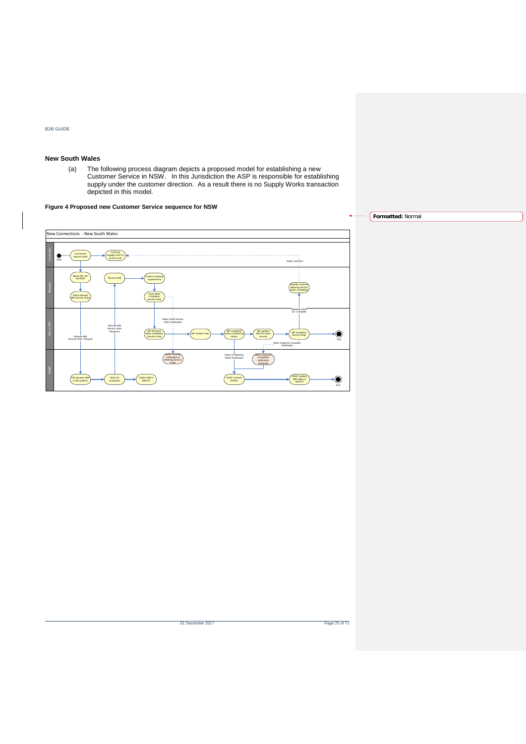### New South Wales

(a) The following process diagram depicts a proposed model for establishing a new Customer Service in NSW. In this Jurisdiction the ASP is responsible for establishing supply under the customer direction. As a result there is no Supply Works transaction depicted in this model.

**Figure 4 Proposed new Customer Service sequence for NSW**

New Connections - New South Wales

Customer: Start → Connection request made → Customer engages ASP for service work ← Notify Customer

Retailer: Select MP, MC, and MDP → Raise Allocate NMI Service Order; Receive NMI → Confirm metering requirements → Issue Meter Installation Service Order; Retailer receives Metering Service Order completion

MC or MP: Allocate NMI Service Order Request; Allocate NMI Service Order Response; Meter Install Service Order Notification; MP Receives Meter Installation Service Order → MP installs meter → MP completes Notice of Metering Works → MP updates MSATS meter records → MP completes Service Order → End; Metering Install SO Complete; Meter Install SO Complete Notification

DNSP: DB allocates NMI in DB systems → Send SO completion → Publish NMI in MSATS; DNSP receives notification of Metering Service Order; Notice of Metering Works Notification; DNSP receives NOMW → DNSP updates NMI status in MSATS → End; Meter Install SO Completion Notification Received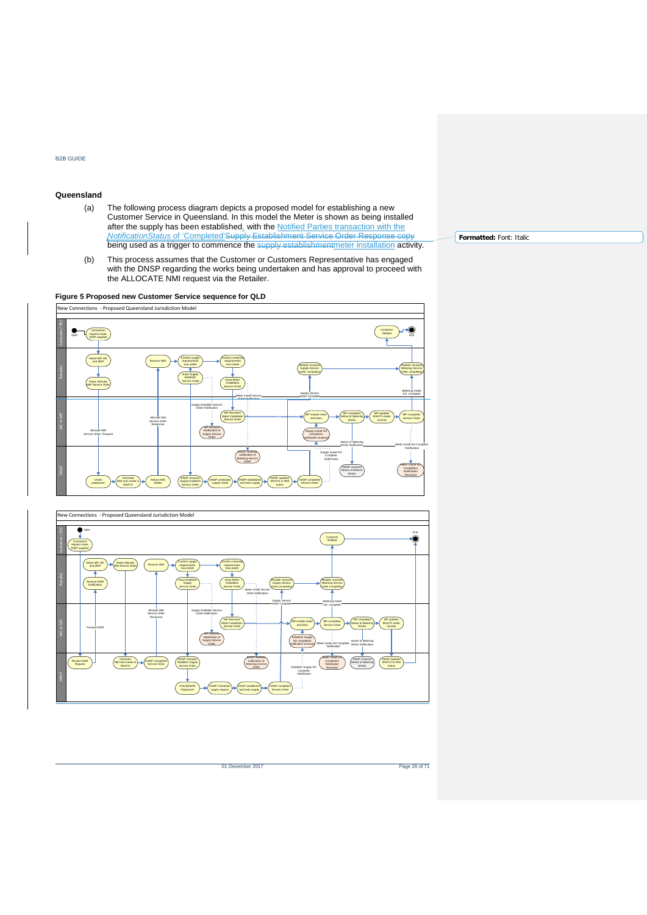## Queensland

(a) The following process diagram depicts a proposed model for establishing a new Customer Service in Queensland. In this model the Meter is shown as being installed after the supply has been established, with the Notified Parties transaction with the *NotificationStatus* of 'Completed'Supply Establishment Service Order Response copy being used as a trigger to commence the supply establishmentmeter installation activity.

(b) This process assumes that the Customer or Customers Representative has engaged with the DNSP regarding the works being undertaken and has approval to proceed with the ALLOCATE NMI request via the Retailer.

**Figure 5 Proposed new Customer Service sequence for QLD**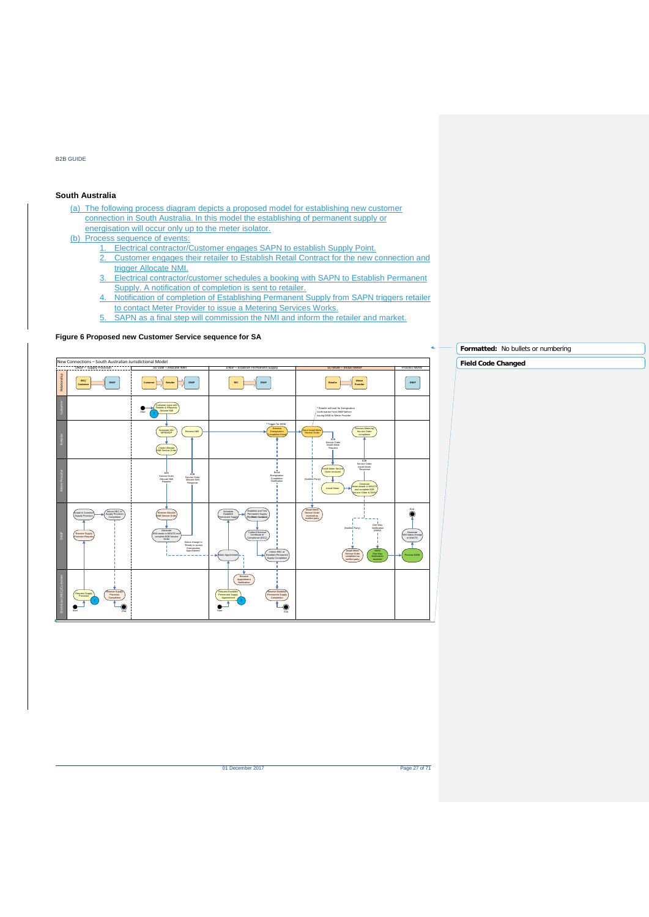## South Australia

(a) The following process diagram depicts a proposed model for establishing new customer connection in South Australia. In this model the establishing of permanent supply or energisation will occur only up to the meter isolator.

(b) Process sequence of events:

1. Electrical contractor/Customer engages SAPN to establish Supply Point.
2. Customer engages their retailer to Establish Retail Contract for the new connection and trigger Allocate NMI.
3. Electrical contractor/customer schedules a booking with SAPN to Establish Permanent Supply. A notification of completion is sent to retailer.
4. Notification of completion of Establishing Permanent Supply from SAPN triggers retailer to contact Meter Provider to issue a Metering Services Works.
5. SAPN as a final step will commission the NMI and inform the retailer and market.

**Figure 6 Proposed new Customer Service sequence for SA**

**Formatted:** No bullets or numbering

**Field Code Changed**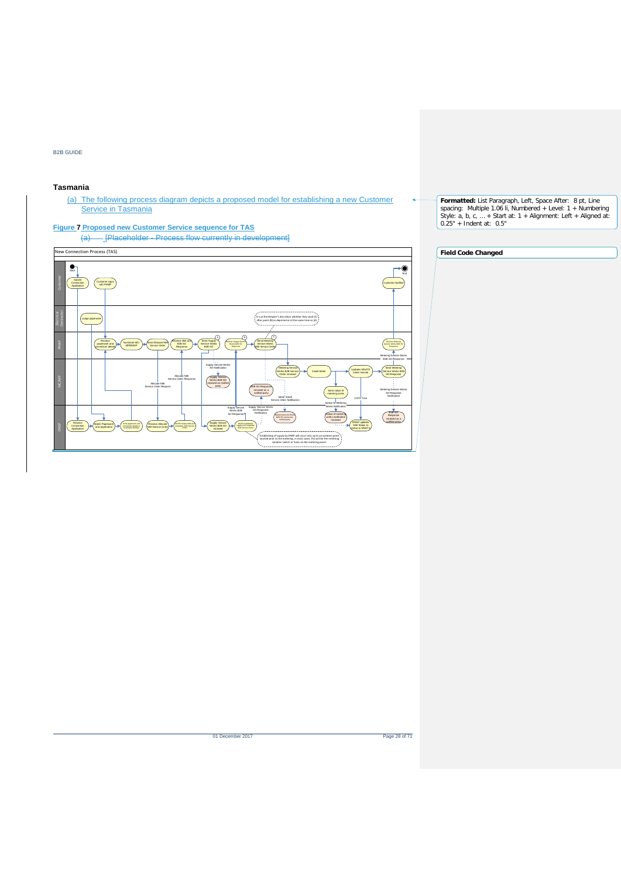### Tasmania

(a) The following process diagram depicts a proposed model for establishing a new Customer Service in Tasmania

**Figure 7 Proposed new Customer Service sequence for TAS**

(a) [Placeholder - Process flow currently in development]

New Connection Process (TAS)

**Formatted:** List Paragraph, Left, Space After: 8 pt, Line spacing: Multiple 1.06 li, Numbered + Level: 1 + Numbering Style: a, b, c, … + Start at: 1 + Alignment: Left + Aligned at: 0.25" + Indent at: 0.5"

**Field Code Changed**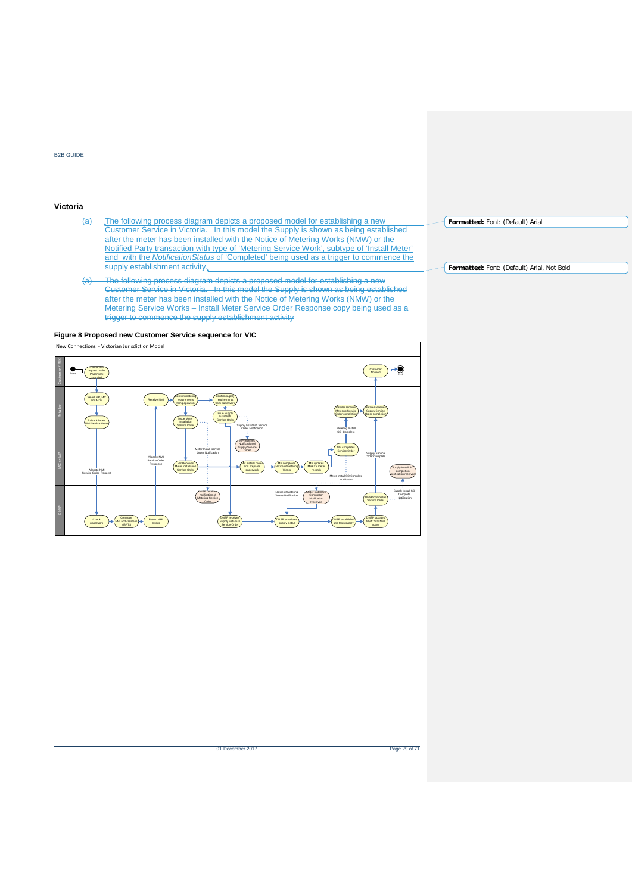## Victoria

(a) The following process diagram depicts a proposed model for establishing a new Customer Service in Victoria. In this model the Supply is shown as being established after the meter has been installed with the Notice of Metering Works (NMW) or the Notified Party transaction with type of 'Metering Service Work', subtype of 'Install Meter' and with the *NotificationStatus* of 'Completed' being used as a trigger to commence the supply establishment activity.

~~(a) The following process diagram depicts a proposed model for establishing a new Customer Service in Victoria. In this model the Supply is shown as being established after the meter has been installed with the Notice of Metering Works (NMW) or the Metering Service Works – Install Meter Service Order Response copy being used as a trigger to commence the supply establishment activity~~

**Formatted:** Font: (Default) Arial

**Formatted:** Font: (Default) Arial, Not Bold

**Figure 8 Proposed new Customer Service sequence for VIC**

New Connections - Victorian Jurisdiction Model

Customer / RBC: Start → Connection request made, paperwork supplied ... Customer Notified → End

Retailer: Select MP, MC and MDP; Raise Allocate NMI Service Order; Receive NMI; Confirm metering requirements from paperwork; Issue Meter Installation Service Order; Confirm supply requirements from paperwork; Issue Supply Establish Service Order; Supply Establish Service Order Notification; Retailer receives Metering Service Order completion; Retailer receives Supply Service Order completion; Metering Install SO Complete

MC or MP: Allocate NMI Service Order Request; Allocate NMI Service Order Response; Meter Install Service Order Notification; MP Receives Meter Installation Service Order; MP receives Notification of Supply Service Order; MP installs meter and prepares paperwork; MP completes Notice of Metering Works; MP updates MSATS meter records; MP completes Service Order; Meter Install SO Complete Notification; Supply Service Order Complete; Supply Install SO completion notification received

DNSP: Check paperwork; Generate NMI and create in MSATS; Return NMI details; DNSP receives notification of Metering Service Order; Notice of Metering Works Notification; Meter Install SO Completion Notification Received; DNSP receives Supply Establish Service Order; DNSP schedules supply install; DNSP establishes and tests supply; DNSP completes Service Order; Supply Install SO Complete Notification; DNSP updates MSATS to NMI active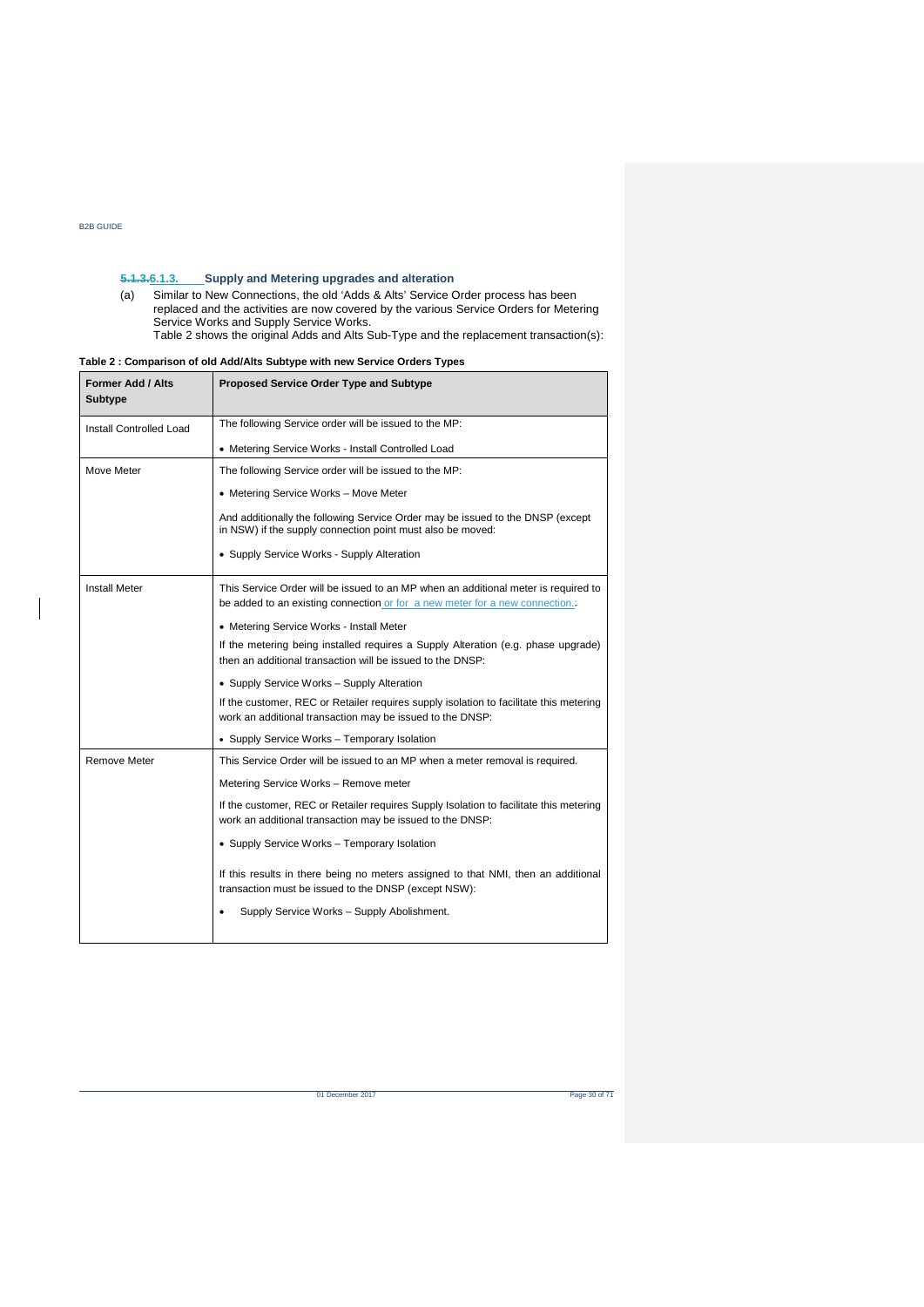### 5.1.3.6.1.3. Supply and Metering upgrades and alteration

(a) Similar to New Connections, the old 'Adds & Alts' Service Order process has been replaced and the activities are now covered by the various Service Orders for Metering Service Works and Supply Service Works.
Table 2 shows the original Adds and Alts Sub-Type and the replacement transaction(s):

**Table 2 : Comparison of old Add/Alts Subtype with new Service Orders Types**

| Former Add / Alts Subtype | Proposed Service Order Type and Subtype |
| --- | --- |
| Install Controlled Load | The following Service order will be issued to the MP:<br>• Metering Service Works - Install Controlled Load |
| Move Meter | The following Service order will be issued to the MP:<br>• Metering Service Works – Move Meter<br>And additionally the following Service Order may be issued to the DNSP (except in NSW) if the supply connection point must also be moved:<br>• Supply Service Works - Supply Alteration |
| Install Meter | This Service Order will be issued to an MP when an additional meter is required to be added to an existing connection or for a new meter for a new connection.:<br>• Metering Service Works - Install Meter<br>If the metering being installed requires a Supply Alteration (e.g. phase upgrade) then an additional transaction will be issued to the DNSP:<br>• Supply Service Works – Supply Alteration<br>If the customer, REC or Retailer requires supply isolation to facilitate this metering work an additional transaction may be issued to the DNSP:<br>• Supply Service Works – Temporary Isolation |
| Remove Meter | This Service Order will be issued to an MP when a meter removal is required.<br>Metering Service Works – Remove meter<br>If the customer, REC or Retailer requires Supply Isolation to facilitate this metering work an additional transaction may be issued to the DNSP:<br>• Supply Service Works – Temporary Isolation<br>If this results in there being no meters assigned to that NMI, then an additional transaction must be issued to the DNSP (except NSW):<br>• Supply Service Works – Supply Abolishment. |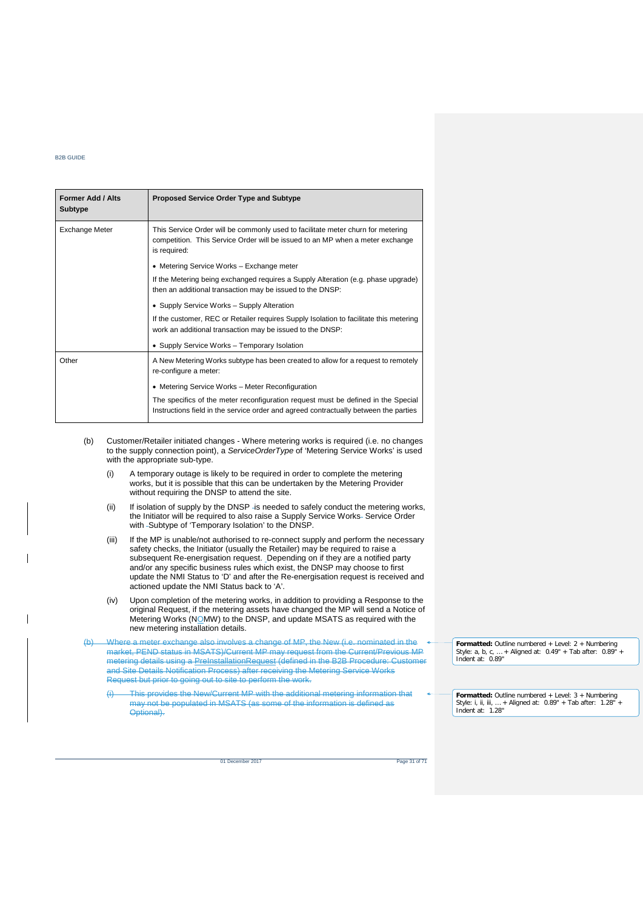| Former Add / Alts Subtype | Proposed Service Order Type and Subtype |
|---|---|
| Exchange Meter | This Service Order will be commonly used to facilitate meter churn for metering competition. This Service Order will be issued to an MP when a meter exchange is required:<br>• Metering Service Works – Exchange meter<br>If the Metering being exchanged requires a Supply Alteration (e.g. phase upgrade) then an additional transaction may be issued to the DNSP:<br>• Supply Service Works – Supply Alteration<br>If the customer, REC or Retailer requires Supply Isolation to facilitate this metering work an additional transaction may be issued to the DNSP:<br>• Supply Service Works – Temporary Isolation |
| Other | A New Metering Works subtype has been created to allow for a request to remotely re-configure a meter:<br>• Metering Service Works – Meter Reconfiguration<br>The specifics of the meter reconfiguration request must be defined in the Special Instructions field in the service order and agreed contractually between the parties |

(b) Customer/Retailer initiated changes - Where metering works is required (i.e. no changes to the supply connection point), a *ServiceOrderType* of 'Metering Service Works' is used with the appropriate sub-type.

(i) A temporary outage is likely to be required in order to complete the metering works, but it is possible that this can be undertaken by the Metering Provider without requiring the DNSP to attend the site.

(ii) If isolation of supply by the DNSP is needed to safely conduct the metering works, the Initiator will be required to also raise a Supply Service Works Service Order with Subtype of 'Temporary Isolation' to the DNSP.

(iii) If the MP is unable/not authorised to re-connect supply and perform the necessary safety checks, the Initiator (usually the Retailer) may be required to raise a subsequent Re-energisation request. Depending on if they are a notified party and/or any specific business rules which exist, the DNSP may choose to first update the NMI Status to 'D' and after the Re-energisation request is received and actioned update the NMI Status back to 'A'.

(iv) Upon completion of the metering works, in addition to providing a Response to the original Request, if the metering assets have changed the MP will send a Notice of Metering Works (NOMW) to the DNSP, and update MSATS as required with the new metering installation details.

~~(b) Where a meter exchange also involves a change of MP, the New (i.e. nominated in the market, PEND status in MSATS)/Current MP may request from the Current/Previous MP metering details using a PreInstallationRequest (defined in the B2B Procedure: Customer and Site Details Notification Process) after receiving the Metering Service Works Request but prior to going out to site to perform the work.~~

~~(i) This provides the New/Current MP with the additional metering information that may not be populated in MSATS (as some of the information is defined as Optional).~~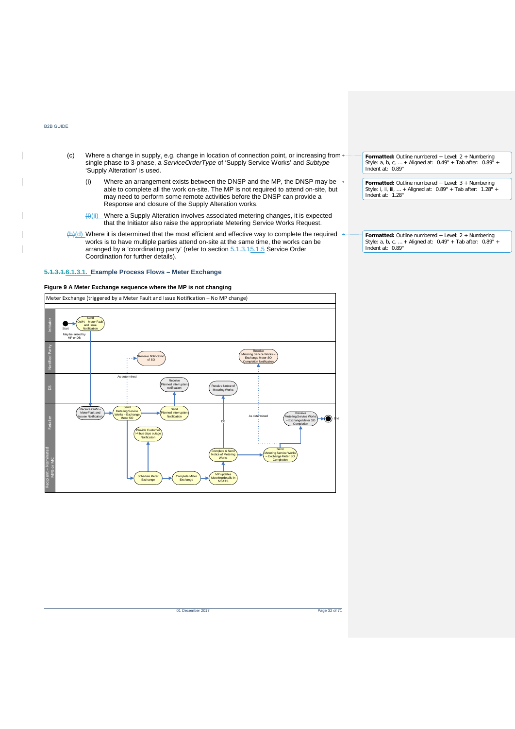(c) Where a change in supply, e.g. change in location of connection point, or increasing from single phase to 3-phase, a *ServiceOrderType* of 'Supply Service Works' and *Subtype* 'Supply Alteration' is used.

(i) Where an arrangement exists between the DNSP and the MP, the DNSP may be able to complete all the work on-site. The MP is not required to attend on-site, but may need to perform some remote activities before the DNSP can provide a Response and closure of the Supply Alteration works.

(ii) Where a Supply Alteration involves associated metering changes, it is expected that the Initiator also raise the appropriate Metering Service Works Request.

(d) Where it is determined that the most efficient and effective way to complete the required works is to have multiple parties attend on-site at the same time, the works can be arranged by a 'coordinating party' (refer to section 5.1.5 Service Order Coordination for further details).

#### 6.1.3.1. Example Process Flows – Meter Exchange

**Figure 9 A Meter Exchange sequence where the MP is not changing**

Meter Exchange (triggered by a Meter Fault and Issue Notification – No MP change)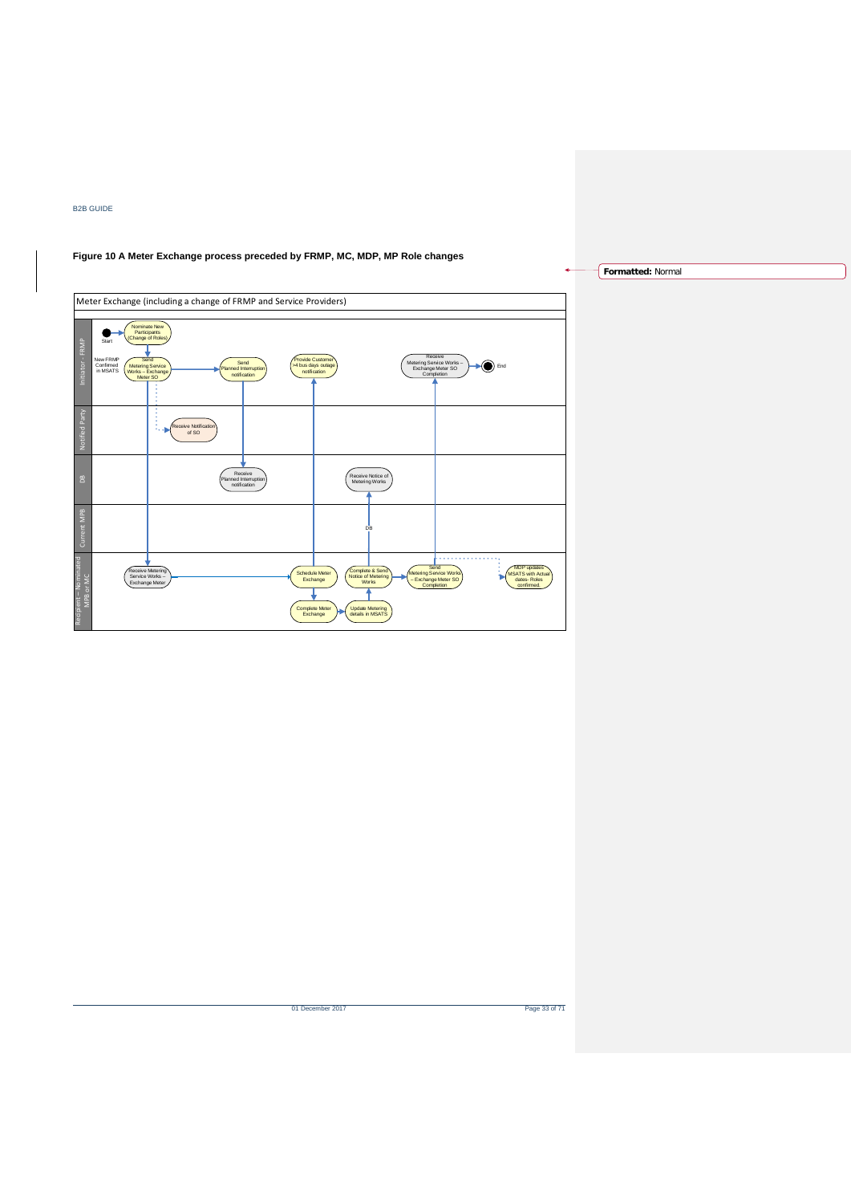**Figure 10 A Meter Exchange process preceded by FRMP, MC, MDP, MP Role changes**

Formatted: Normal

Meter Exchange (including a change of FRMP and Service Providers)

Initiator - FRMP: Start → Nominate New Participants (Change of Roles) → New FRMP Confirmed in MSATS → Send Metering Service Works – Exchange Meter SO → Send Planned Interruption notification; Provide Customer >4 bus days outage notification; Receive Metering Service Works – Exchange Meter SO Completion → End

Notified Party: Receive Notification of SO

DB: Receive Planned Interruption notification; Receive Notice of Metering Works

Current MPB: DB

Recipient – Nominated MPB or MC: Receive Metering Service Works – Exchange Meter → Schedule Meter Exchange → Complete Meter Exchange → Update Metering details in MSATS → Complete & Send Notice of Metering Works → Send Metering Service Works – Exchange Meter SO Completion; MDP updates MSATS with Actual dates- Roles confirmed.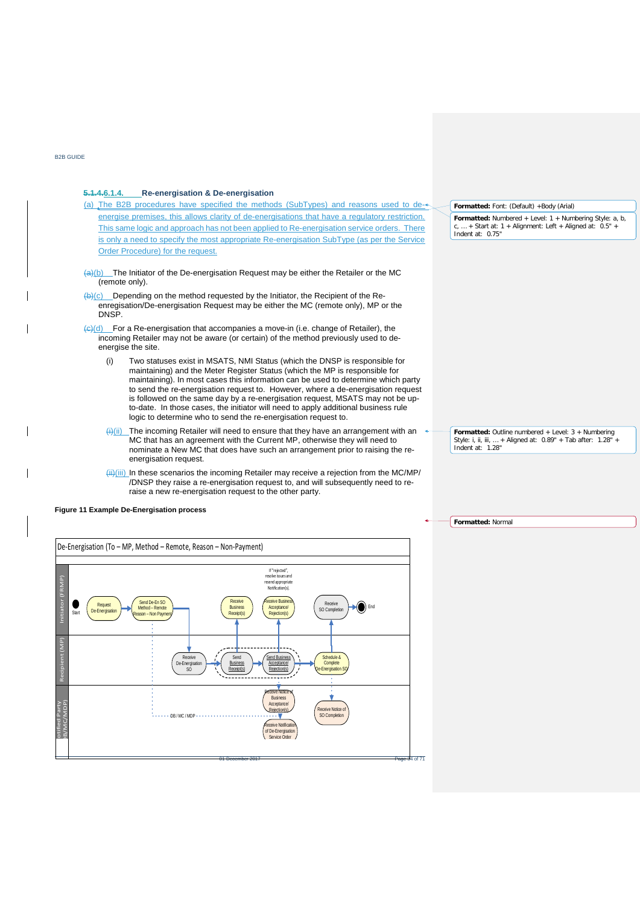### 6.1.4. Re-energisation & De-energisation

(a) The B2B procedures have specified the methods (SubTypes) and reasons used to de-energise premises, this allows clarity of de-energisations that have a regulatory restriction. This same logic and approach has not been applied to Re-energisation service orders. There is only a need to specify the most appropriate Re-energisation SubType (as per the Service Order Procedure) for the request.

(b) The Initiator of the De-energisation Request may be either the Retailer or the MC (remote only).

(c) Depending on the method requested by the Initiator, the Recipient of the Re-enregisation/De-energisation Request may be either the MC (remote only), MP or the DNSP.

(d) For a Re-energisation that accompanies a move-in (i.e. change of Retailer), the incoming Retailer may not be aware (or certain) of the method previously used to de-energise the site.

(i) Two statuses exist in MSATS, NMI Status (which the DNSP is responsible for maintaining) and the Meter Register Status (which the MP is responsible for maintaining). In most cases this information can be used to determine which party to send the re-energisation request to. However, where a de-energisation request is followed on the same day by a re-energisation request, MSATS may not be up-to-date. In those cases, the initiator will need to apply additional business rule logic to determine who to send the re-energisation request to.

(ii) The incoming Retailer will need to ensure that they have an arrangement with an MC that has an agreement with the Current MP, otherwise they will need to nominate a New MC that does have such an arrangement prior to raising the re-energisation request.

(iii) In these scenarios the incoming Retailer may receive a rejection from the MC/MP/ /DNSP they raise a re-energisation request to, and will subsequently need to re-raise a new re-energisation request to the other party.

**Figure 11 Example De-Energisation process**

De-Energisation (To – MP, Method – Remote, Reason – Non-Payment)

Initiator (FRMP): Start → Request De-Energisation → Send De-En SO Method – Remote Reason – Non Payment; Receive Business Receipt(s); Receive Business Acceptance/ Rejection(s) (If "rejected", resolve issues and resend appropriate Notification(s).); Receive SO Completion → End

Recipient (MP): Receive De-Energisation SO → Send Business Receipt(s) → Send Business Acceptance/ Rejection(s) → Schedule & Complete De-Energisation SO

Notified Party (DB/MC/MDP): DB / MC / MDP; Receive Notice of Business Acceptance/ Rejection(s); Receive Notification of De-Energisation Service Order; Receive Notice of SO Completion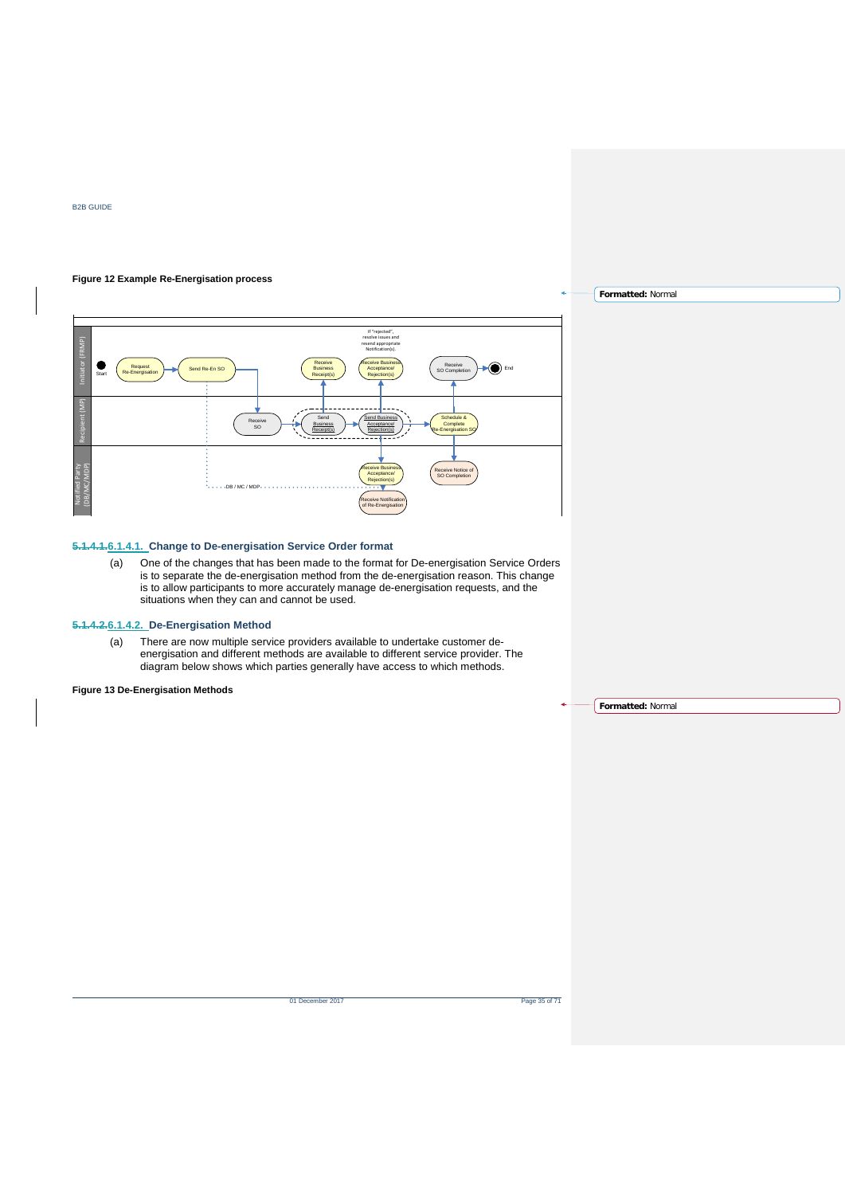**Figure 12 Example Re-Energisation process**

#### ~~5.1.4.1.~~6.1.4.1. Change to De-energisation Service Order format

(a) One of the changes that has been made to the format for De-energisation Service Orders is to separate the de-energisation method from the de-energisation reason. This change is to allow participants to more accurately manage de-energisation requests, and the situations when they can and cannot be used.

#### ~~5.1.4.2.~~6.1.4.2. De-Energisation Method

(a) There are now multiple service providers available to undertake customer de-energisation and different methods are available to different service provider. The diagram below shows which parties generally have access to which methods.

**Figure 13 De-Energisation Methods**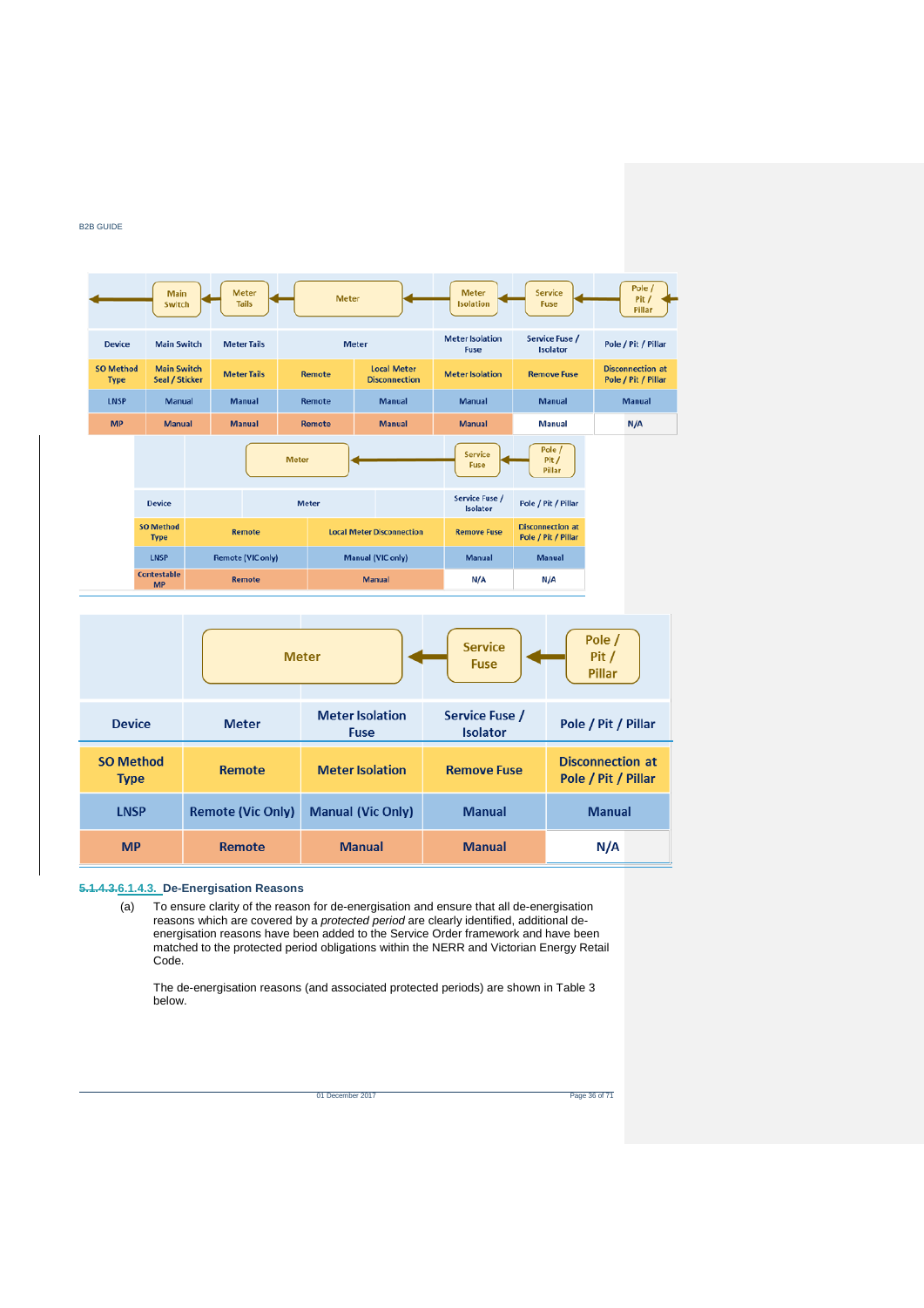| Device | Main Switch | Meter Tails | Meter | | Meter Isolation Fuse | Service Fuse / Isolator | Pole / Pit / Pillar |
|---|---|---|---|---|---|---|---|
| SO Method Type | Main Switch Seal / Sticker | Meter Tails | Remote | Local Meter Disconnection | Meter Isolation | Remove Fuse | Disconnection at Pole / Pit / Pillar |
| LNSP | Manual | Manual | Remote | Manual | Manual | Manual | Manual |
| MP | Manual | Manual | Remote | Manual | Manual | Manual | N/A |

| Device | Meter | | Service Fuse / Isolator | Pole / Pit / Pillar |
|---|---|---|---|---|
| SO Method Type | Remote | Local Meter Disconnection | Remove Fuse | Disconnection at Pole / Pit / Pillar |
| LNSP | Remote (VIC only) | Manual (VIC only) | Manual | Manual |
| Contestable MP | Remote | Manual | N/A | N/A |

| Device | Meter | Meter Isolation Fuse | Service Fuse / Isolator | Pole / Pit / Pillar |
|---|---|---|---|---|
| SO Method Type | Remote | Meter Isolation | Remove Fuse | Disconnection at Pole / Pit / Pillar |
| LNSP | Remote (Vic Only) | Manual (Vic Only) | Manual | Manual |
| MP | Remote | Manual | Manual | N/A |

#### 5.1.4.3.6.1.4.3. De-Energisation Reasons

(a) To ensure clarity of the reason for de-energisation and ensure that all de-energisation reasons which are covered by a *protected period* are clearly identified, additional de-energisation reasons have been added to the Service Order framework and have been matched to the protected period obligations within the NERR and Victorian Energy Retail Code.

The de-energisation reasons (and associated protected periods) are shown in Table 3 below.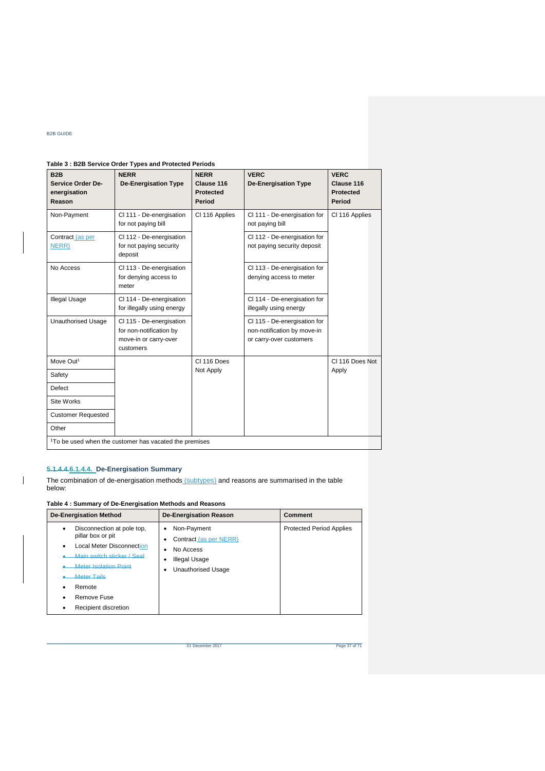**Table 3 : B2B Service Order Types and Protected Periods**

| B2B Service Order De-energisation Reason | NERR De-Energisation Type | NERR Clause 116 Protected Period | VERC De-Energisation Type | VERC Clause 116 Protected Period |
|---|---|---|---|---|
| Non-Payment | Cl 111 - De-energisation for not paying bill | Cl 116 Applies | Cl 111 - De-energisation for not paying bill | Cl 116 Applies |
| Contract (as per NERR) | Cl 112 - De-energisation for not paying security deposit | | Cl 112 - De-energisation for not paying security deposit | |
| No Access | Cl 113 - De-energisation for denying access to meter | | Cl 113 - De-energisation for denying access to meter | |
| Illegal Usage | Cl 114 - De-energisation for illegally using energy | | Cl 114 - De-energisation for illegally using energy | |
| Unauthorised Usage | Cl 115 - De-energisation for non-notification by move-in or carry-over customers | | Cl 115 - De-energisation for non-notification by move-in or carry-over customers | |
| Move Out[1] | | Cl 116 Does Not Apply | | Cl 116 Does Not Apply |
| Safety | | | | |
| Defect | | | | |
| Site Works | | | | |
| Customer Requested | | | | |
| Other | | | | |

[1]To be used when the customer has vacated the premises

#### 5.1.4.4.6.1.4.4. De-Energisation Summary

The combination of de-energisation methods (subtypes) and reasons are summarised in the table below:

**Table 4 : Summary of De-Energisation Methods and Reasons**

| De-Energisation Method | De-Energisation Reason | Comment |
|---|---|---|
| • Disconnection at pole top, pillar box or pit<br>• Local Meter Disconnection<br>• ~~Main switch sticker / Seal~~<br>• ~~Meter Isolation Point~~<br>• ~~Meter Tails~~<br>• Remote<br>• Remove Fuse<br>• Recipient discretion | • Non-Payment<br>• Contract (as per NERR)<br>• No Access<br>• Illegal Usage<br>• Unauthorised Usage | Protected Period Applies |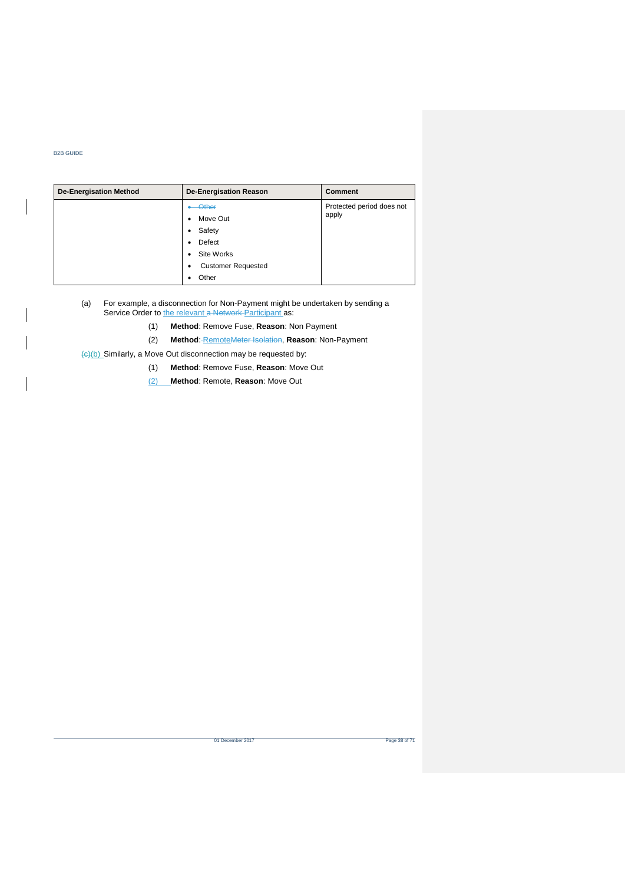| De-Energisation Method | De-Energisation Reason | Comment |
| --- | --- | --- |
| | • ~~Other~~<br>• Move Out<br>• Safety<br>• Defect<br>• Site Works<br>• Customer Requested<br>• Other | Protected period does not apply |

(a) For example, a disconnection for Non-Payment might be undertaken by sending a Service Order to the relevant ~~a Network~~ Participant as:

(1) **Method**: Remove Fuse, **Reason**: Non Payment

(2) **Method**: Remote~~Meter Isolation~~, **Reason**: Non-Payment

~~(c)~~(b) Similarly, a Move Out disconnection may be requested by:

(1) **Method**: Remove Fuse, **Reason**: Move Out

(2) **Method**: Remote, **Reason**: Move Out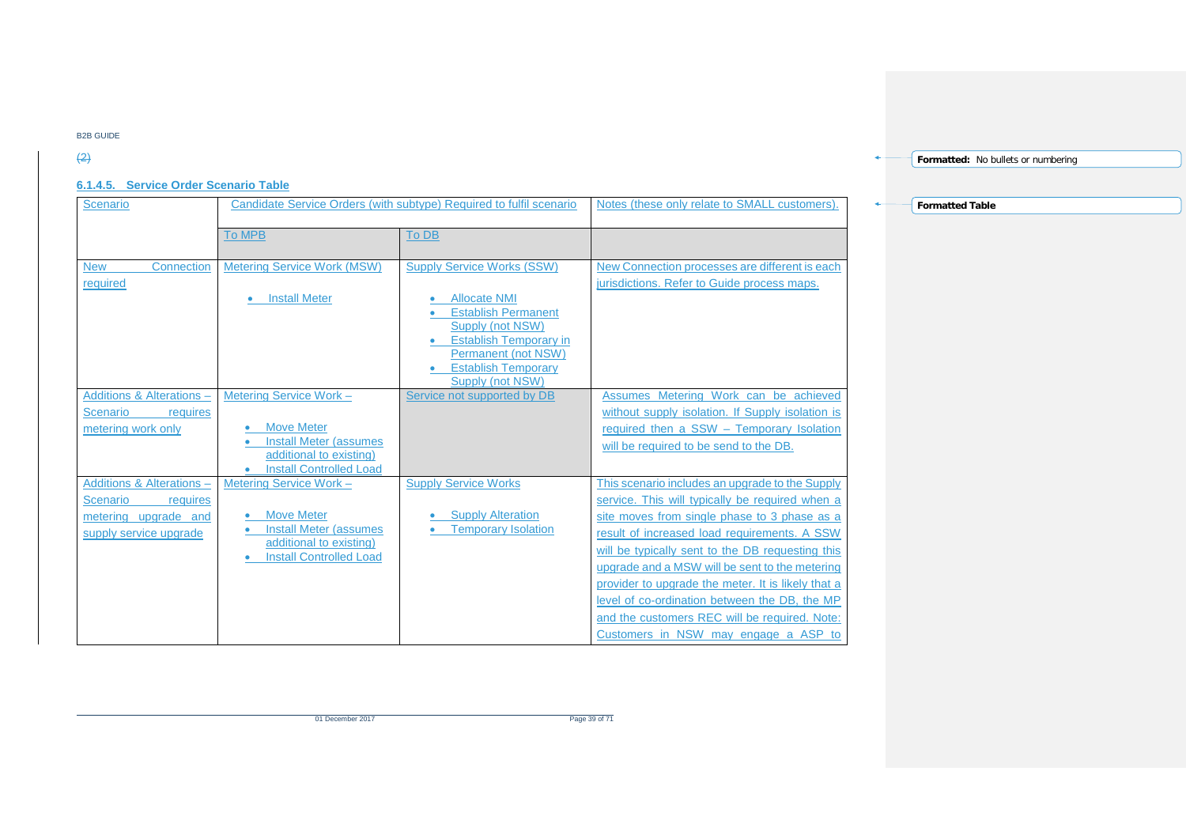(2)

### 6.1.4.5. Service Order Scenario Table

| Scenario | Candidate Service Orders (with subtype) Required to fulfil scenario | | Notes (these only relate to SMALL customers). |
|---|---|---|---|
| | To MPB | To DB | |
| New Connection required | Metering Service Work (MSW)<br><br>• Install Meter | Supply Service Works (SSW)<br><br>• Allocate NMI<br>• Establish Permanent Supply (not NSW)<br>• Establish Temporary in Permanent (not NSW)<br>• Establish Temporary Supply (not NSW) | New Connection processes are different is each jurisdictions. Refer to Guide process maps. |
| Additions & Alterations – Scenario requires metering work only | Metering Service Work –<br><br>• Move Meter<br>• Install Meter (assumes additional to existing)<br>• Install Controlled Load | Service not supported by DB | Assumes Metering Work can be achieved without supply isolation. If Supply isolation is required then a SSW – Temporary Isolation will be required to be send to the DB. |
| Additions & Alterations – Scenario requires metering upgrade and supply service upgrade | Metering Service Work –<br><br>• Move Meter<br>• Install Meter (assumes additional to existing)<br>• Install Controlled Load | Supply Service Works<br><br>• Supply Alteration<br>• Temporary Isolation | This scenario includes an upgrade to the Supply service. This will typically be required when a site moves from single phase to 3 phase as a result of increased load requirements. A SSW will be typically sent to the DB requesting this upgrade and a MSW will be sent to the metering provider to upgrade the meter. It is likely that a level of co-ordination between the DB, the MP and the customers REC will be required. Note: Customers in NSW may engage a ASP to |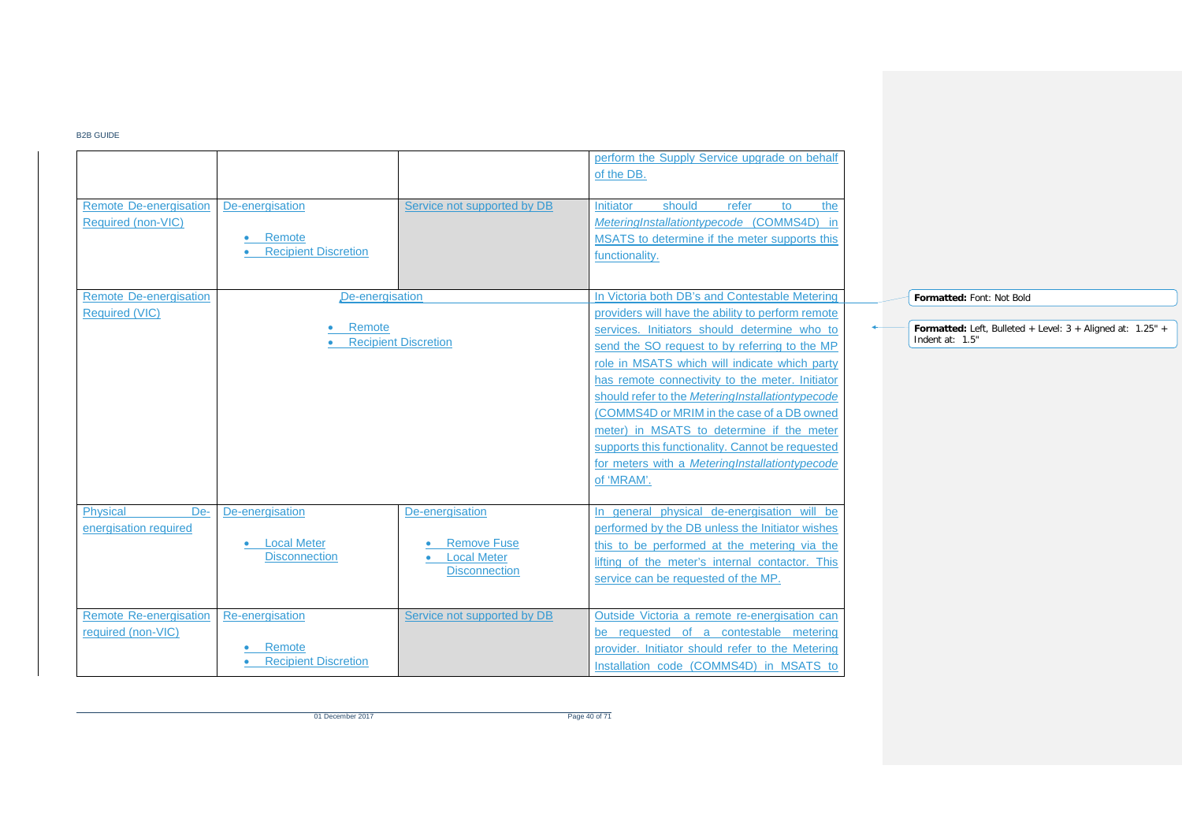| | | | |
|---|---|---|---|
| | | | perform the Supply Service upgrade on behalf of the DB. |
| Remote De-energisation Required (non-VIC) | De-energisation<br>• Remote<br>• Recipient Discretion | Service not supported by DB | Initiator should refer to the *MeteringInstallationtypecode* (COMMS4D) in MSATS to determine if the meter supports this functionality. |
| Remote De-energisation Required (VIC) | De-energisation<br>• Remote<br>• Recipient Discretion | | In Victoria both DB's and Contestable Metering providers will have the ability to perform remote services. Initiators should determine who to send the SO request to by referring to the MP role in MSATS which will indicate which party has remote connectivity to the meter. Initiator should refer to the *MeteringInstallationtypecode* (COMMS4D or MRIM in the case of a DB owned meter) in MSATS to determine if the meter supports this functionality. Cannot be requested for meters with a *MeteringInstallationtypecode* of 'MRAM'. |
| Physical De-energisation required | De-energisation<br>• Local Meter Disconnection | De-energisation<br>• Remove Fuse<br>• Local Meter Disconnection | In general physical de-energisation will be performed by the DB unless the Initiator wishes this to be performed at the metering via the lifting of the meter's internal contactor. This service can be requested of the MP. |
| Remote Re-energisation required (non-VIC) | Re-energisation<br>• Remote<br>• Recipient Discretion | Service not supported by DB | Outside Victoria a remote re-energisation can be requested of a contestable metering provider. Initiator should refer to the Metering Installation code (COMMS4D) in MSATS to |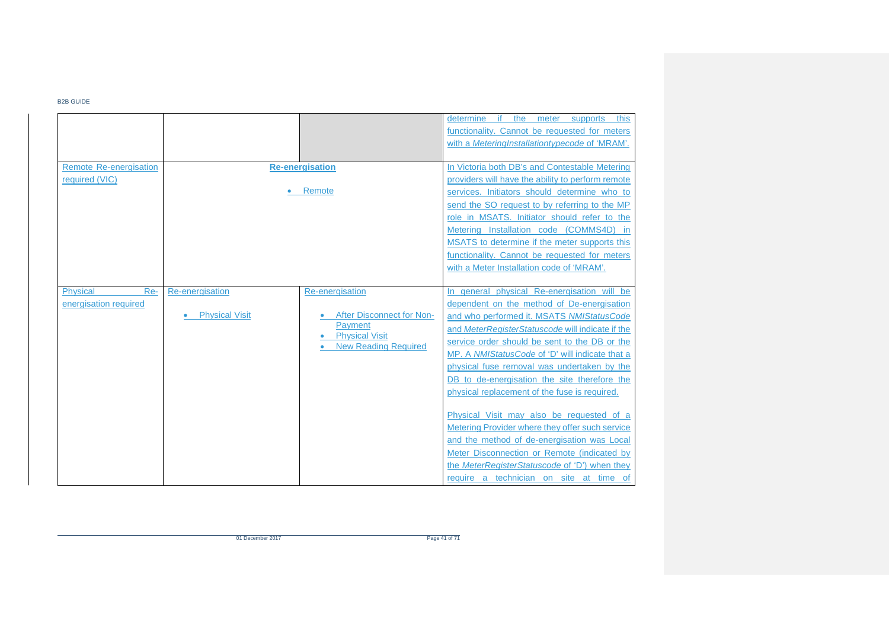| | | | |
|---|---|---|---|
| | | | determine if the meter supports this functionality. Cannot be requested for meters with a *MeteringInstallationtypecode* of 'MRAM'. |
| Remote Re-energisation required (VIC) | **Re-energisation**<br><br>• Remote | | In Victoria both DB's and Contestable Metering providers will have the ability to perform remote services. Initiators should determine who to send the SO request to by referring to the MP role in MSATS. Initiator should refer to the Metering Installation code (COMMS4D) in MSATS to determine if the meter supports this functionality. Cannot be requested for meters with a Meter Installation code of 'MRAM'. |
| Physical Re-energisation required | Re-energisation<br><br>• Physical Visit | Re-energisation<br><br>• After Disconnect for Non-Payment<br>• Physical Visit<br>• New Reading Required | In general physical Re-energisation will be dependent on the method of De-energisation and who performed it. MSATS *NMIStatusCode* and *MeterRegisterStatuscode* will indicate if the service order should be sent to the DB or the MP. A *NMIStatusCode* of 'D' will indicate that a physical fuse removal was undertaken by the DB to de-energisation the site therefore the physical replacement of the fuse is required.<br><br>Physical Visit may also be requested of a Metering Provider where they offer such service and the method of de-energisation was Local Meter Disconnection or Remote (indicated by the *MeterRegisterStatuscode* of 'D') when they require a technician on site at time of |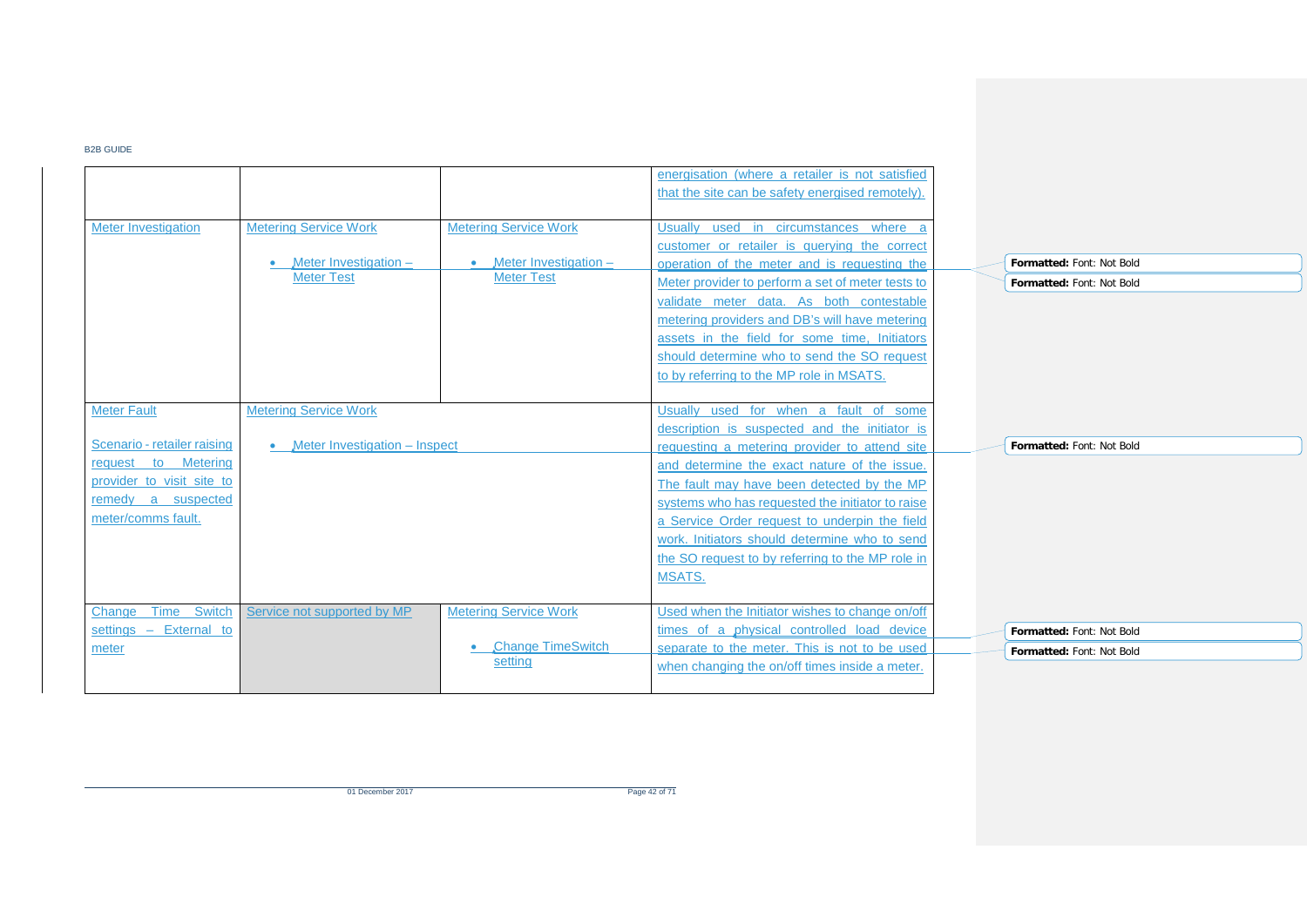| | | | |
|---|---|---|---|
| | | | energisation (where a retailer is not satisfied that the site can be safety energised remotely). |
| Meter Investigation | Metering Service Work<br>• Meter Investigation – Meter Test | Metering Service Work<br>• Meter Investigation – Meter Test | Usually used in circumstances where a customer or retailer is querying the correct operation of the meter and is requesting the Meter provider to perform a set of meter tests to validate meter data. As both contestable metering providers and DB's will have metering assets in the field for some time, Initiators should determine who to send the SO request to by referring to the MP role in MSATS. |
| Meter Fault<br><br>Scenario - retailer raising request to Metering provider to visit site to remedy a suspected meter/comms fault. | Metering Service Work<br>• Meter Investigation – Inspect | | Usually used for when a fault of some description is suspected and the initiator is requesting a metering provider to attend site and determine the exact nature of the issue. The fault may have been detected by the MP systems who has requested the initiator to raise a Service Order request to underpin the field work. Initiators should determine who to send the SO request to by referring to the MP role in MSATS. |
| Change Time Switch settings – External to meter | Service not supported by MP | Metering Service Work<br>• Change TimeSwitch setting | Used when the Initiator wishes to change on/off times of a physical controlled load device separate to the meter. This is not to be used when changing the on/off times inside a meter. |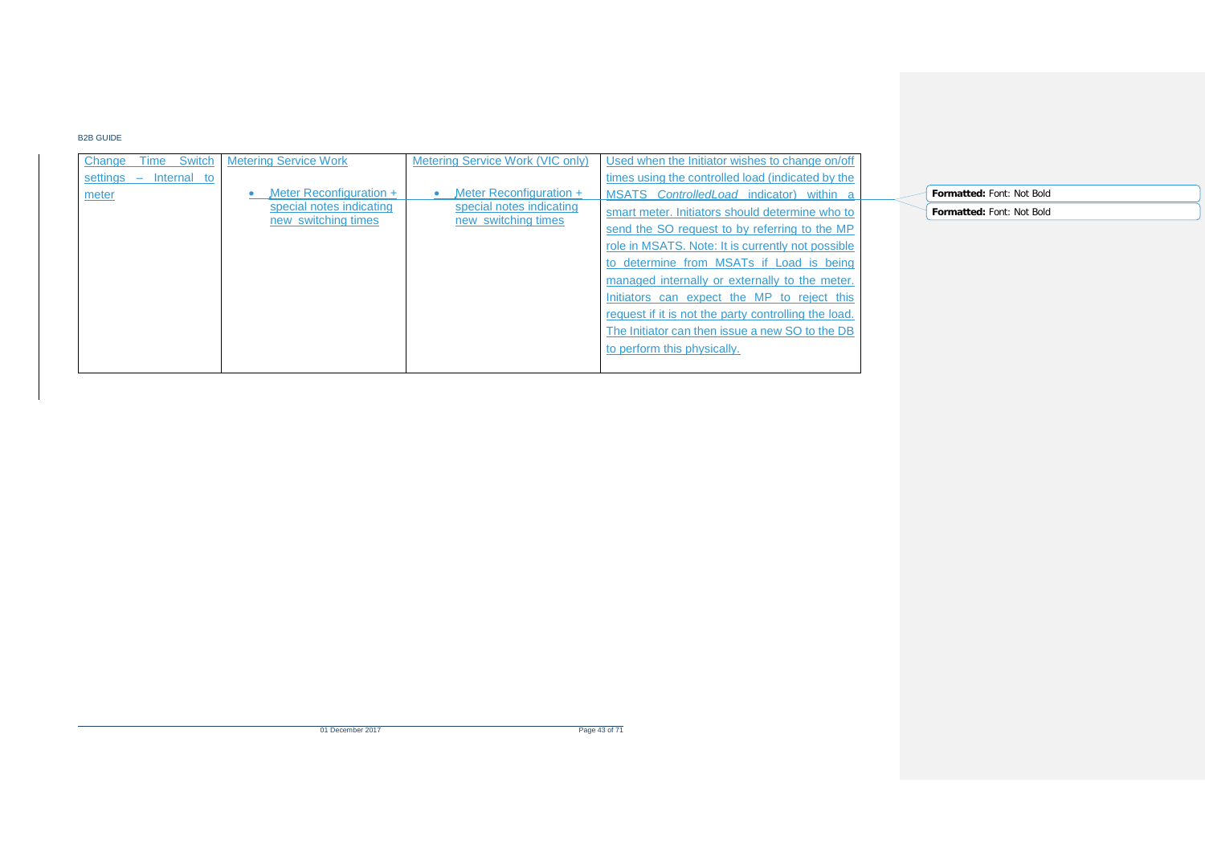| Change Time Switch settings – Internal to meter | Metering Service Work<br>• Meter Reconfiguration + special notes indicating new switching times | Metering Service Work (VIC only)<br>• Meter Reconfiguration + special notes indicating new switching times | Used when the Initiator wishes to change on/off times using the controlled load (indicated by the MSATS *ControlledLoad* indicator) within a smart meter. Initiators should determine who to send the SO request to by referring to the MP role in MSATS. Note: It is currently not possible to determine from MSATs if Load is being managed internally or externally to the meter. Initiators can expect the MP to reject this request if it is not the party controlling the load. The Initiator can then issue a new SO to the DB to perform this physically. |
|---|---|---|---|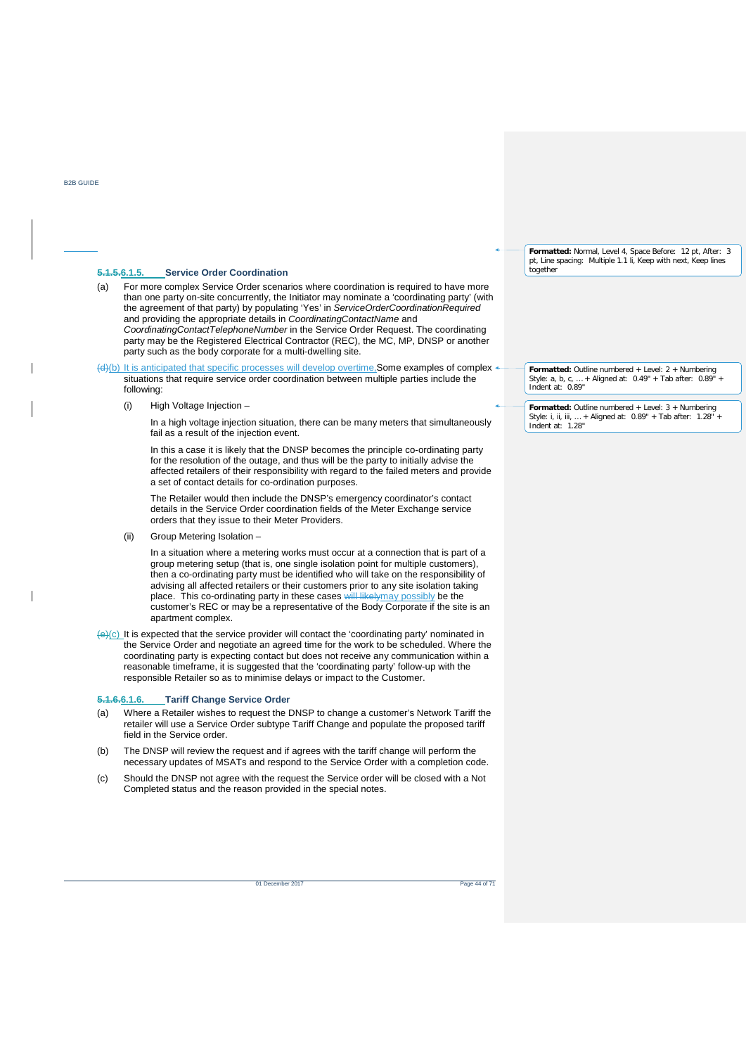#### 5.1.5.6.1.5. Service Order Coordination

(a) For more complex Service Order scenarios where coordination is required to have more than one party on-site concurrently, the Initiator may nominate a 'coordinating party' (with the agreement of that party) by populating 'Yes' in *ServiceOrderCoordinationRequired* and providing the appropriate details in *CoordinatingContactName* and *CoordinatingContactTelephoneNumber* in the Service Order Request. The coordinating party may be the Registered Electrical Contractor (REC), the MC, MP, DNSP or another party such as the body corporate for a multi-dwelling site.

(d)(b) It is anticipated that specific processes will develop overtime. Some examples of complex situations that require service order coordination between multiple parties include the following:

(i) High Voltage Injection –

In a high voltage injection situation, there can be many meters that simultaneously fail as a result of the injection event.

In this a case it is likely that the DNSP becomes the principle co-ordinating party for the resolution of the outage, and thus will be the party to initially advise the affected retailers of their responsibility with regard to the failed meters and provide a set of contact details for co-ordination purposes.

The Retailer would then include the DNSP's emergency coordinator's contact details in the Service Order coordination fields of the Meter Exchange service orders that they issue to their Meter Providers.

(ii) Group Metering Isolation –

In a situation where a metering works must occur at a connection that is part of a group metering setup (that is, one single isolation point for multiple customers), then a co-ordinating party must be identified who will take on the responsibility of advising all affected retailers or their customers prior to any site isolation taking place. This co-ordinating party in these cases ~~will likely~~may possibly be the customer's REC or may be a representative of the Body Corporate if the site is an apartment complex.

(e)(c) It is expected that the service provider will contact the 'coordinating party' nominated in the Service Order and negotiate an agreed time for the work to be scheduled. Where the coordinating party is expecting contact but does not receive any communication within a reasonable timeframe, it is suggested that the 'coordinating party' follow-up with the responsible Retailer so as to minimise delays or impact to the Customer.

#### 5.1.6.6.1.6. Tariff Change Service Order

(a) Where a Retailer wishes to request the DNSP to change a customer's Network Tariff the retailer will use a Service Order subtype Tariff Change and populate the proposed tariff field in the Service order.

(b) The DNSP will review the request and if agrees with the tariff change will perform the necessary updates of MSATs and respond to the Service Order with a completion code.

(c) Should the DNSP not agree with the request the Service order will be closed with a Not Completed status and the reason provided in the special notes.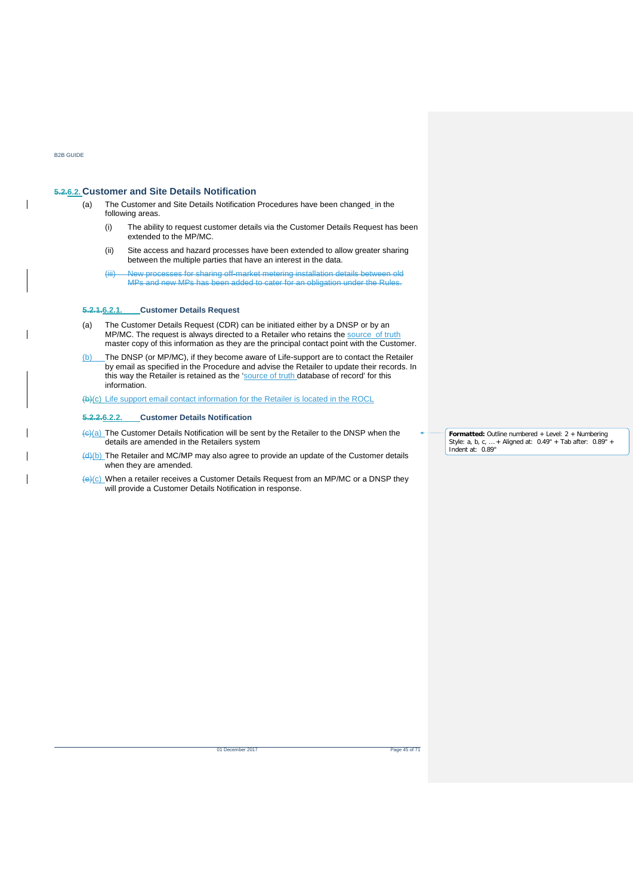## 5.2.6.2. Customer and Site Details Notification

(a) The Customer and Site Details Notification Procedures have been changed in the following areas.

(i) The ability to request customer details via the Customer Details Request has been extended to the MP/MC.

(ii) Site access and hazard processes have been extended to allow greater sharing between the multiple parties that have an interest in the data.

~~(iii) New processes for sharing off-market metering installation details between old MPs and new MPs has been added to cater for an obligation under the Rules.~~

### 5.2.1.6.2.1. Customer Details Request

(a) The Customer Details Request (CDR) can be initiated either by a DNSP or by an MP/MC. The request is always directed to a Retailer who retains the source of truth master copy of this information as they are the principal contact point with the Customer.

(b) The DNSP (or MP/MC), if they become aware of Life-support are to contact the Retailer by email as specified in the Procedure and advise the Retailer to update their records. In this way the Retailer is retained as the 'source of truth database of record' for this information.

~~(b)~~(c) Life support email contact information for the Retailer is located in the ROCL

### 5.2.2.6.2.2. Customer Details Notification

~~(c)~~(a) The Customer Details Notification will be sent by the Retailer to the DNSP when the details are amended in the Retailers system

~~(d)~~(b) The Retailer and MC/MP may also agree to provide an update of the Customer details when they are amended.

~~(e)~~(c) When a retailer receives a Customer Details Request from an MP/MC or a DNSP they will provide a Customer Details Notification in response.

**Formatted:** Outline numbered + Level: 2 + Numbering Style: a, b, c, … + Aligned at: 0.49" + Tab after: 0.89" + Indent at: 0.89"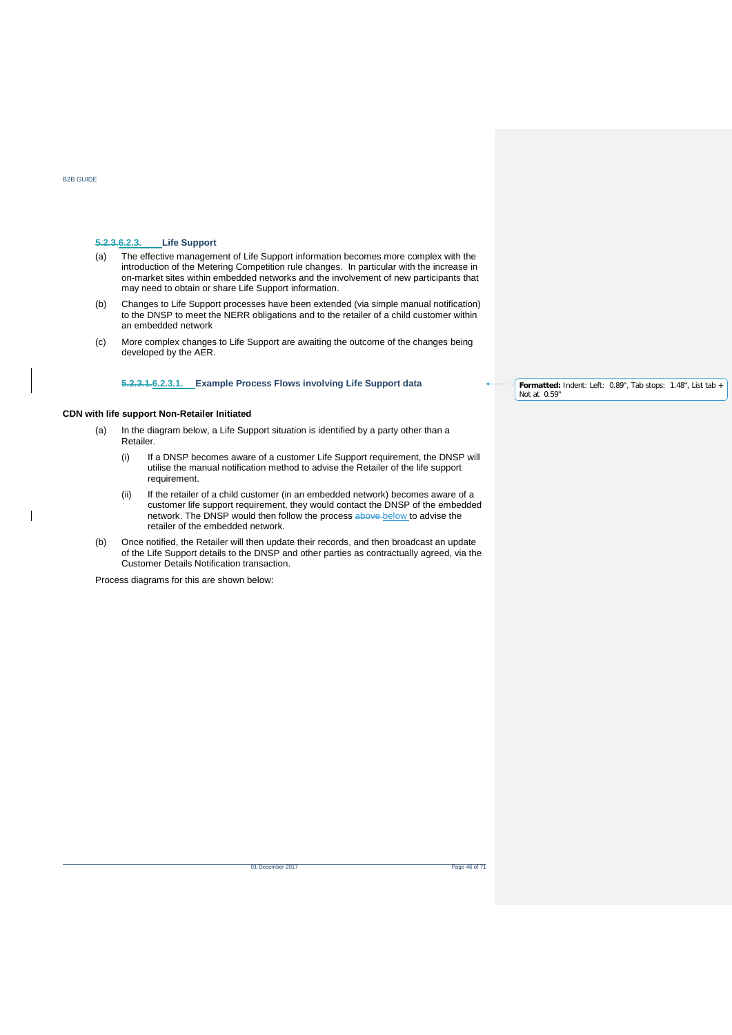### 5.2.3.6.2.3. Life Support

(a) The effective management of Life Support information becomes more complex with the introduction of the Metering Competition rule changes. In particular with the increase in on-market sites within embedded networks and the involvement of new participants that may need to obtain or share Life Support information.

(b) Changes to Life Support processes have been extended (via simple manual notification) to the DNSP to meet the NERR obligations and to the retailer of a child customer within an embedded network

(c) More complex changes to Life Support are awaiting the outcome of the changes being developed by the AER.

#### 5.2.3.1.6.2.3.1. Example Process Flows involving Life Support data

**CDN with life support Non-Retailer Initiated**

(a) In the diagram below, a Life Support situation is identified by a party other than a Retailer.

(i) If a DNSP becomes aware of a customer Life Support requirement, the DNSP will utilise the manual notification method to advise the Retailer of the life support requirement.

(ii) If the retailer of a child customer (in an embedded network) becomes aware of a customer life support requirement, they would contact the DNSP of the embedded network. The DNSP would then follow the process ~~above~~ below to advise the retailer of the embedded network.

(b) Once notified, the Retailer will then update their records, and then broadcast an update of the Life Support details to the DNSP and other parties as contractually agreed, via the Customer Details Notification transaction.

Process diagrams for this are shown below: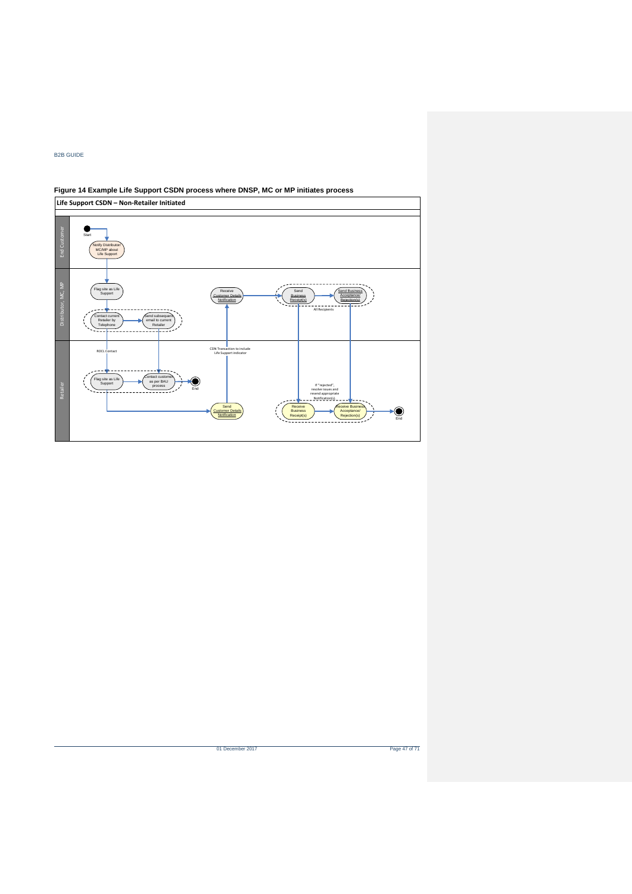**Figure 14 Example Life Support CSDN process where DNSP, MC or MP initiates process**

**Life Support CSDN – Non-Retailer Initiated**

End Customer

Start

Notify Distributor/ MC/MP about Life Support

Distributor, MC, MP

Flag site as Life Support

Contact current Retailer by Telephone

Send subsequent email to current Retailer

Receive Customer Details Notification

Send Business Receipt(s)

Send Business Acceptance/ Rejection(s)

All Recipients

Retailer

ROCL Contact

Flag site as Life Support

Contact customer as per BAU process

End

CDN Transaction to include Life Support indicator

Send Customer Details Notification

If "rejected", resolve issues and resend appropriate Notification(s)

Receive Business Receipt(s)

Receive Business Acceptance/ Rejection(s)

End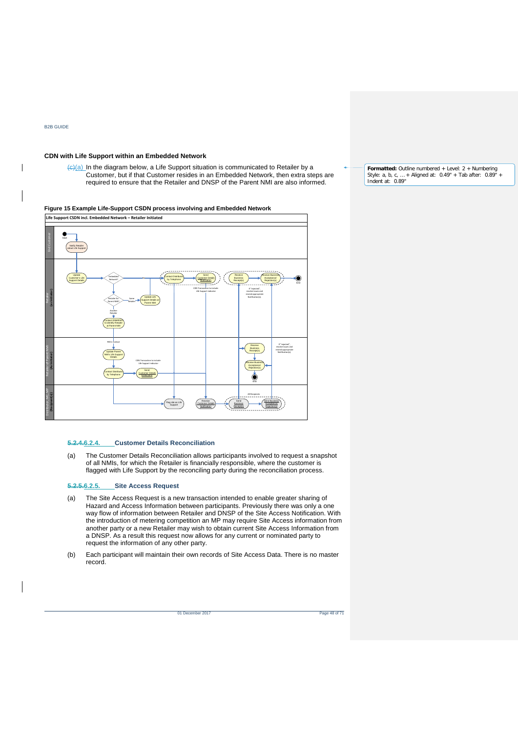### CDN with Life Support within an Embedded Network

~~(c)~~(a) In the diagram below, a Life Support situation is communicated to Retailer by a Customer, but if that Customer resides in an Embedded Network, then extra steps are required to ensure that the Retailer and DNSP of the Parent NMI are also informed.

Formatted: Outline numbered + Level: 2 + Numbering Style: a, b, c, … + Aligned at: 0.49" + Tab after: 0.89" + Indent at: 0.89"

**Figure 15 Example Life-Support CSDN process involving and Embedded Network**

### ~~5.2.4.~~6.2.4. Customer Details Reconciliation

(a) The Customer Details Reconciliation allows participants involved to request a snapshot of all NMIs, for which the Retailer is financially responsible, where the customer is flagged with Life Support by the reconciling party during the reconciliation process.

### ~~5.2.5.~~6.2.5. Site Access Request

(a) The Site Access Request is a new transaction intended to enable greater sharing of Hazard and Access Information between participants. Previously there was only a one way flow of information between Retailer and DNSP of the Site Access Notification. With the introduction of metering competition an MP may require Site Access information from another party or a new Retailer may wish to obtain current Site Access Information from a DNSP. As a result this request now allows for any current or nominated party to request the information of any other party.

(b) Each participant will maintain their own records of Site Access Data. There is no master record.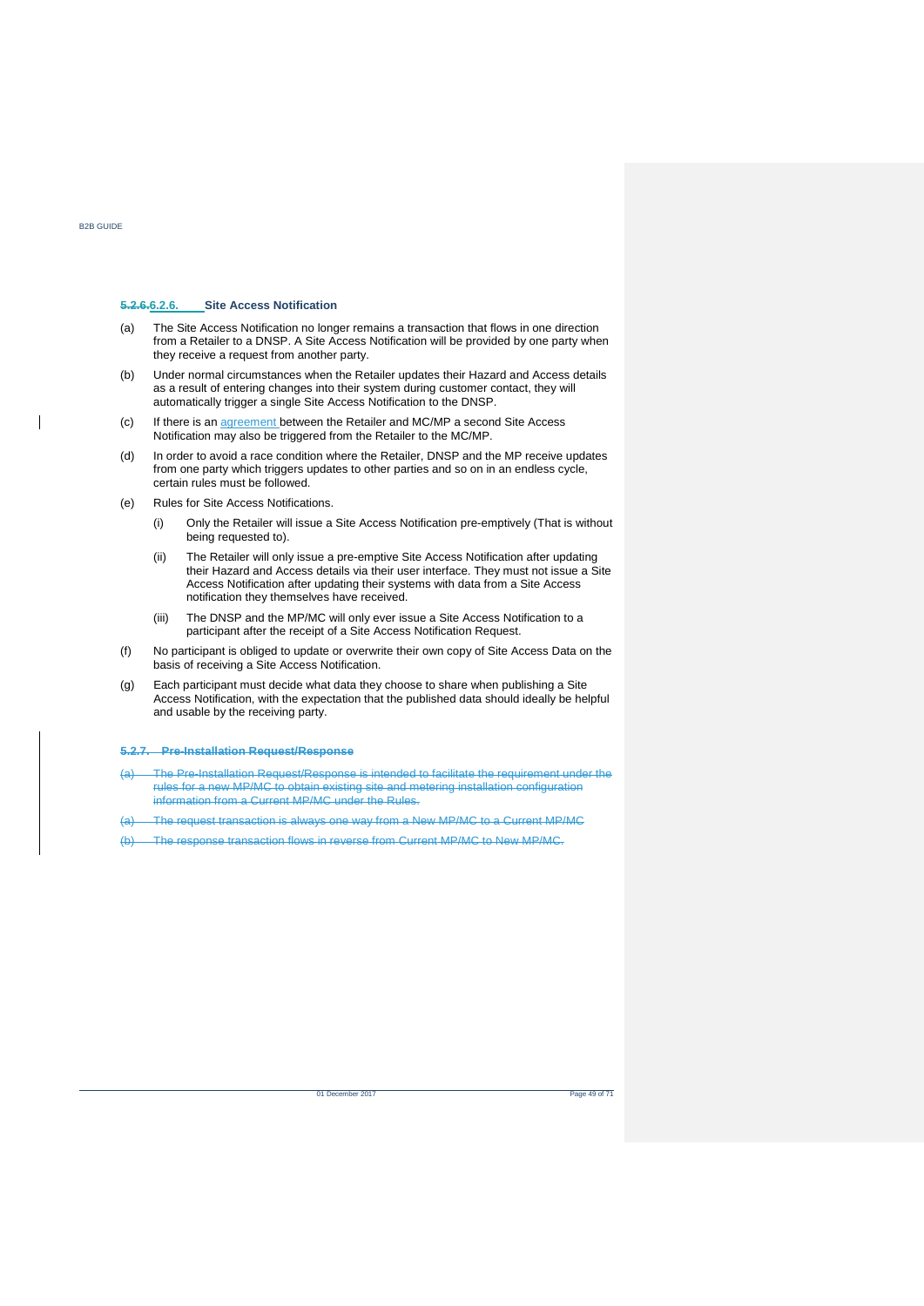#### ~~5.2.6.~~6.2.6. Site Access Notification

(a) The Site Access Notification no longer remains a transaction that flows in one direction from a Retailer to a DNSP. A Site Access Notification will be provided by one party when they receive a request from another party.

(b) Under normal circumstances when the Retailer updates their Hazard and Access details as a result of entering changes into their system during customer contact, they will automatically trigger a single Site Access Notification to the DNSP.

(c) If there is an agreement between the Retailer and MC/MP a second Site Access Notification may also be triggered from the Retailer to the MC/MP.

(d) In order to avoid a race condition where the Retailer, DNSP and the MP receive updates from one party which triggers updates to other parties and so on in an endless cycle, certain rules must be followed.

(e) Rules for Site Access Notifications.

   (i) Only the Retailer will issue a Site Access Notification pre-emptively (That is without being requested to).

   (ii) The Retailer will only issue a pre-emptive Site Access Notification after updating their Hazard and Access details via their user interface. They must not issue a Site Access Notification after updating their systems with data from a Site Access notification they themselves have received.

   (iii) The DNSP and the MP/MC will only ever issue a Site Access Notification to a participant after the receipt of a Site Access Notification Request.

(f) No participant is obliged to update or overwrite their own copy of Site Access Data on the basis of receiving a Site Access Notification.

(g) Each participant must decide what data they choose to share when publishing a Site Access Notification, with the expectation that the published data should ideally be helpful and usable by the receiving party.

#### ~~5.2.7. Pre-Installation Request/Response~~

~~(a) The Pre-Installation Request/Response is intended to facilitate the requirement under the rules for a new MP/MC to obtain existing site and metering installation configuration information from a Current MP/MC under the Rules.~~

~~(a) The request transaction is always one way from a New MP/MC to a Current MP/MC~~

~~(b) The response transaction flows in reverse from Current MP/MC to New MP/MC.~~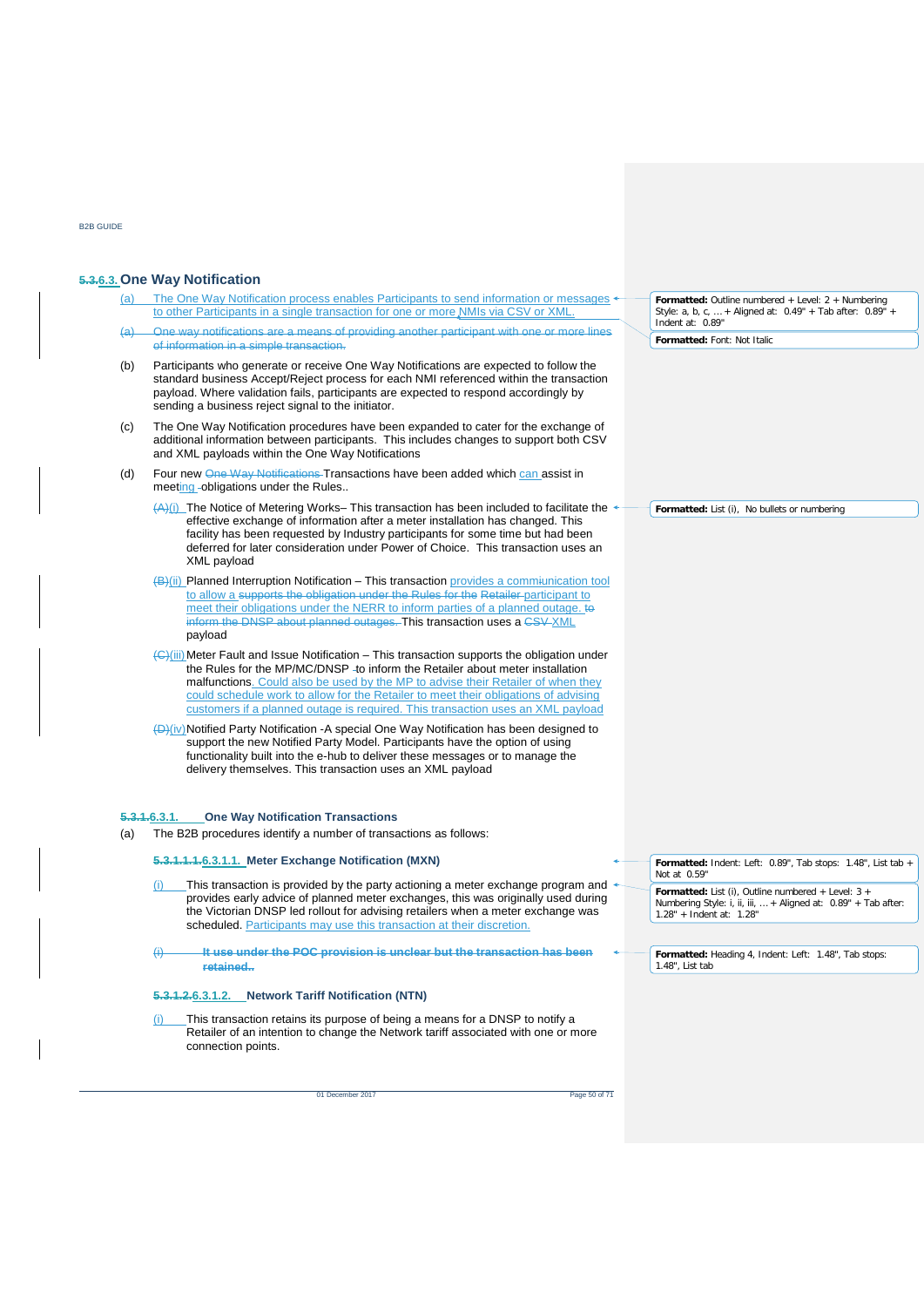## 5.3.6.3. One Way Notification

(a) The One Way Notification process enables Participants to send information or messages to other Participants in a single transaction for one or more NMIs via CSV or XML.

(a) One way notifications are a means of providing another participant with one or more lines of information in a simple transaction.

(b) Participants who generate or receive One Way Notifications are expected to follow the standard business Accept/Reject process for each NMI referenced within the transaction payload. Where validation fails, participants are expected to respond accordingly by sending a business reject signal to the initiator.

(c) The One Way Notification procedures have been expanded to cater for the exchange of additional information between participants. This includes changes to support both CSV and XML payloads within the One Way Notifications

(d) Four new One Way Notifications Transactions have been added which can assist in meeting obligations under the Rules..

(A)(i) The Notice of Metering Works– This transaction has been included to facilitate the effective exchange of information after a meter installation has changed. This facility has been requested by Industry participants for some time but had been deferred for later consideration under Power of Choice. This transaction uses an XML payload

(B)(ii) Planned Interruption Notification – This transaction provides a commiunication tool to allow a supports the obligation under the Rules for the Retailer participant to meet their obligations under the NERR to inform parties of a planned outage. to inform the DNSP about planned outages. This transaction uses a CSV XML payload

(C)(iii) Meter Fault and Issue Notification – This transaction supports the obligation under the Rules for the MP/MC/DNSP to inform the Retailer about meter installation malfunctions. Could also be used by the MP to advise their Retailer of when they could schedule work to allow for the Retailer to meet their obligations of advising customers if a planned outage is required. This transaction uses an XML payload

(D)(iv) Notified Party Notification -A special One Way Notification has been designed to support the new Notified Party Model. Participants have the option of using functionality built into the e-hub to deliver these messages or to manage the delivery themselves. This transaction uses an XML payload

### 5.3.1.6.3.1. One Way Notification Transactions

(a) The B2B procedures identify a number of transactions as follows:

#### 5.3.1.1.1.6.3.1.1. Meter Exchange Notification (MXN)

(i) This transaction is provided by the party actioning a meter exchange program and provides early advice of planned meter exchanges, this was originally used during the Victorian DNSP led rollout for advising retailers when a meter exchange was scheduled. Participants may use this transaction at their discretion.

(i) **It use under the POC provision is unclear but the transaction has been retained..**

#### 5.3.1.2.6.3.1.2. Network Tariff Notification (NTN)

(i) This transaction retains its purpose of being a means for a DNSP to notify a Retailer of an intention to change the Network tariff associated with one or more connection points.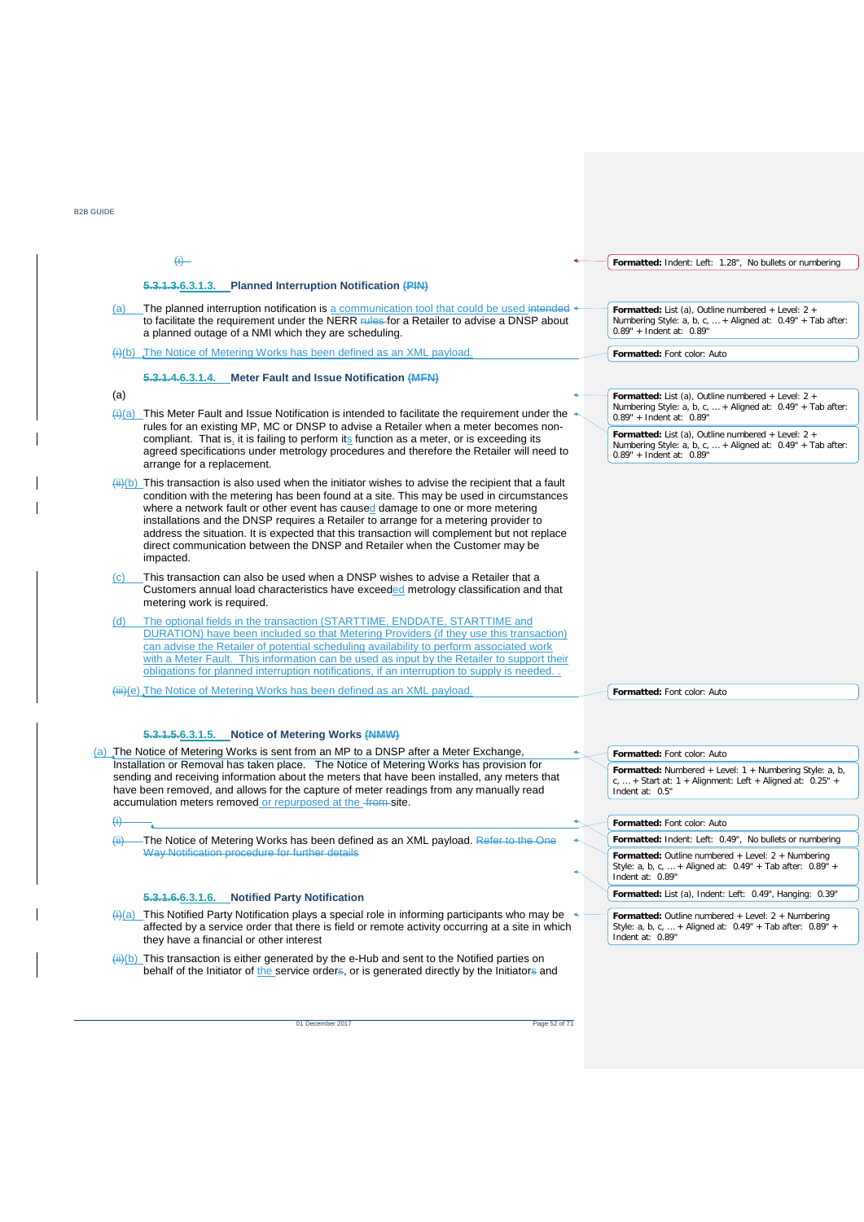#### 6.3.1.3. Planned Interruption Notification

(a) The planned interruption notification is a communication tool that could be used to facilitate the requirement under the NERR for a Retailer to advise a DNSP about a planned outage of a NMI which they are scheduling.

(b) The Notice of Metering Works has been defined as an XML payload.

#### 6.3.1.4. Meter Fault and Issue Notification

(a) This Meter Fault and Issue Notification is intended to facilitate the requirement under the rules for an existing MP, MC or DNSP to advise a Retailer when a meter becomes non-compliant. That is, it is failing to perform its function as a meter, or is exceeding its agreed specifications under metrology procedures and therefore the Retailer will need to arrange for a replacement.

(b) This transaction is also used when the initiator wishes to advise the recipient that a fault condition with the metering has been found at a site. This may be used in circumstances where a network fault or other event has caused damage to one or more metering installations and the DNSP requires a Retailer to arrange for a metering provider to address the situation. It is expected that this transaction will complement but not replace direct communication between the DNSP and Retailer when the Customer may be impacted.

(c) This transaction can also be used when a DNSP wishes to advise a Retailer that a Customers annual load characteristics have exceeded metrology classification and that metering work is required.

(d) The optional fields in the transaction (STARTTIME, ENDDATE, STARTTIME and DURATION) have been included so that Metering Providers (if they use this transaction) can advise the Retailer of potential scheduling availability to perform associated work with a Meter Fault. This information can be used as input by the Retailer to support their obligations for planned interruption notifications, if an interruption to supply is needed. .

(e) The Notice of Metering Works has been defined as an XML payload.

#### 6.3.1.5. Notice of Metering Works

(a) The Notice of Metering Works is sent from an MP to a DNSP after a Meter Exchange, Installation or Removal has taken place. The Notice of Metering Works has provision for sending and receiving information about the meters that have been installed, any meters that have been removed, and allows for the capture of meter readings from any manually read accumulation meters removed or repurposed at the site.

The Notice of Metering Works has been defined as an XML payload.

#### 6.3.1.6. Notified Party Notification

(a) This Notified Party Notification plays a special role in informing participants who may be affected by a service order that there is field or remote activity occurring at a site in which they have a financial or other interest

(b) This transaction is either generated by the e-Hub and sent to the Notified parties on behalf of the Initiator of the service order, or is generated directly by the Initiator and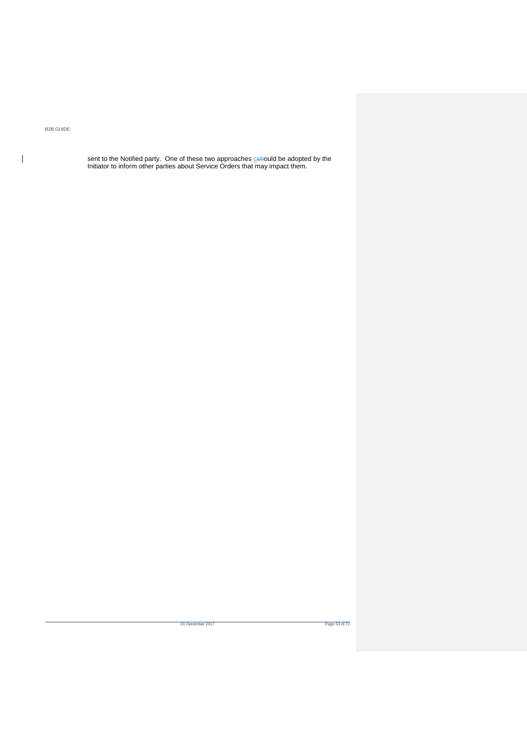sent to the Notified party. One of these two approaches cshould be adopted by the Initiator to inform other parties about Service Orders that may impact them.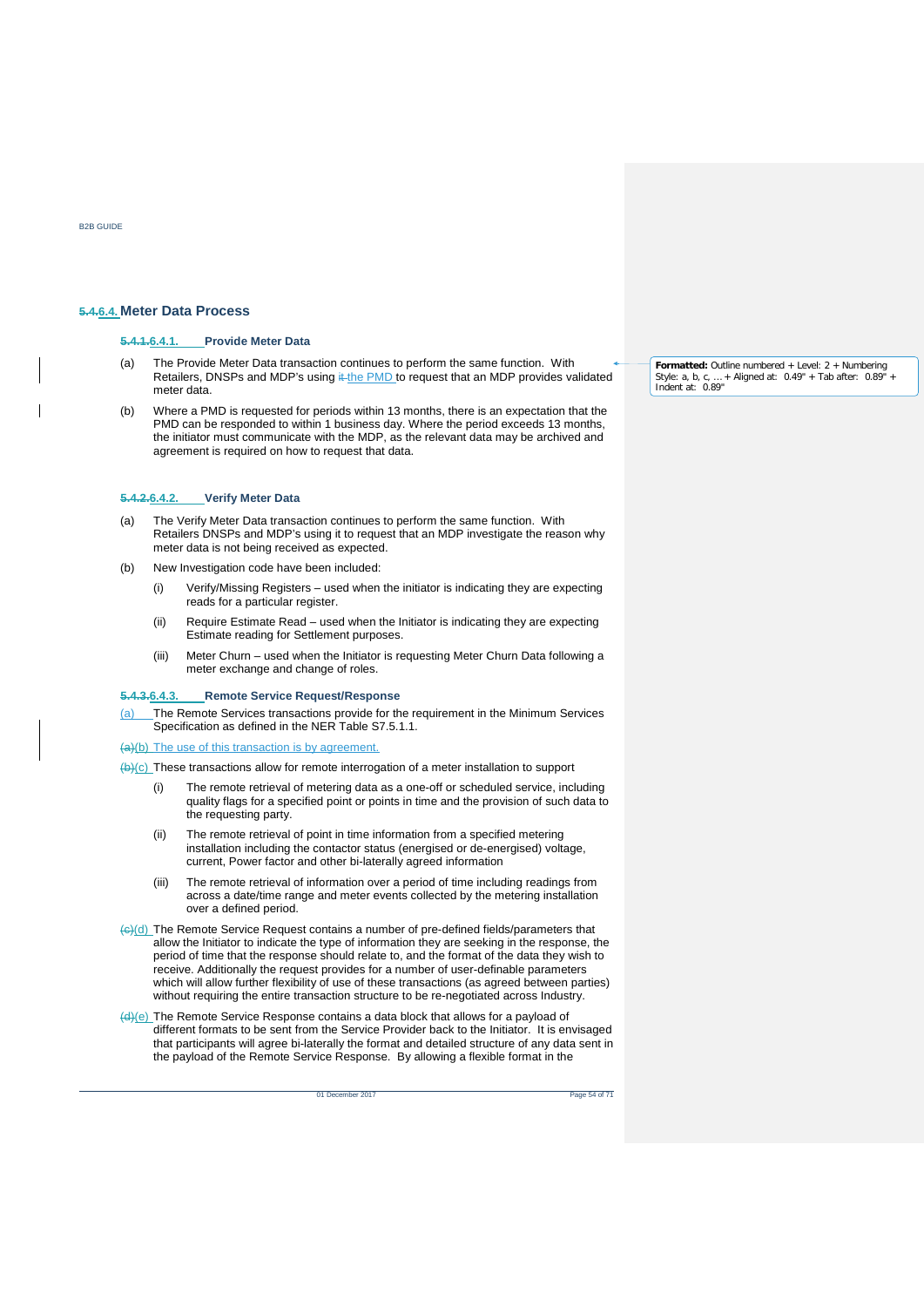## 6.4. Meter Data Process

### 6.4.1. Provide Meter Data

(a) The Provide Meter Data transaction continues to perform the same function. With Retailers, DNSPs and MDP's using the PMD to request that an MDP provides validated meter data.

(b) Where a PMD is requested for periods within 13 months, there is an expectation that the PMD can be responded to within 1 business day. Where the period exceeds 13 months, the initiator must communicate with the MDP, as the relevant data may be archived and agreement is required on how to request that data.

### 6.4.2. Verify Meter Data

(a) The Verify Meter Data transaction continues to perform the same function. With Retailers DNSPs and MDP's using it to request that an MDP investigate the reason why meter data is not being received as expected.

(b) New Investigation code have been included:

  (i) Verify/Missing Registers – used when the initiator is indicating they are expecting reads for a particular register.

  (ii) Require Estimate Read – used when the Initiator is indicating they are expecting Estimate reading for Settlement purposes.

  (iii) Meter Churn – used when the Initiator is requesting Meter Churn Data following a meter exchange and change of roles.

### 6.4.3. Remote Service Request/Response

(a) The Remote Services transactions provide for the requirement in the Minimum Services Specification as defined in the NER Table S7.5.1.1.

(b) The use of this transaction is by agreement.

(c) These transactions allow for remote interrogation of a meter installation to support

  (i) The remote retrieval of metering data as a one-off or scheduled service, including quality flags for a specified point or points in time and the provision of such data to the requesting party.

  (ii) The remote retrieval of point in time information from a specified metering installation including the contactor status (energised or de-energised) voltage, current, Power factor and other bi-laterally agreed information

  (iii) The remote retrieval of information over a period of time including readings from across a date/time range and meter events collected by the metering installation over a defined period.

(d) The Remote Service Request contains a number of pre-defined fields/parameters that allow the Initiator to indicate the type of information they are seeking in the response, the period of time that the response should relate to, and the format of the data they wish to receive. Additionally the request provides for a number of user-definable parameters which will allow further flexibility of use of these transactions (as agreed between parties) without requiring the entire transaction structure to be re-negotiated across Industry.

(e) The Remote Service Response contains a data block that allows for a payload of different formats to be sent from the Service Provider back to the Initiator. It is envisaged that participants will agree bi-laterally the format and detailed structure of any data sent in the payload of the Remote Service Response. By allowing a flexible format in the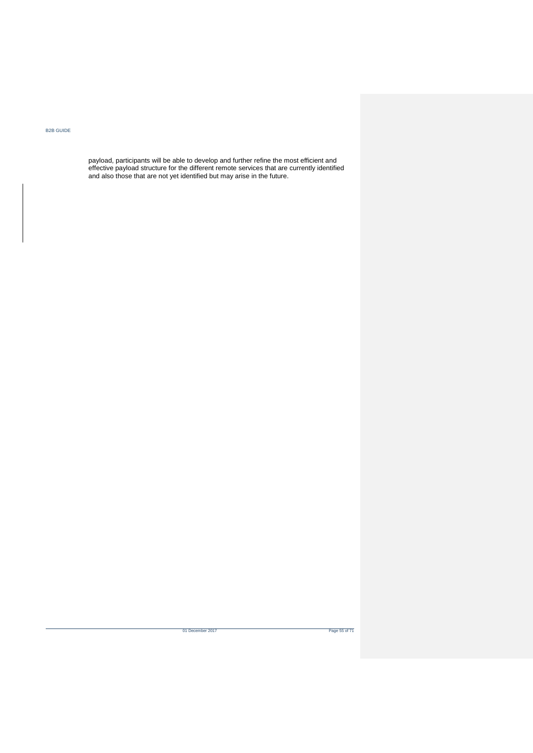payload, participants will be able to develop and further refine the most efficient and effective payload structure for the different remote services that are currently identified and also those that are not yet identified but may arise in the future.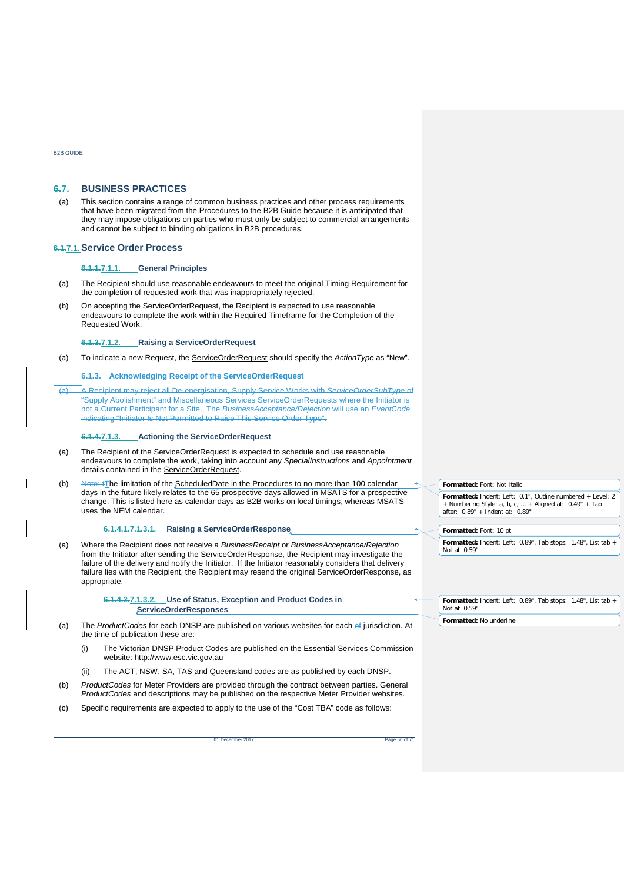## 7. BUSINESS PRACTICES

(a) This section contains a range of common business practices and other process requirements that have been migrated from the Procedures to the B2B Guide because it is anticipated that they may impose obligations on parties who must only be subject to commercial arrangements and cannot be subject to binding obligations in B2B procedures.

### 7.1. Service Order Process

#### 7.1.1. General Principles

(a) The Recipient should use reasonable endeavours to meet the original Timing Requirement for the completion of requested work that was inappropriately rejected.

(b) On accepting the ServiceOrderRequest, the Recipient is expected to use reasonable endeavours to complete the work within the Required Timeframe for the Completion of the Requested Work.

#### 7.1.2. Raising a ServiceOrderRequest

(a) To indicate a new Request, the ServiceOrderRequest should specify the *ActionType* as "New".

#### 7.1.3. Actioning the ServiceOrderRequest

(a) The Recipient of the ServiceOrderRequest is expected to schedule and use reasonable endeavours to complete the work, taking into account any *SpecialInstructions* and *Appointment* details contained in the ServiceOrderRequest.

(b) The limitation of the ScheduledDate in the Procedures to no more than 100 calendar days in the future likely relates to the 65 prospective days allowed in MSATS for a prospective change. This is listed here as calendar days as B2B works on local timings, whereas MSATS uses the NEM calendar.

##### 7.1.3.1. Raising a ServiceOrderResponse

(a) Where the Recipient does not receive a *BusinessReceipt* or *BusinessAcceptance/Rejection* from the Initiator after sending the ServiceOrderResponse, the Recipient may investigate the failure of the delivery and notify the Initiator. If the Initiator reasonably considers that delivery failure lies with the Recipient, the Recipient may resend the original ServiceOrderResponse, as appropriate.

##### 7.1.3.2. Use of Status, Exception and Product Codes in ServiceOrderResponses

(a) The *ProductCodes* for each DNSP are published on various websites for each jurisdiction. At the time of publication these are:

   (i) The Victorian DNSP Product Codes are published on the Essential Services Commission website: http://www.esc.vic.gov.au

   (ii) The ACT, NSW, SA, TAS and Queensland codes are as published by each DNSP.

(b) *ProductCodes* for Meter Providers are provided through the contract between parties. General *ProductCodes* and descriptions may be published on the respective Meter Provider websites.

(c) Specific requirements are expected to apply to the use of the "Cost TBA" code as follows: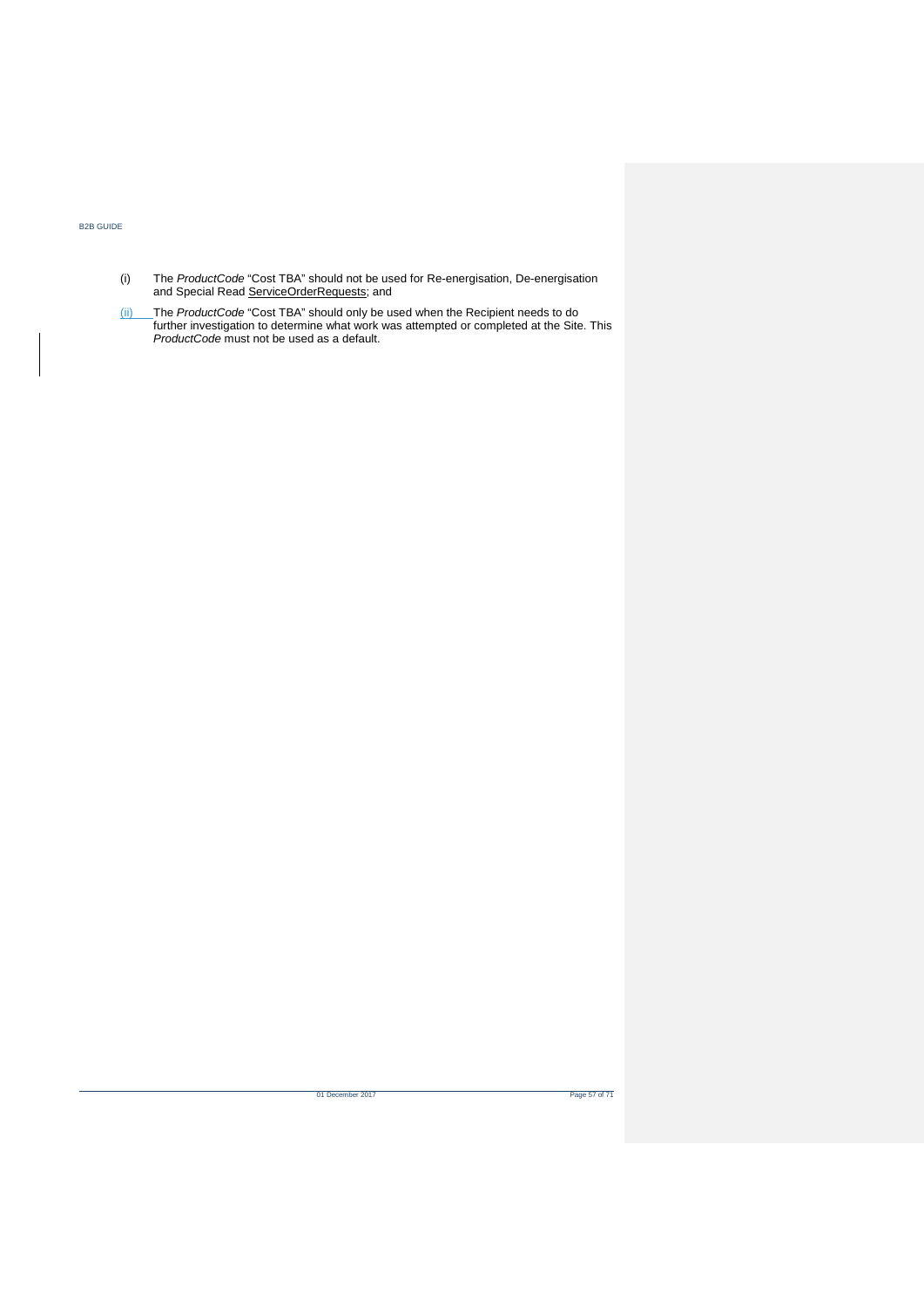(i) The *ProductCode* "Cost TBA" should not be used for Re-energisation, De-energisation and Special Read ServiceOrderRequests; and

(ii) The *ProductCode* "Cost TBA" should only be used when the Recipient needs to do further investigation to determine what work was attempted or completed at the Site. This *ProductCode* must not be used as a default.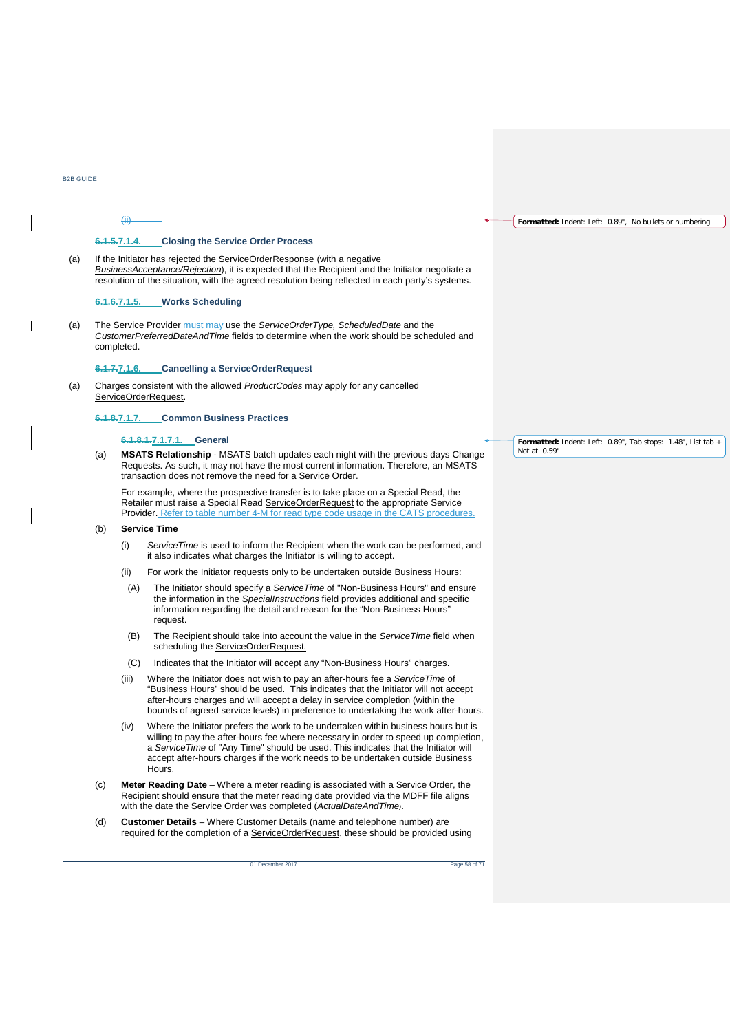### ~~6.1.5.~~7.1.4. Closing the Service Order Process

(a) If the Initiator has rejected the ServiceOrderResponse (with a negative *BusinessAcceptance/Rejection*), it is expected that the Recipient and the Initiator negotiate a resolution of the situation, with the agreed resolution being reflected in each party's systems.

### ~~6.1.6.~~7.1.5. Works Scheduling

(a) The Service Provider ~~must~~ may use the *ServiceOrderType, ScheduledDate* and the *CustomerPreferredDateAndTime* fields to determine when the work should be scheduled and completed.

### ~~6.1.7.~~7.1.6. Cancelling a ServiceOrderRequest

(a) Charges consistent with the allowed *ProductCodes* may apply for any cancelled ServiceOrderRequest.

### ~~6.1.8.~~7.1.7. Common Business Practices

#### ~~6.1.8.1.~~7.1.7.1. General

(a) **MSATS Relationship** - MSATS batch updates each night with the previous days Change Requests. As such, it may not have the most current information. Therefore, an MSATS transaction does not remove the need for a Service Order.

For example, where the prospective transfer is to take place on a Special Read, the Retailer must raise a Special Read ServiceOrderRequest to the appropriate Service Provider. Refer to table number 4-M for read type code usage in the CATS procedures.

(b) **Service Time**

(i) *ServiceTime* is used to inform the Recipient when the work can be performed, and it also indicates what charges the Initiator is willing to accept.

(ii) For work the Initiator requests only to be undertaken outside Business Hours:

(A) The Initiator should specify a *ServiceTime* of "Non-Business Hours" and ensure the information in the *SpecialInstructions* field provides additional and specific information regarding the detail and reason for the "Non-Business Hours" request.

(B) The Recipient should take into account the value in the *ServiceTime* field when scheduling the ServiceOrderRequest.

(C) Indicates that the Initiator will accept any "Non-Business Hours" charges.

(iii) Where the Initiator does not wish to pay an after-hours fee a *ServiceTime* of "Business Hours" should be used. This indicates that the Initiator will not accept after-hours charges and will accept a delay in service completion (within the bounds of agreed service levels) in preference to undertaking the work after-hours.

(iv) Where the Initiator prefers the work to be undertaken within business hours but is willing to pay the after-hours fee where necessary in order to speed up completion, a *ServiceTime* of "Any Time" should be used. This indicates that the Initiator will accept after-hours charges if the work needs to be undertaken outside Business Hours.

(c) **Meter Reading Date** – Where a meter reading is associated with a Service Order, the Recipient should ensure that the meter reading date provided via the MDFF file aligns with the date the Service Order was completed (*ActualDateAndTime*).

(d) **Customer Details** – Where Customer Details (name and telephone number) are required for the completion of a ServiceOrderRequest, these should be provided using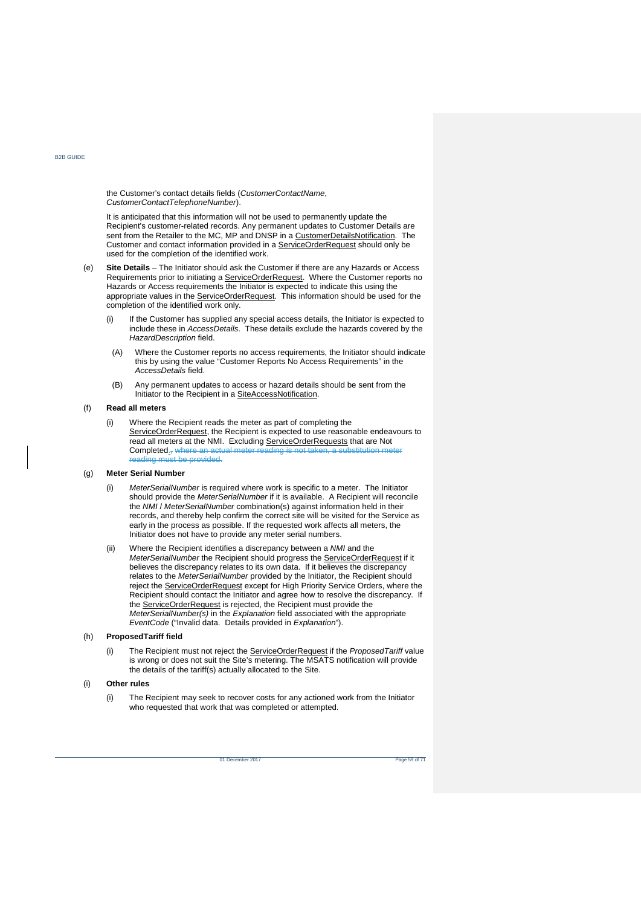the Customer's contact details fields (*CustomerContactName*, *CustomerContactTelephoneNumber*).

It is anticipated that this information will not be used to permanently update the Recipient's customer-related records. Any permanent updates to Customer Details are sent from the Retailer to the MC, MP and DNSP in a <u>CustomerDetailsNotification</u>. The Customer and contact information provided in a <u>ServiceOrderRequest</u> should only be used for the completion of the identified work.

(e) **Site Details** – The Initiator should ask the Customer if there are any Hazards or Access Requirements prior to initiating a <u>ServiceOrderRequest</u>. Where the Customer reports no Hazards or Access requirements the Initiator is expected to indicate this using the appropriate values in the <u>ServiceOrderRequest</u>. This information should be used for the completion of the identified work only.

   (i) If the Customer has supplied any special access details, the Initiator is expected to include these in *AccessDetails*. These details exclude the hazards covered by the *HazardDescription* field.

   (A) Where the Customer reports no access requirements, the Initiator should indicate this by using the value "Customer Reports No Access Requirements" in the *AccessDetails* field.

   (B) Any permanent updates to access or hazard details should be sent from the Initiator to the Recipient in a <u>SiteAccessNotification</u>.

(f) **Read all meters**

   (i) Where the Recipient reads the meter as part of completing the <u>ServiceOrderRequest</u>, the Recipient is expected to use reasonable endeavours to read all meters at the NMI. Excluding <u>ServiceOrderRequests</u> that are Not Completed., ~~where an actual meter reading is not taken, a substitution meter reading must be provided.~~

(g) **Meter Serial Number**

   (i) *MeterSerialNumber* is required where work is specific to a meter. The Initiator should provide the *MeterSerialNumber* if it is available. A Recipient will reconcile the *NMI* / *MeterSerialNumber* combination(s) against information held in their records, and thereby help confirm the correct site will be visited for the Service as early in the process as possible. If the requested work affects all meters, the Initiator does not have to provide any meter serial numbers.

   (ii) Where the Recipient identifies a discrepancy between a *NMI* and the *MeterSerialNumber* the Recipient should progress the <u>ServiceOrderRequest</u> if it believes the discrepancy relates to its own data. If it believes the discrepancy relates to the *MeterSerialNumber* provided by the Initiator, the Recipient should reject the <u>ServiceOrderRequest</u> except for High Priority Service Orders, where the Recipient should contact the Initiator and agree how to resolve the discrepancy. If the <u>ServiceOrderRequest</u> is rejected, the Recipient must provide the *MeterSerialNumber(s)* in the *Explanation* field associated with the appropriate *EventCode* ("Invalid data. Details provided in *Explanation*").

(h) **ProposedTariff field**

   (i) The Recipient must not reject the <u>ServiceOrderRequest</u> if the *ProposedTariff* value is wrong or does not suit the Site's metering. The MSATS notification will provide the details of the tariff(s) actually allocated to the Site.

(i) **Other rules**

   (i) The Recipient may seek to recover costs for any actioned work from the Initiator who requested that work that was completed or attempted.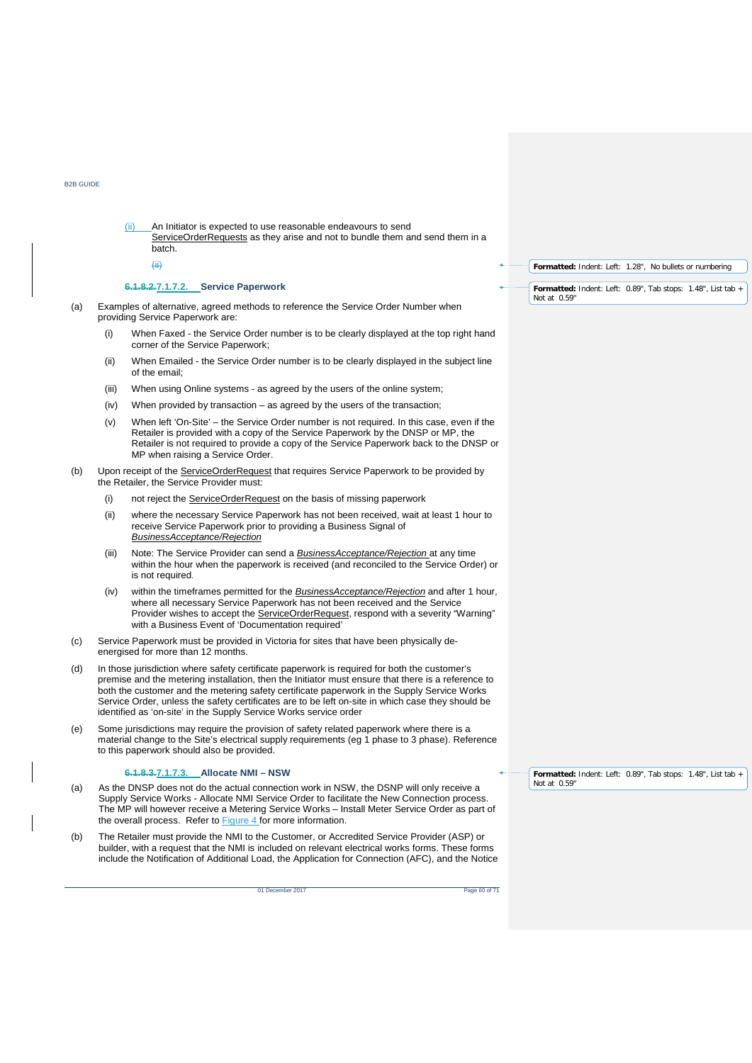(ii) An Initiator is expected to use reasonable endeavours to send ServiceOrderRequests as they arise and not to bundle them and send them in a batch.

### 7.1.7.2. Service Paperwork

(a) Examples of alternative, agreed methods to reference the Service Order Number when providing Service Paperwork are:

  (i) When Faxed - the Service Order number is to be clearly displayed at the top right hand corner of the Service Paperwork;

  (ii) When Emailed - the Service Order number is to be clearly displayed in the subject line of the email;

  (iii) When using Online systems - as agreed by the users of the online system;

  (iv) When provided by transaction – as agreed by the users of the transaction;

  (v) When left 'On-Site' – the Service Order number is not required. In this case, even if the Retailer is provided with a copy of the Service Paperwork by the DNSP or MP, the Retailer is not required to provide a copy of the Service Paperwork back to the DNSP or MP when raising a Service Order.

(b) Upon receipt of the ServiceOrderRequest that requires Service Paperwork to be provided by the Retailer, the Service Provider must:

  (i) not reject the ServiceOrderRequest on the basis of missing paperwork

  (ii) where the necessary Service Paperwork has not been received, wait at least 1 hour to receive Service Paperwork prior to providing a Business Signal of *BusinessAcceptance/Rejection*

  (iii) Note: The Service Provider can send a *BusinessAcceptance/Rejection* at any time within the hour when the paperwork is received (and reconciled to the Service Order) or is not required.

  (iv) within the timeframes permitted for the *BusinessAcceptance/Rejection* and after 1 hour, where all necessary Service Paperwork has not been received and the Service Provider wishes to accept the ServiceOrderRequest, respond with a severity "Warning" with a Business Event of 'Documentation required'

(c) Service Paperwork must be provided in Victoria for sites that have been physically de-energised for more than 12 months.

(d) In those jurisdiction where safety certificate paperwork is required for both the customer's premise and the metering installation, then the Initiator must ensure that there is a reference to both the customer and the metering safety certificate paperwork in the Supply Service Works Service Order, unless the safety certificates are to be left on-site in which case they should be identified as 'on-site' in the Supply Service Works service order

(e) Some jurisdictions may require the provision of safety related paperwork where there is a material change to the Site's electrical supply requirements (eg 1 phase to 3 phase). Reference to this paperwork should also be provided.

### 7.1.7.3. Allocate NMI – NSW

(a) As the DNSP does not do the actual connection work in NSW, the DSNP will only receive a Supply Service Works - Allocate NMI Service Order to facilitate the New Connection process. The MP will however receive a Metering Service Works – Install Meter Service Order as part of the overall process. Refer to Figure 4 for more information.

(b) The Retailer must provide the NMI to the Customer, or Accredited Service Provider (ASP) or builder, with a request that the NMI is included on relevant electrical works forms. These forms include the Notification of Additional Load, the Application for Connection (AFC), and the Notice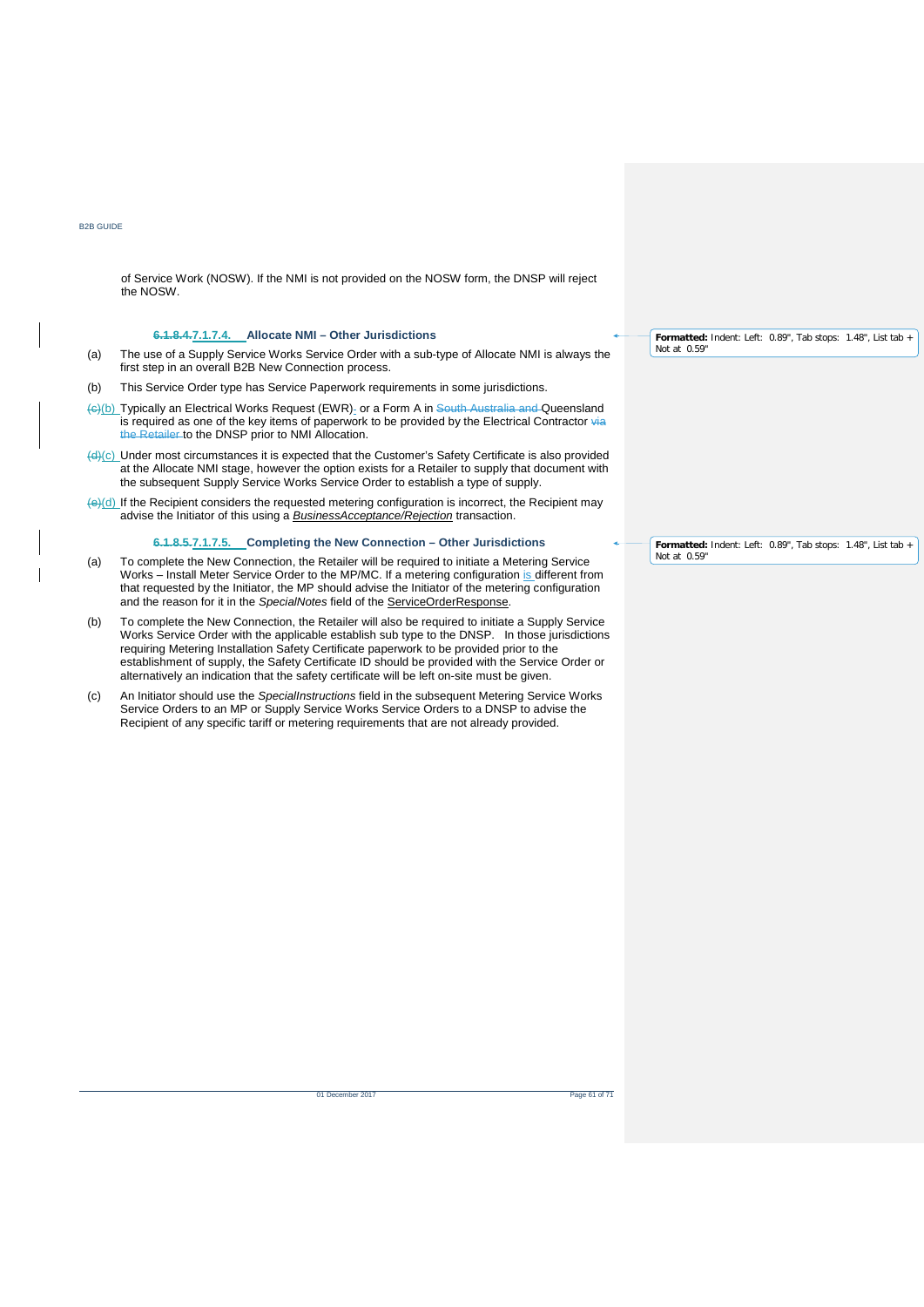of Service Work (NOSW). If the NMI is not provided on the NOSW form, the DNSP will reject the NOSW.

#### 6.1.8.4.7.1.7.4. Allocate NMI – Other Jurisdictions

(a) The use of a Supply Service Works Service Order with a sub-type of Allocate NMI is always the first step in an overall B2B New Connection process.

(b) This Service Order type has Service Paperwork requirements in some jurisdictions.

(c)(b) Typically an Electrical Works Request (EWR). or a Form A in South Australia and Queensland is required as one of the key items of paperwork to be provided by the Electrical Contractor via the Retailer to the DNSP prior to NMI Allocation.

(d)(c) Under most circumstances it is expected that the Customer's Safety Certificate is also provided at the Allocate NMI stage, however the option exists for a Retailer to supply that document with the subsequent Supply Service Works Service Order to establish a type of supply.

(e)(d) If the Recipient considers the requested metering configuration is incorrect, the Recipient may advise the Initiator of this using a *BusinessAcceptance/Rejection* transaction.

#### 6.1.8.5.7.1.7.5. Completing the New Connection – Other Jurisdictions

(a) To complete the New Connection, the Retailer will be required to initiate a Metering Service Works – Install Meter Service Order to the MP/MC. If a metering configuration is different from that requested by the Initiator, the MP should advise the Initiator of the metering configuration and the reason for it in the *SpecialNotes* field of the ServiceOrderResponse.

(b) To complete the New Connection, the Retailer will also be required to initiate a Supply Service Works Service Order with the applicable establish sub type to the DNSP. In those jurisdictions requiring Metering Installation Safety Certificate paperwork to be provided prior to the establishment of supply, the Safety Certificate ID should be provided with the Service Order or alternatively an indication that the safety certificate will be left on-site must be given.

(c) An Initiator should use the *SpecialInstructions* field in the subsequent Metering Service Works Service Orders to an MP or Supply Service Works Service Orders to a DNSP to advise the Recipient of any specific tariff or metering requirements that are not already provided.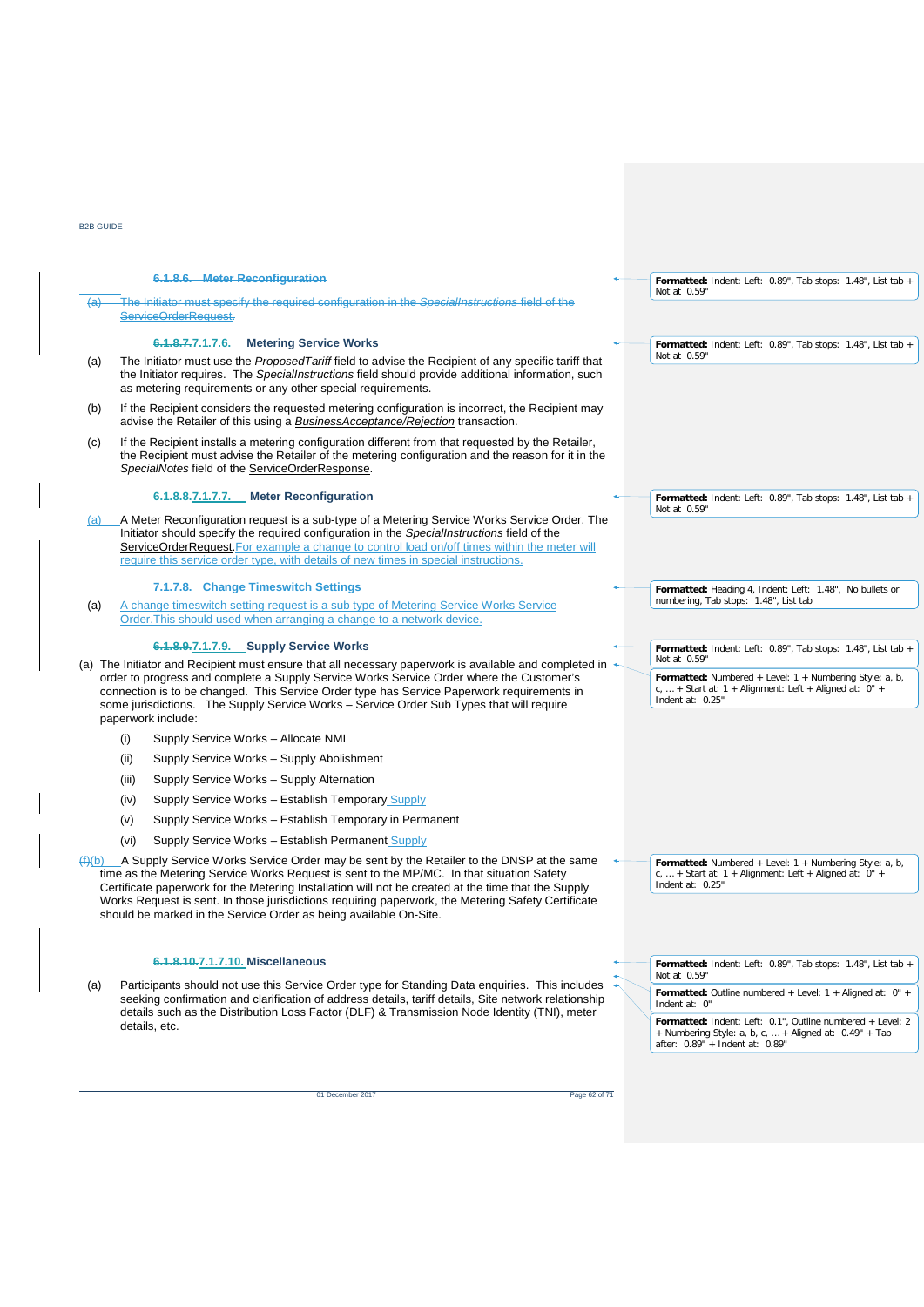#### 6.1.8.6. Meter Reconfiguration

(a) The Initiator must specify the required configuration in the *SpecialInstructions* field of the ServiceOrderRequest.

#### 6.1.8.7.7.1.7.6. Metering Service Works

(a) The Initiator must use the *ProposedTariff* field to advise the Recipient of any specific tariff that the Initiator requires. The *SpecialInstructions* field should provide additional information, such as metering requirements or any other special requirements.

(b) If the Recipient considers the requested metering configuration is incorrect, the Recipient may advise the Retailer of this using a *BusinessAcceptance/Rejection* transaction.

(c) If the Recipient installs a metering configuration different from that requested by the Retailer, the Recipient must advise the Retailer of the metering configuration and the reason for it in the *SpecialNotes* field of the ServiceOrderResponse.

#### 6.1.8.8.7.1.7.7. Meter Reconfiguration

(a) A Meter Reconfiguration request is a sub-type of a Metering Service Works Service Order. The Initiator should specify the required configuration in the *SpecialInstructions* field of the ServiceOrderRequest.For example a change to control load on/off times within the meter will require this service order type, with details of new times in special instructions.

#### 7.1.7.8. Change Timeswitch Settings

(a) A change timeswitch setting request is a sub type of Metering Service Works Service Order.This should used when arranging a change to a network device.

#### 6.1.8.9.7.1.7.9. Supply Service Works

(a) The Initiator and Recipient must ensure that all necessary paperwork is available and completed in order to progress and complete a Supply Service Works Service Order where the Customer's connection is to be changed. This Service Order type has Service Paperwork requirements in some jurisdictions. The Supply Service Works – Service Order Sub Types that will require paperwork include:

  (i) Supply Service Works – Allocate NMI

  (ii) Supply Service Works – Supply Abolishment

  (iii) Supply Service Works – Supply Alternation

  (iv) Supply Service Works – Establish Temporary Supply

  (v) Supply Service Works – Establish Temporary in Permanent

  (vi) Supply Service Works – Establish Permanent Supply

(f)(b) A Supply Service Works Service Order may be sent by the Retailer to the DNSP at the same time as the Metering Service Works Request is sent to the MP/MC. In that situation Safety Certificate paperwork for the Metering Installation will not be created at the time that the Supply Works Request is sent. In those jurisdictions requiring paperwork, the Metering Safety Certificate should be marked in the Service Order as being available On-Site.

#### 6.1.8.10.7.1.7.10. Miscellaneous

(a) Participants should not use this Service Order type for Standing Data enquiries. This includes seeking confirmation and clarification of address details, tariff details, Site network relationship details such as the Distribution Loss Factor (DLF) & Transmission Node Identity (TNI), meter details, etc.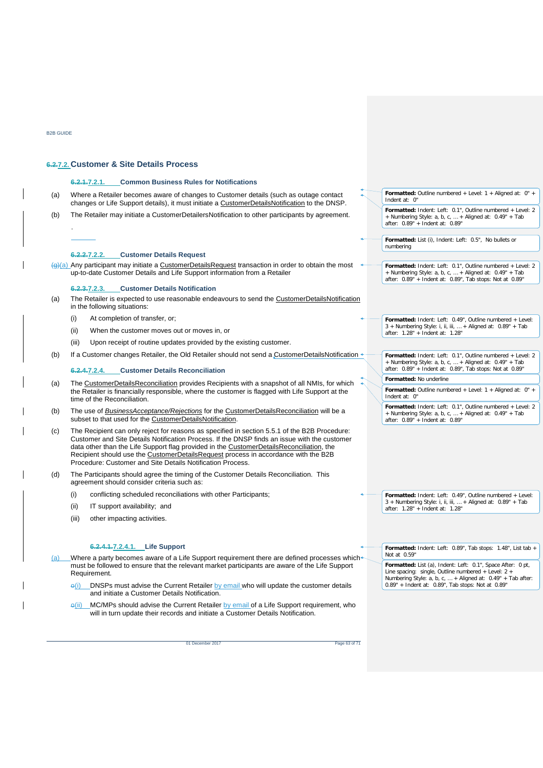## 6.2.7.2. Customer & Site Details Process

### 6.2.1.7.2.1. Common Business Rules for Notifications

(a) Where a Retailer becomes aware of changes to Customer details (such as outage contact changes or Life Support details), it must initiate a CustomerDetailsNotification to the DNSP.

(b) The Retailer may initiate a CustomerDetailersNotification to other participants by agreement.

.

### 6.2.2.7.2.2. Customer Details Request

(g)(a) Any participant may initiate a CustomerDetailsRequest transaction in order to obtain the most up-to-date Customer Details and Life Support information from a Retailer

### 6.2.3.7.2.3. Customer Details Notification

(a) The Retailer is expected to use reasonable endeavours to send the CustomerDetailsNotification in the following situations:

- (i) At completion of transfer, or;
- (ii) When the customer moves out or moves in, or
- (iii) Upon receipt of routine updates provided by the existing customer.

(b) If a Customer changes Retailer, the Old Retailer should not send a CustomerDetailsNotification

### 6.2.4.7.2.4. Customer Details Reconciliation

(a) The CustomerDetailsReconciliation provides Recipients with a snapshot of all NMIs, for which the Retailer is financially responsible, where the customer is flagged with Life Support at the time of the Reconciliation.

(b) The use of *BusinessAcceptance/Rejections* for the CustomerDetailsReconciliation will be a subset to that used for the CustomerDetailsNotification.

(c) The Recipient can only reject for reasons as specified in section 5.5.1 of the B2B Procedure: Customer and Site Details Notification Process. If the DNSP finds an issue with the customer data other than the Life Support flag provided in the CustomerDetailsReconciliation, the Recipient should use the CustomerDetailsRequest process in accordance with the B2B Procedure: Customer and Site Details Notification Process.

(d) The Participants should agree the timing of the Customer Details Reconciliation. This agreement should consider criteria such as:

- (i) conflicting scheduled reconciliations with other Participants;
- (ii) IT support availability; and
- (iii) other impacting activities.

#### 6.2.4.1.7.2.4.1. Life Support

(a) Where a party becomes aware of a Life Support requirement there are defined processes which must be followed to ensure that the relevant market participants are aware of the Life Support Requirement.

- o(i) DNSPs must advise the Current Retailer by email who will update the customer details and initiate a Customer Details Notification.
- o(ii) MC/MPs should advise the Current Retailer by email of a Life Support requirement, who will in turn update their records and initiate a Customer Details Notification.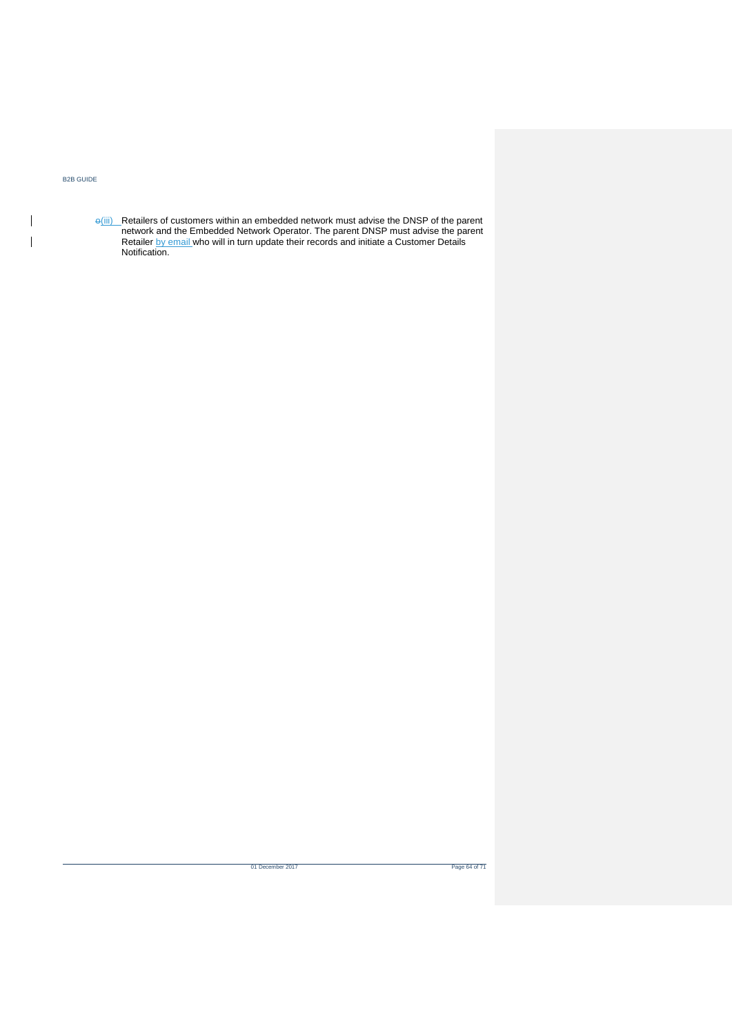(iii) Retailers of customers within an embedded network must advise the DNSP of the parent network and the Embedded Network Operator. The parent DNSP must advise the parent Retailer by email who will in turn update their records and initiate a Customer Details Notification.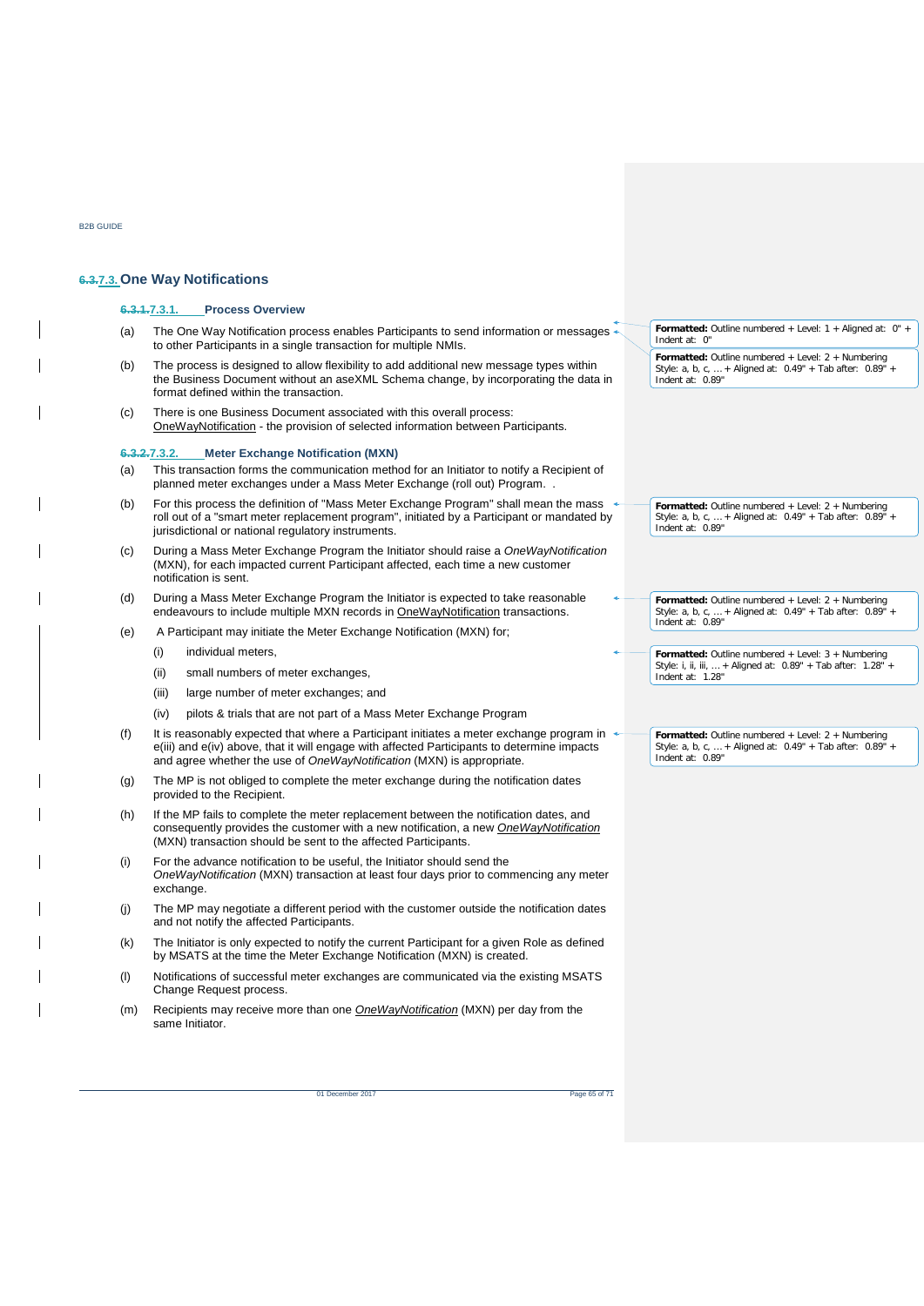## 6.3.7.3. One Way Notifications

### 6.3.1.7.3.1. Process Overview

(a) The One Way Notification process enables Participants to send information or messages to other Participants in a single transaction for multiple NMIs.

(b) The process is designed to allow flexibility to add additional new message types within the Business Document without an aseXML Schema change, by incorporating the data in format defined within the transaction.

(c) There is one Business Document associated with this overall process: OneWayNotification - the provision of selected information between Participants.

### 6.3.2.7.3.2. Meter Exchange Notification (MXN)

(a) This transaction forms the communication method for an Initiator to notify a Recipient of planned meter exchanges under a Mass Meter Exchange (roll out) Program. .

(b) For this process the definition of "Mass Meter Exchange Program" shall mean the mass roll out of a "smart meter replacement program", initiated by a Participant or mandated by jurisdictional or national regulatory instruments.

(c) During a Mass Meter Exchange Program the Initiator should raise a *OneWayNotification* (MXN), for each impacted current Participant affected, each time a new customer notification is sent.

(d) During a Mass Meter Exchange Program the Initiator is expected to take reasonable endeavours to include multiple MXN records in OneWayNotification transactions.

(e) A Participant may initiate the Meter Exchange Notification (MXN) for;

  (i) individual meters,

  (ii) small numbers of meter exchanges,

  (iii) large number of meter exchanges; and

  (iv) pilots & trials that are not part of a Mass Meter Exchange Program

(f) It is reasonably expected that where a Participant initiates a meter exchange program in e(iii) and e(iv) above, that it will engage with affected Participants to determine impacts and agree whether the use of *OneWayNotification* (MXN) is appropriate.

(g) The MP is not obliged to complete the meter exchange during the notification dates provided to the Recipient.

(h) If the MP fails to complete the meter replacement between the notification dates, and consequently provides the customer with a new notification, a new *OneWayNotification* (MXN) transaction should be sent to the affected Participants.

(i) For the advance notification to be useful, the Initiator should send the *OneWayNotification* (MXN) transaction at least four days prior to commencing any meter exchange.

(j) The MP may negotiate a different period with the customer outside the notification dates and not notify the affected Participants.

(k) The Initiator is only expected to notify the current Participant for a given Role as defined by MSATS at the time the Meter Exchange Notification (MXN) is created.

(l) Notifications of successful meter exchanges are communicated via the existing MSATS Change Request process.

(m) Recipients may receive more than one *OneWayNotification* (MXN) per day from the same Initiator.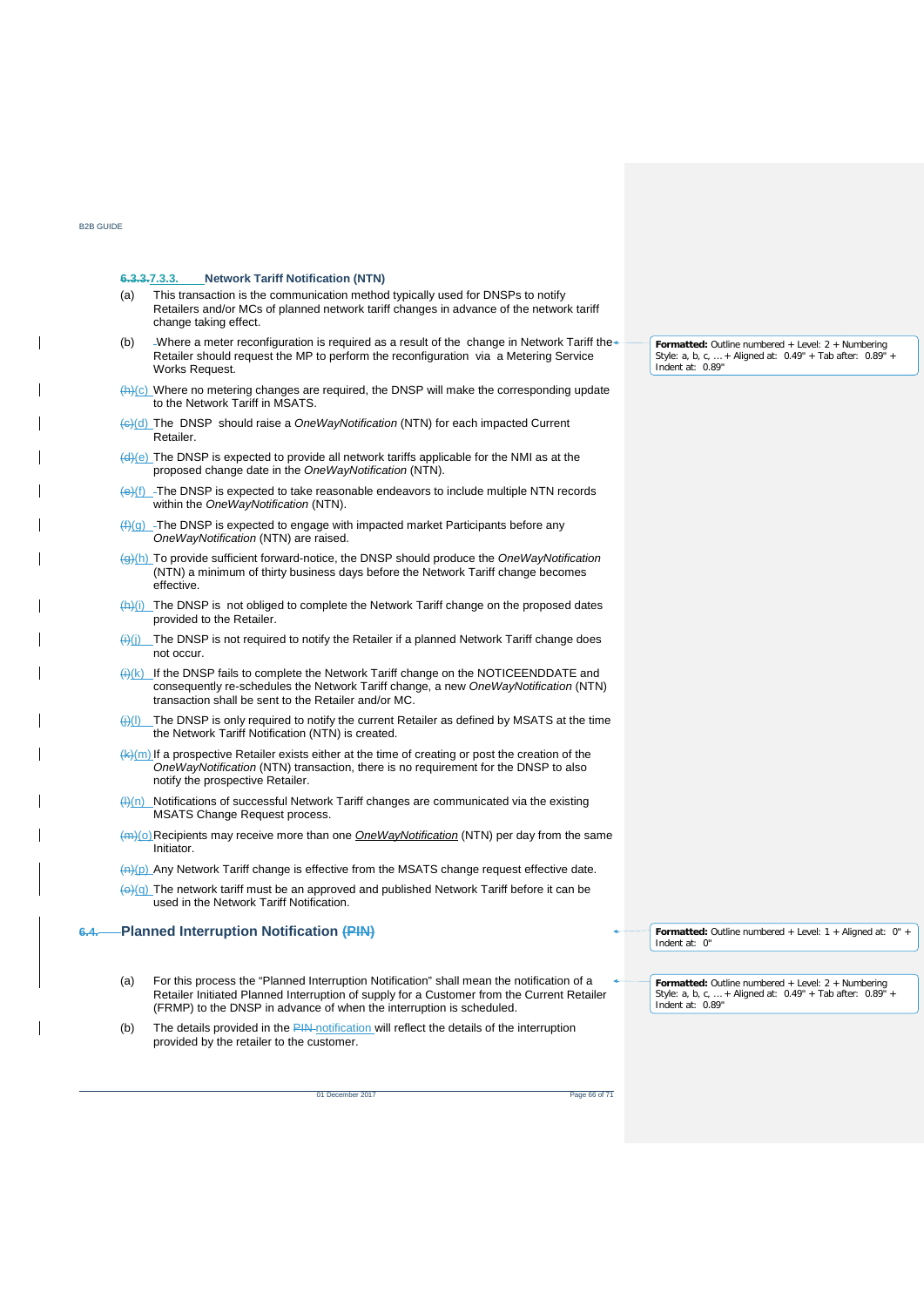#### 7.3.3. Network Tariff Notification (NTN)

(a) This transaction is the communication method typically used for DNSPs to notify Retailers and/or MCs of planned network tariff changes in advance of the network tariff change taking effect.

(b) Where a meter reconfiguration is required as a result of the change in Network Tariff the Retailer should request the MP to perform the reconfiguration via a Metering Service Works Request.

(c) Where no metering changes are required, the DNSP will make the corresponding update to the Network Tariff in MSATS.

(d) The DNSP should raise a *OneWayNotification* (NTN) for each impacted Current Retailer.

(e) The DNSP is expected to provide all network tariffs applicable for the NMI as at the proposed change date in the *OneWayNotification* (NTN).

(f) The DNSP is expected to take reasonable endeavors to include multiple NTN records within the *OneWayNotification* (NTN).

(g) The DNSP is expected to engage with impacted market Participants before any *OneWayNotification* (NTN) are raised.

(h) To provide sufficient forward-notice, the DNSP should produce the *OneWayNotification* (NTN) a minimum of thirty business days before the Network Tariff change becomes effective.

(i) The DNSP is not obliged to complete the Network Tariff change on the proposed dates provided to the Retailer.

(j) The DNSP is not required to notify the Retailer if a planned Network Tariff change does not occur.

(k) If the DNSP fails to complete the Network Tariff change on the NOTICEENDDATE and consequently re-schedules the Network Tariff change, a new *OneWayNotification* (NTN) transaction shall be sent to the Retailer and/or MC.

(l) The DNSP is only required to notify the current Retailer as defined by MSATS at the time the Network Tariff Notification (NTN) is created.

(m) If a prospective Retailer exists either at the time of creating or post the creation of the *OneWayNotification* (NTN) transaction, there is no requirement for the DNSP to also notify the prospective Retailer.

(n) Notifications of successful Network Tariff changes are communicated via the existing MSATS Change Request process.

(o) Recipients may receive more than one *OneWayNotification* (NTN) per day from the same Initiator.

(p) Any Network Tariff change is effective from the MSATS change request effective date.

(q) The network tariff must be an approved and published Network Tariff before it can be used in the Network Tariff Notification.

## 6.4. Planned Interruption Notification

(a) For this process the "Planned Interruption Notification" shall mean the notification of a Retailer Initiated Planned Interruption of supply for a Customer from the Current Retailer (FRMP) to the DNSP in advance of when the interruption is scheduled.

(b) The details provided in the notification will reflect the details of the interruption provided by the retailer to the customer.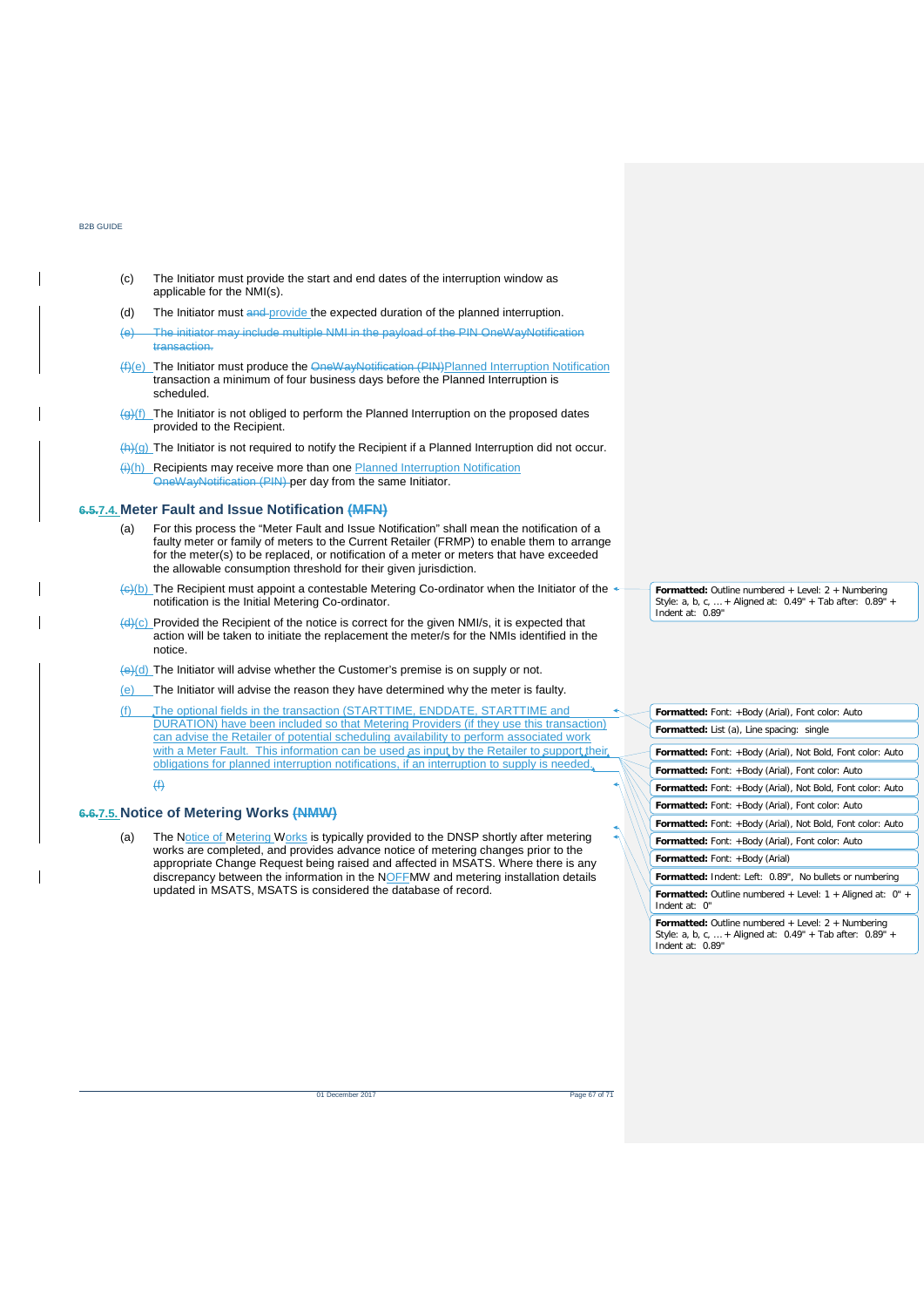(c) The Initiator must provide the start and end dates of the interruption window as applicable for the NMI(s).

(d) The Initiator must ~~and~~ provide the expected duration of the planned interruption.

~~(e) The initiator may include multiple NMI in the payload of the PIN OneWayNotification transaction.~~

~~(f)~~(e) The Initiator must produce the ~~OneWayNotification (PIN)~~Planned Interruption Notification transaction a minimum of four business days before the Planned Interruption is scheduled.

~~(g)~~(f) The Initiator is not obliged to perform the Planned Interruption on the proposed dates provided to the Recipient.

~~(h)~~(g) The Initiator is not required to notify the Recipient if a Planned Interruption did not occur.

~~(i)~~(h) Recipients may receive more than one Planned Interruption Notification ~~OneWayNotification (PIN)~~ per day from the same Initiator.

### ~~6.5.~~7.4. Meter Fault and Issue Notification ~~(MFN)~~

(a) For this process the "Meter Fault and Issue Notification" shall mean the notification of a faulty meter or family of meters to the Current Retailer (FRMP) to enable them to arrange for the meter(s) to be replaced, or notification of a meter or meters that have exceeded the allowable consumption threshold for their given jurisdiction.

~~(c)~~(b) The Recipient must appoint a contestable Metering Co-ordinator when the Initiator of the notification is the Initial Metering Co-ordinator.

~~(d)~~(c) Provided the Recipient of the notice is correct for the given NMI/s, it is expected that action will be taken to initiate the replacement the meter/s for the NMIs identified in the notice.

~~(e)~~(d) The Initiator will advise whether the Customer's premise is on supply or not.

(e) The Initiator will advise the reason they have determined why the meter is faulty.

(f) The optional fields in the transaction (STARTTIME, ENDDATE, STARTTIME and DURATION) have been included so that Metering Providers (if they use this transaction) can advise the Retailer of potential scheduling availability to perform associated work with a Meter Fault. This information can be used as input by the Retailer to support their obligations for planned interruption notifications, if an interruption to supply is needed.

~~(f)~~

### ~~6.6.~~7.5. Notice of Metering Works ~~(NMW)~~

(a) The Notice of Metering Works is typically provided to the DNSP shortly after metering works are completed, and provides advance notice of metering changes prior to the appropriate Change Request being raised and affected in MSATS. Where there is any discrepancy between the information in the NOFFMW and metering installation details updated in MSATS, MSATS is considered the database of record.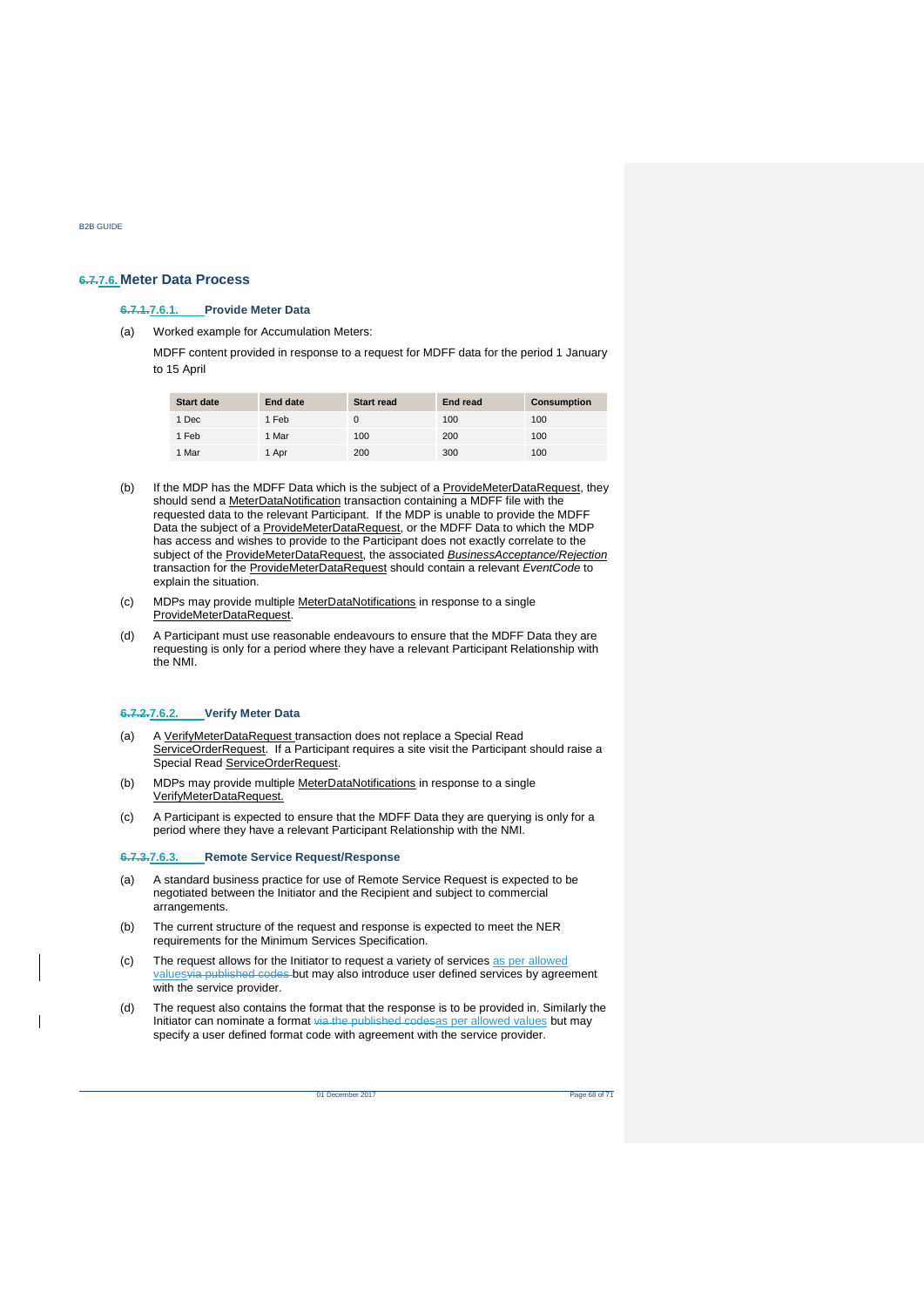## 7.6. Meter Data Process

### 7.6.1. Provide Meter Data

(a) Worked example for Accumulation Meters:

MDFF content provided in response to a request for MDFF data for the period 1 January to 15 April

| Start date | End date | Start read | End read | Consumption |
|---|---|---|---|---|
| 1 Dec | 1 Feb | 0 | 100 | 100 |
| 1 Feb | 1 Mar | 100 | 200 | 100 |
| 1 Mar | 1 Apr | 200 | 300 | 100 |

(b) If the MDP has the MDFF Data which is the subject of a ProvideMeterDataRequest, they should send a MeterDataNotification transaction containing a MDFF file with the requested data to the relevant Participant. If the MDP is unable to provide the MDFF Data the subject of a ProvideMeterDataRequest, or the MDFF Data to which the MDP has access and wishes to provide to the Participant does not exactly correlate to the subject of the ProvideMeterDataRequest, the associated *BusinessAcceptance/Rejection* transaction for the ProvideMeterDataRequest should contain a relevant *EventCode* to explain the situation.

(c) MDPs may provide multiple MeterDataNotifications in response to a single ProvideMeterDataRequest.

(d) A Participant must use reasonable endeavours to ensure that the MDFF Data they are requesting is only for a period where they have a relevant Participant Relationship with the NMI.

### 7.6.2. Verify Meter Data

(a) A VerifyMeterDataRequest transaction does not replace a Special Read ServiceOrderRequest. If a Participant requires a site visit the Participant should raise a Special Read ServiceOrderRequest.

(b) MDPs may provide multiple MeterDataNotifications in response to a single VerifyMeterDataRequest.

(c) A Participant is expected to ensure that the MDFF Data they are querying is only for a period where they have a relevant Participant Relationship with the NMI.

### 7.6.3. Remote Service Request/Response

(a) A standard business practice for use of Remote Service Request is expected to be negotiated between the Initiator and the Recipient and subject to commercial arrangements.

(b) The current structure of the request and response is expected to meet the NER requirements for the Minimum Services Specification.

(c) The request allows for the Initiator to request a variety of services as per allowed values but may also introduce user defined services by agreement with the service provider.

(d) The request also contains the format that the response is to be provided in. Similarly the Initiator can nominate a format as per allowed values but may specify a user defined format code with agreement with the service provider.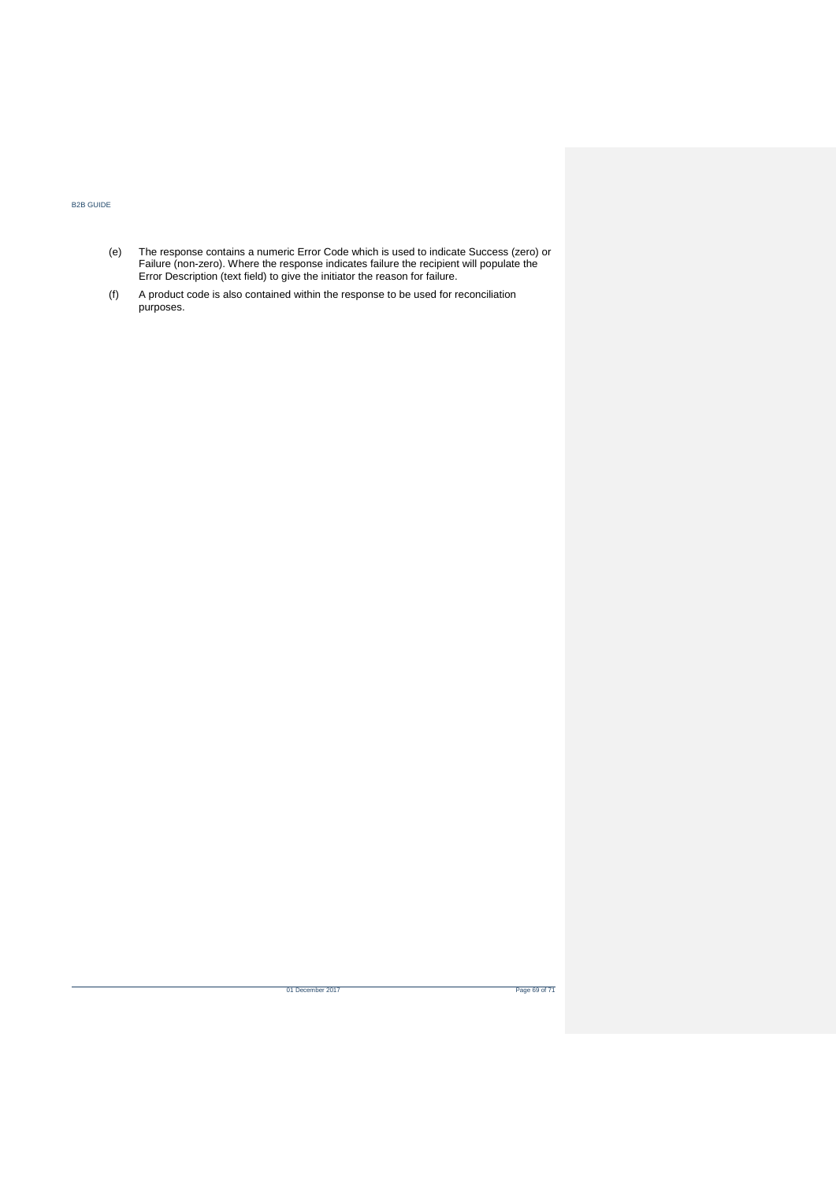(e) The response contains a numeric Error Code which is used to indicate Success (zero) or Failure (non-zero). Where the response indicates failure the recipient will populate the Error Description (text field) to give the initiator the reason for failure.

(f) A product code is also contained within the response to be used for reconciliation purposes.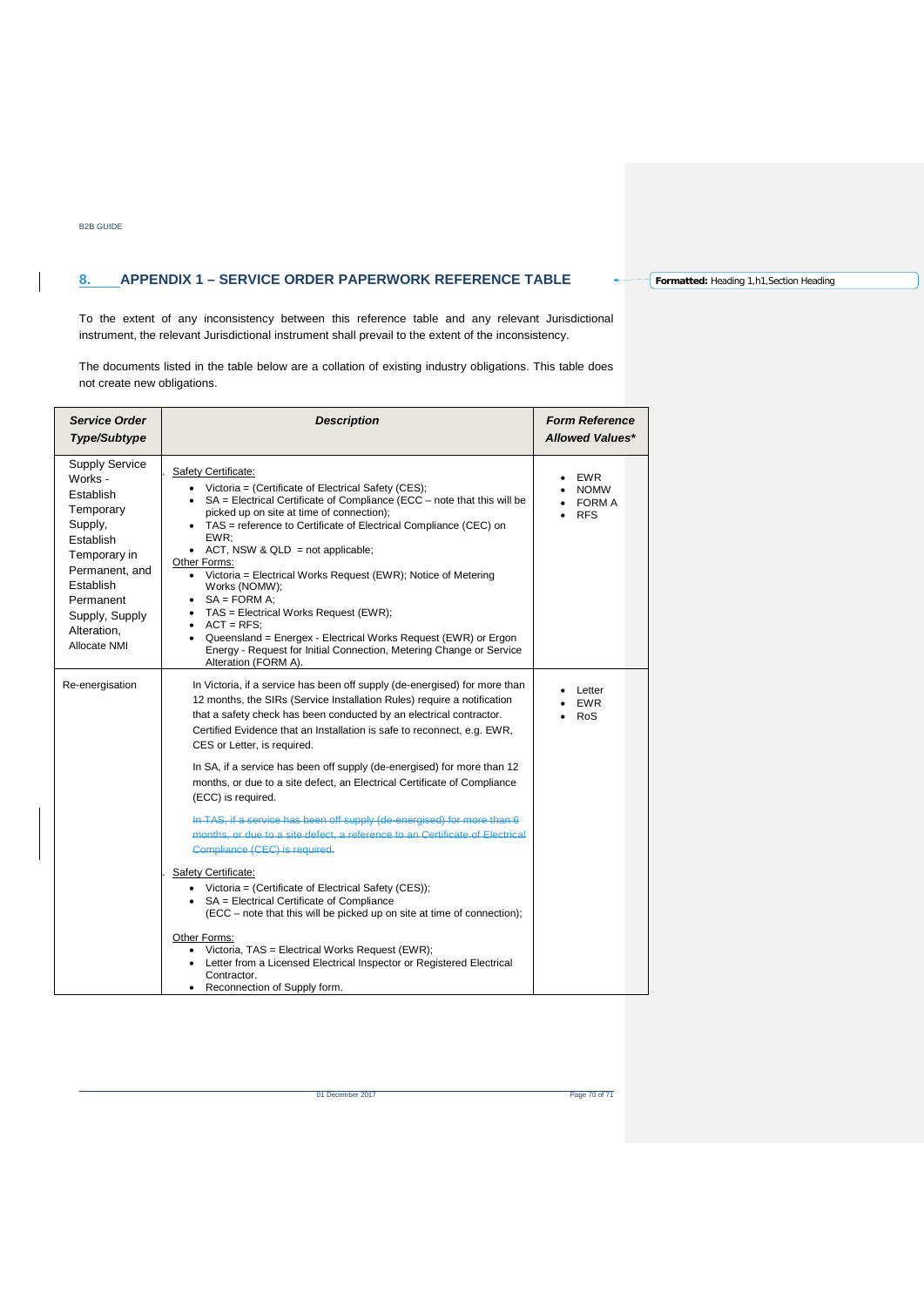# 8. APPENDIX 1 – SERVICE ORDER PAPERWORK REFERENCE TABLE

To the extent of any inconsistency between this reference table and any relevant Jurisdictional instrument, the relevant Jurisdictional instrument shall prevail to the extent of the inconsistency.

The documents listed in the table below are a collation of existing industry obligations. This table does not create new obligations.

| *Service Order Type/Subtype* | *Description* | *Form Reference Allowed Values** |
|---|---|---|
| Supply Service Works - Establish Temporary Supply, Establish Temporary in Permanent, and Establish Permanent Supply, Supply Alteration, Allocate NMI | Safety Certificate:<br>• Victoria = (Certificate of Electrical Safety (CES);<br>• SA = Electrical Certificate of Compliance (ECC – note that this will be picked up on site at time of connection);<br>• TAS = reference to Certificate of Electrical Compliance (CEC) on EWR;<br>• ACT, NSW & QLD = not applicable;<br>Other Forms:<br>• Victoria = Electrical Works Request (EWR); Notice of Metering Works (NOMW);<br>• SA = FORM A;<br>• TAS = Electrical Works Request (EWR);<br>• ACT = RFS;<br>• Queensland = Energex - Electrical Works Request (EWR) or Ergon Energy - Request for Initial Connection, Metering Change or Service Alteration (FORM A). | • EWR<br>• NOMW<br>• FORM A<br>• RFS |
| Re-energisation | In Victoria, if a service has been off supply (de-energised) for more than 12 months, the SIRs (Service Installation Rules) require a notification that a safety check has been conducted by an electrical contractor. Certified Evidence that an Installation is safe to reconnect, e.g. EWR, CES or Letter, is required.<br><br>In SA, if a service has been off supply (de-energised) for more than 12 months, or due to a site defect, an Electrical Certificate of Compliance (ECC) is required.<br><br>~~In TAS, if a service has been off supply (de-energised) for more than 6 months, or due to a site defect, a reference to an Certificate of Electrical Compliance (CEC) is required.~~<br><br>Safety Certificate:<br>• Victoria = (Certificate of Electrical Safety (CES));<br>• SA = Electrical Certificate of Compliance (ECC – note that this will be picked up on site at time of connection);<br><br>Other Forms:<br>• Victoria, TAS = Electrical Works Request (EWR);<br>• Letter from a Licensed Electrical Inspector or Registered Electrical Contractor.<br>• Reconnection of Supply form. | • Letter<br>• EWR<br>• RoS |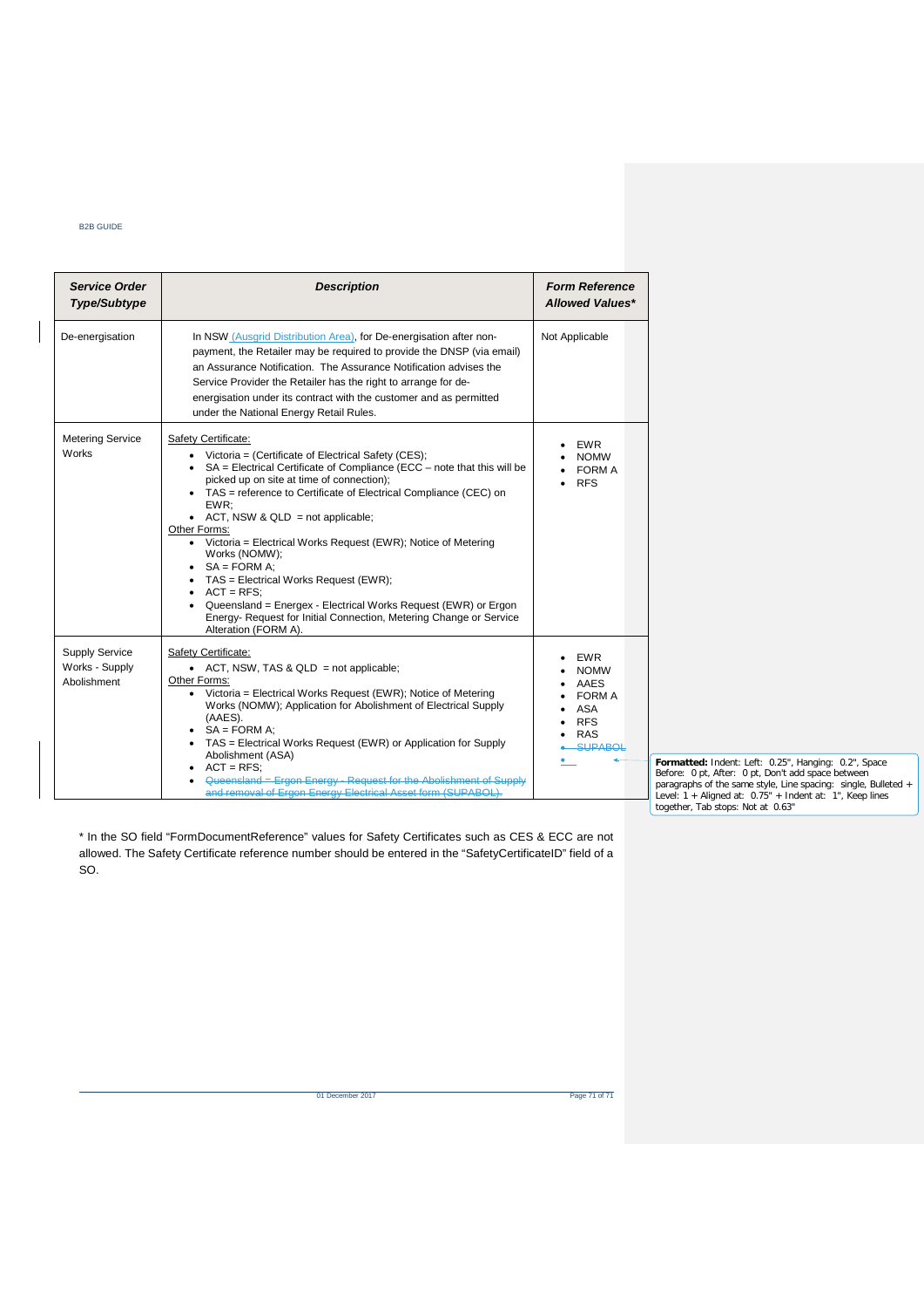| Service Order Type/Subtype | Description | Form Reference Allowed Values* |
|---|---|---|
| De-energisation | In NSW (Ausgrid Distribution Area), for De-energisation after non-payment, the Retailer may be required to provide the DNSP (via email) an Assurance Notification. The Assurance Notification advises the Service Provider the Retailer has the right to arrange for de-energisation under its contract with the customer and as permitted under the National Energy Retail Rules. | Not Applicable |
| Metering Service Works | Safety Certificate:<br>• Victoria = (Certificate of Electrical Safety (CES);<br>• SA = Electrical Certificate of Compliance (ECC – note that this will be picked up on site at time of connection);<br>• TAS = reference to Certificate of Electrical Compliance (CEC) on EWR;<br>• ACT, NSW & QLD = not applicable;<br>Other Forms:<br>• Victoria = Electrical Works Request (EWR); Notice of Metering Works (NOMW);<br>• SA = FORM A;<br>• TAS = Electrical Works Request (EWR);<br>• ACT = RFS;<br>• Queensland = Energex - Electrical Works Request (EWR) or Ergon Energy- Request for Initial Connection, Metering Change or Service Alteration (FORM A). | • EWR<br>• NOMW<br>• FORM A<br>• RFS |
| Supply Service Works - Supply Abolishment | Safety Certificate:<br>• ACT, NSW, TAS & QLD = not applicable;<br>Other Forms:<br>• Victoria = Electrical Works Request (EWR); Notice of Metering Works (NOMW); Application for Abolishment of Electrical Supply (AAES).<br>• SA = FORM A;<br>• TAS = Electrical Works Request (EWR) or Application for Supply Abolishment (ASA)<br>• ACT = RFS;<br>• ~~Queensland = Ergon Energy - Request for the Abolishment of Supply and removal of Ergon Energy Electrical Asset form (SUPABOL).~~ | • EWR<br>• NOMW<br>• AAES<br>• FORM A<br>• ASA<br>• RFS<br>• RAS<br>• ~~SUPABOL~~ |

* In the SO field "FormDocumentReference" values for Safety Certificates such as CES & ECC are not allowed. The Safety Certificate reference number should be entered in the "SafetyCertificateID" field of a SO.